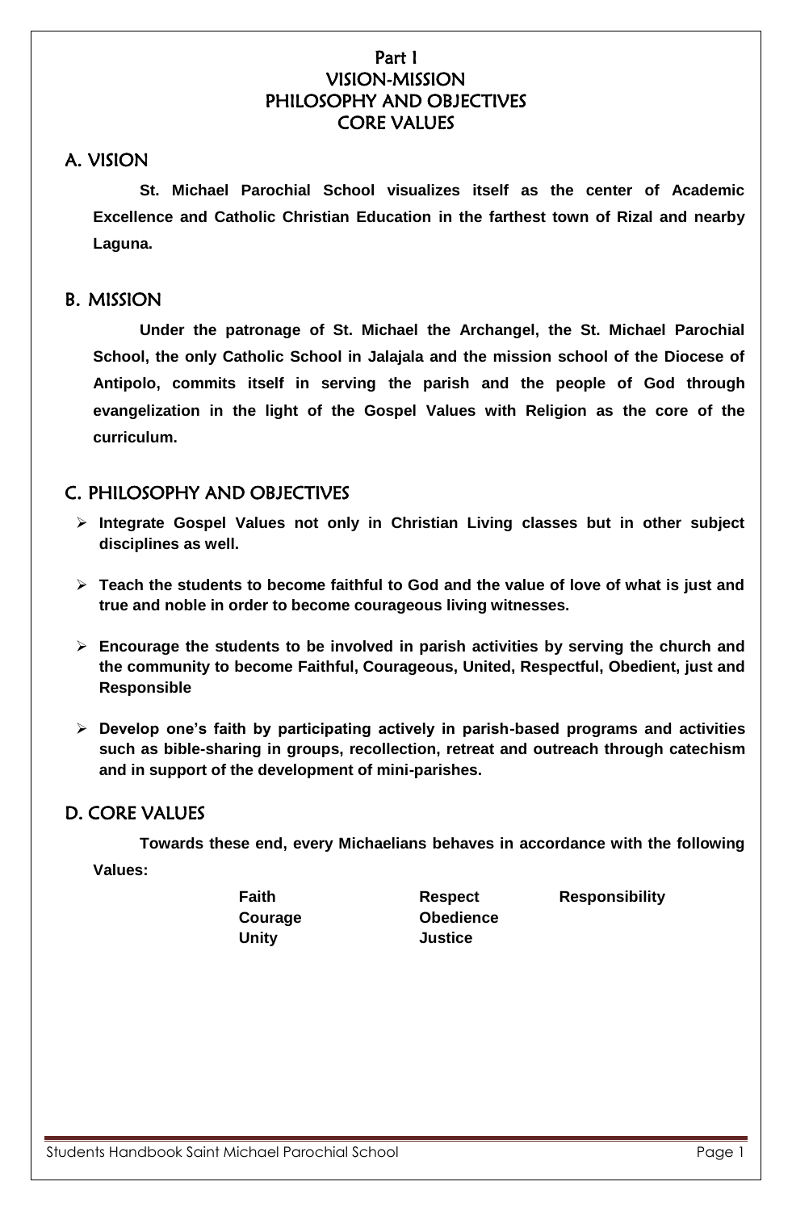# Part I
# VISION-MISSION
# PHILOSOPHY AND OBJECTIVES
# CORE VALUES

## A. VISION

**St. Michael Parochial School visualizes itself as the center of Academic Excellence and Catholic Christian Education in the farthest town of Rizal and nearby Laguna.**

## B. MISSION

**Under the patronage of St. Michael the Archangel, the St. Michael Parochial School, the only Catholic School in Jalajala and the mission school of the Diocese of Antipolo, commits itself in serving the parish and the people of God through evangelization in the light of the Gospel Values with Religion as the core of the curriculum.**

## C. PHILOSOPHY AND OBJECTIVES

- **Integrate Gospel Values not only in Christian Living classes but in other subject disciplines as well.**
- **Teach the students to become faithful to God and the value of love of what is just and true and noble in order to become courageous living witnesses.**
- **Encourage the students to be involved in parish activities by serving the church and the community to become Faithful, Courageous, United, Respectful, Obedient, just and Responsible**
- **Develop one's faith by participating actively in parish-based programs and activities such as bible-sharing in groups, recollection, retreat and outreach through catechism and in support of the development of mini-parishes.**

## D. CORE VALUES

**Towards these end, every Michaelians behaves in accordance with the following Values:**

| | | |
|---|---|---|
| **Faith** | **Respect** | **Responsibility** |
| **Courage** | **Obedience** | |
| **Unity** | **Justice** | |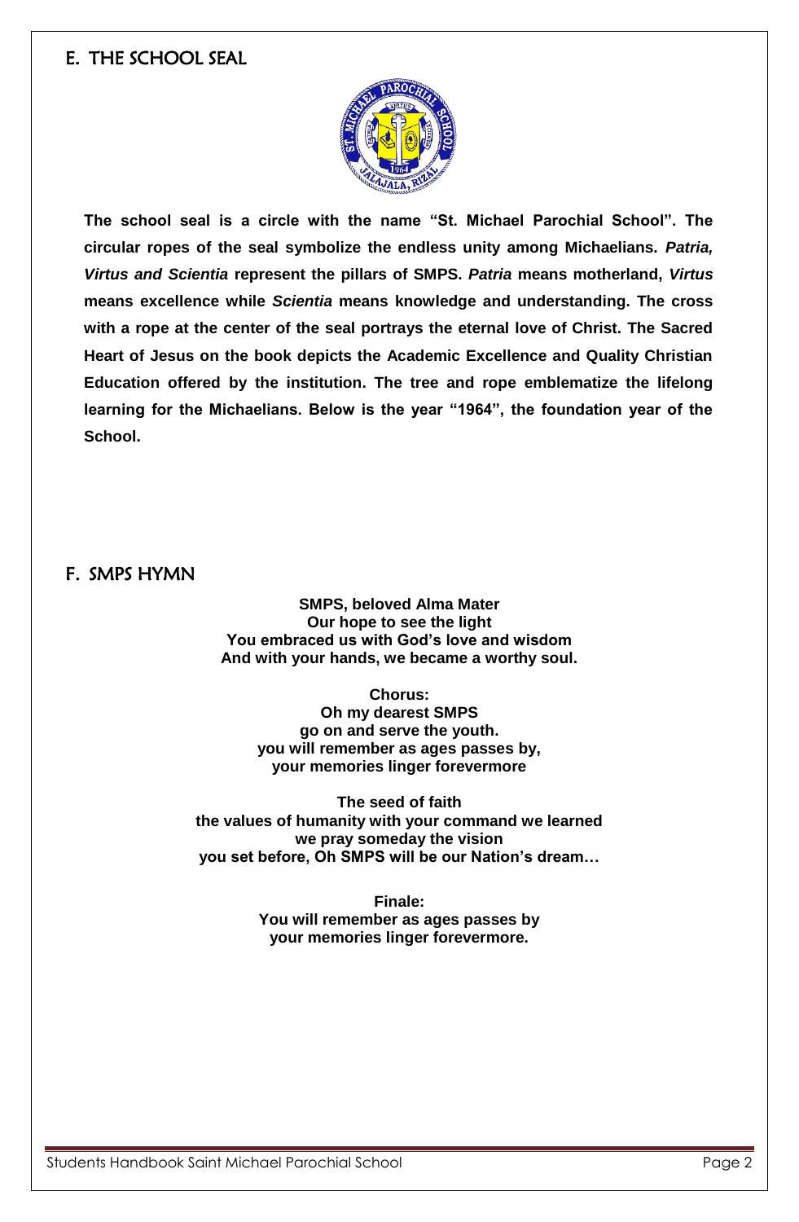## E. THE SCHOOL SEAL

**The school seal is a circle with the name "St. Michael Parochial School". The circular ropes of the seal symbolize the endless unity among Michaelians. *Patria, Virtus and Scientia* represent the pillars of SMPS. *Patria* means motherland, *Virtus* means excellence while *Scientia* means knowledge and understanding. The cross with a rope at the center of the seal portrays the eternal love of Christ. The Sacred Heart of Jesus on the book depicts the Academic Excellence and Quality Christian Education offered by the institution. The tree and rope emblematize the lifelong learning for the Michaelians. Below is the year "1964", the foundation year of the School.**

## F. SMPS HYMN

**SMPS, beloved Alma Mater**
**Our hope to see the light**
**You embraced us with God's love and wisdom**
**And with your hands, we became a worthy soul.**

**Chorus:**
**Oh my dearest SMPS**
**go on and serve the youth.**
**you will remember as ages passes by,**
**your memories linger forevermore**

**The seed of faith**
**the values of humanity with your command we learned**
**we pray someday the vision**
**you set before, Oh SMPS will be our Nation's dream…**

**Finale:**
**You will remember as ages passes by**
**your memories linger forevermore.**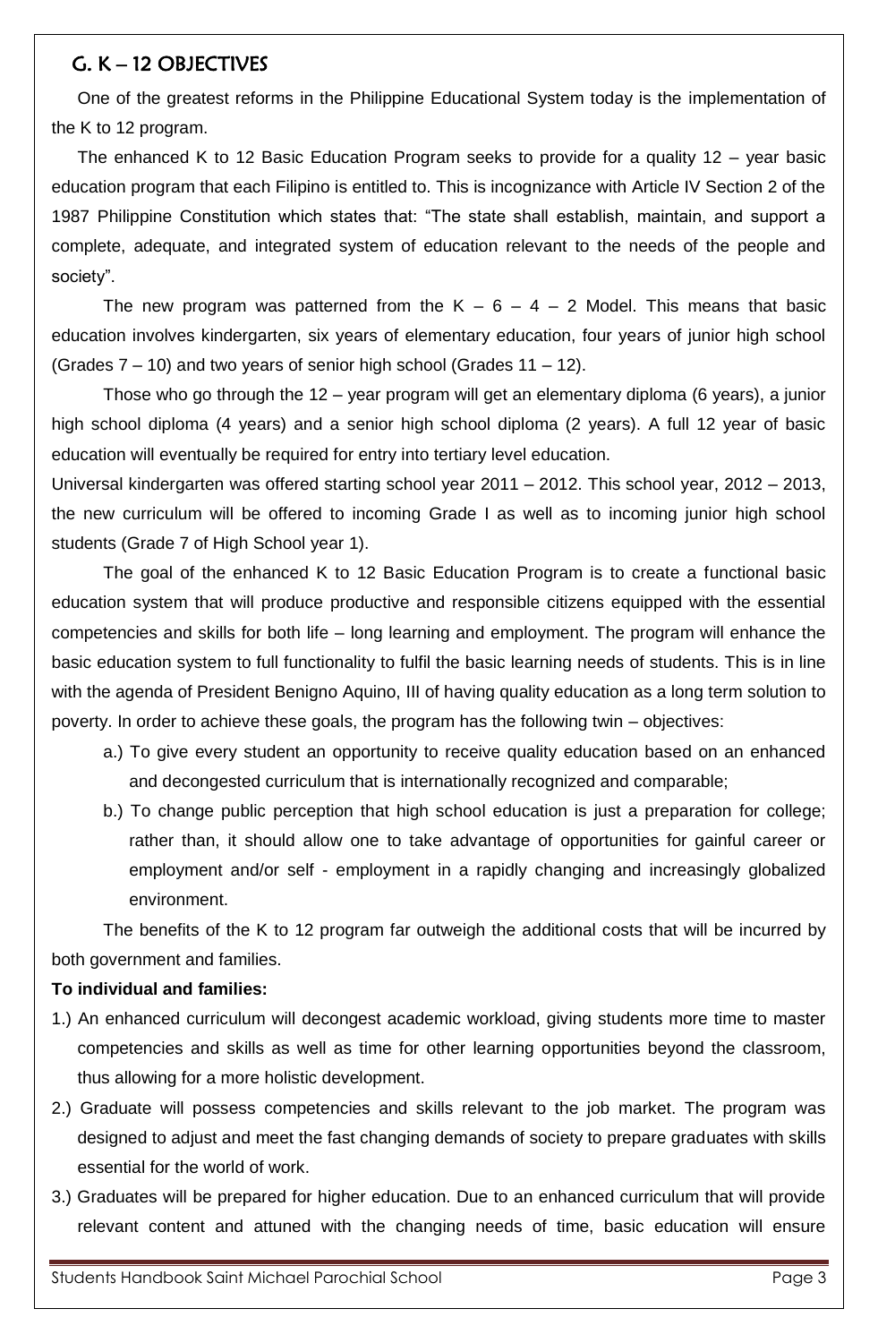## G. K – 12 OBJECTIVES

One of the greatest reforms in the Philippine Educational System today is the implementation of the K to 12 program.

The enhanced K to 12 Basic Education Program seeks to provide for a quality 12 – year basic education program that each Filipino is entitled to. This is incognizance with Article IV Section 2 of the 1987 Philippine Constitution which states that: "The state shall establish, maintain, and support a complete, adequate, and integrated system of education relevant to the needs of the people and society".

The new program was patterned from the K – 6 – 4 – 2 Model. This means that basic education involves kindergarten, six years of elementary education, four years of junior high school (Grades 7 – 10) and two years of senior high school (Grades 11 – 12).

Those who go through the 12 – year program will get an elementary diploma (6 years), a junior high school diploma (4 years) and a senior high school diploma (2 years). A full 12 year of basic education will eventually be required for entry into tertiary level education.

Universal kindergarten was offered starting school year 2011 – 2012. This school year, 2012 – 2013, the new curriculum will be offered to incoming Grade I as well as to incoming junior high school students (Grade 7 of High School year 1).

The goal of the enhanced K to 12 Basic Education Program is to create a functional basic education system that will produce productive and responsible citizens equipped with the essential competencies and skills for both life – long learning and employment. The program will enhance the basic education system to full functionality to fulfil the basic learning needs of students. This is in line with the agenda of President Benigno Aquino, III of having quality education as a long term solution to poverty. In order to achieve these goals, the program has the following twin – objectives:

a.) To give every student an opportunity to receive quality education based on an enhanced and decongested curriculum that is internationally recognized and comparable;

b.) To change public perception that high school education is just a preparation for college; rather than, it should allow one to take advantage of opportunities for gainful career or employment and/or self - employment in a rapidly changing and increasingly globalized environment.

The benefits of the K to 12 program far outweigh the additional costs that will be incurred by both government and families.

**To individual and families:**

1.) An enhanced curriculum will decongest academic workload, giving students more time to master competencies and skills as well as time for other learning opportunities beyond the classroom, thus allowing for a more holistic development.

2.) Graduate will possess competencies and skills relevant to the job market. The program was designed to adjust and meet the fast changing demands of society to prepare graduates with skills essential for the world of work.

3.) Graduates will be prepared for higher education. Due to an enhanced curriculum that will provide relevant content and attuned with the changing needs of time, basic education will ensure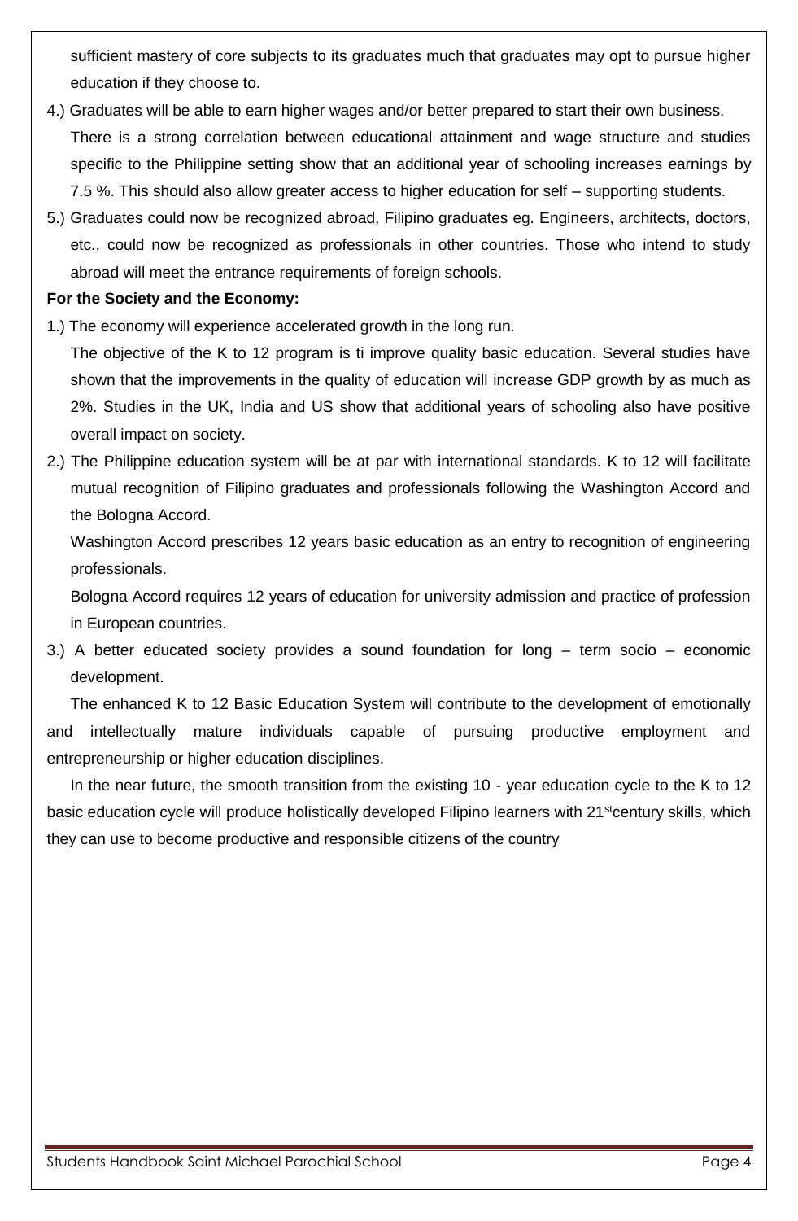sufficient mastery of core subjects to its graduates much that graduates may opt to pursue higher education if they choose to.

4.) Graduates will be able to earn higher wages and/or better prepared to start their own business.

There is a strong correlation between educational attainment and wage structure and studies specific to the Philippine setting show that an additional year of schooling increases earnings by 7.5 %. This should also allow greater access to higher education for self – supporting students.

5.) Graduates could now be recognized abroad, Filipino graduates eg. Engineers, architects, doctors, etc., could now be recognized as professionals in other countries. Those who intend to study abroad will meet the entrance requirements of foreign schools.

**For the Society and the Economy:**

1.) The economy will experience accelerated growth in the long run.

The objective of the K to 12 program is ti improve quality basic education. Several studies have shown that the improvements in the quality of education will increase GDP growth by as much as 2%. Studies in the UK, India and US show that additional years of schooling also have positive overall impact on society.

2.) The Philippine education system will be at par with international standards. K to 12 will facilitate mutual recognition of Filipino graduates and professionals following the Washington Accord and the Bologna Accord.

Washington Accord prescribes 12 years basic education as an entry to recognition of engineering professionals.

Bologna Accord requires 12 years of education for university admission and practice of profession in European countries.

3.) A better educated society provides a sound foundation for long – term socio – economic development.

The enhanced K to 12 Basic Education System will contribute to the development of emotionally and intellectually mature individuals capable of pursuing productive employment and entrepreneurship or higher education disciplines.

In the near future, the smooth transition from the existing 10 - year education cycle to the K to 12 basic education cycle will produce holistically developed Filipino learners with 21st century skills, which they can use to become productive and responsible citizens of the country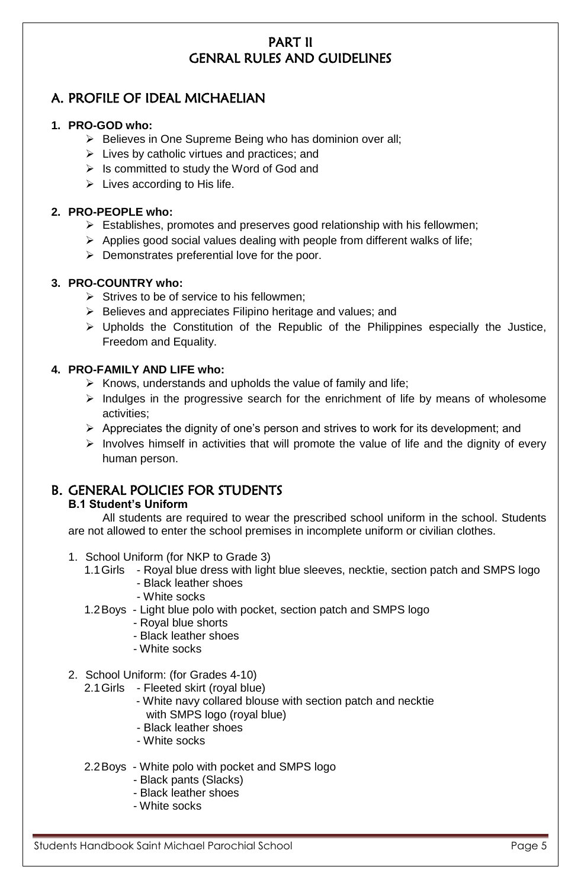# PART II
# GENRAL RULES AND GUIDELINES

## A. PROFILE OF IDEAL MICHAELIAN

**1. PRO-GOD who:**

- Believes in One Supreme Being who has dominion over all;
- Lives by catholic virtues and practices; and
- Is committed to study the Word of God and
- Lives according to His life.

**2. PRO-PEOPLE who:**

- Establishes, promotes and preserves good relationship with his fellowmen;
- Applies good social values dealing with people from different walks of life;
- Demonstrates preferential love for the poor.

**3. PRO-COUNTRY who:**

- Strives to be of service to his fellowmen;
- Believes and appreciates Filipino heritage and values; and
- Upholds the Constitution of the Republic of the Philippines especially the Justice, Freedom and Equality.

**4. PRO-FAMILY AND LIFE who:**

- Knows, understands and upholds the value of family and life;
- Indulges in the progressive search for the enrichment of life by means of wholesome activities;
- Appreciates the dignity of one's person and strives to work for its development; and
- Involves himself in activities that will promote the value of life and the dignity of every human person.

## B. GENERAL POLICIES FOR STUDENTS

### B.1 Student's Uniform

All students are required to wear the prescribed school uniform in the school. Students are not allowed to enter the school premises in incomplete uniform or civilian clothes.

1. School Uniform (for NKP to Grade 3)
   - 1.1 Girls
     - Royal blue dress with light blue sleeves, necktie, section patch and SMPS logo
     - Black leather shoes
     - White socks
   - 1.2 Boys
     - Light blue polo with pocket, section patch and SMPS logo
     - Royal blue shorts
     - Black leather shoes
     - White socks

2. School Uniform: (for Grades 4-10)
   - 2.1 Girls
     - Fleeted skirt (royal blue)
     - White navy collared blouse with section patch and necktie with SMPS logo (royal blue)
     - Black leather shoes
     - White socks
   - 2.2 Boys
     - White polo with pocket and SMPS logo
     - Black pants (Slacks)
     - Black leather shoes
     - White socks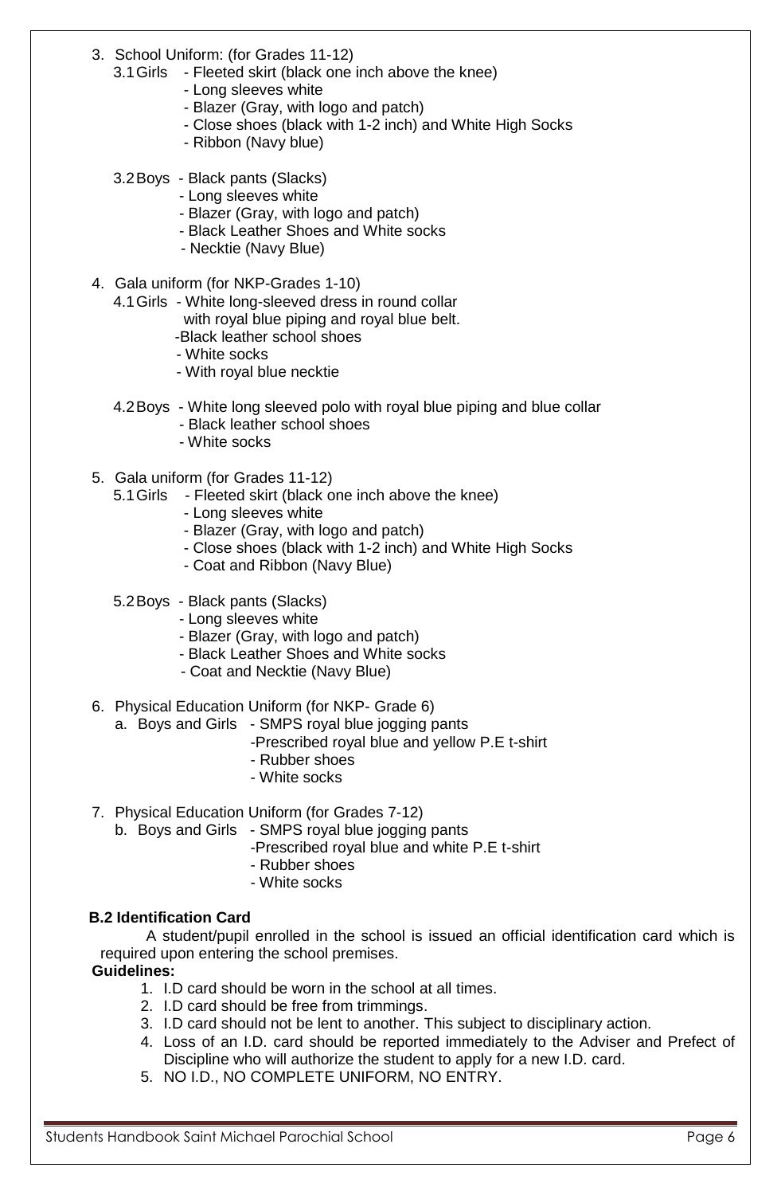3. School Uniform: (for Grades 11-12)
   - 3.1 Girls
     - Fleeted skirt (black one inch above the knee)
     - Long sleeves white
     - Blazer (Gray, with logo and patch)
     - Close shoes (black with 1-2 inch) and White High Socks
     - Ribbon (Navy blue)
   - 3.2 Boys
     - Black pants (Slacks)
     - Long sleeves white
     - Blazer (Gray, with logo and patch)
     - Black Leather Shoes and White socks
     - Necktie (Navy Blue)

4. Gala uniform (for NKP-Grades 1-10)
   - 4.1 Girls
     - White long-sleeved dress in round collar with royal blue piping and royal blue belt.
     - Black leather school shoes
     - White socks
     - With royal blue necktie
   - 4.2 Boys
     - White long sleeved polo with royal blue piping and blue collar
     - Black leather school shoes
     - White socks

5. Gala uniform (for Grades 11-12)
   - 5.1 Girls
     - Fleeted skirt (black one inch above the knee)
     - Long sleeves white
     - Blazer (Gray, with logo and patch)
     - Close shoes (black with 1-2 inch) and White High Socks
     - Coat and Ribbon (Navy Blue)
   - 5.2 Boys
     - Black pants (Slacks)
     - Long sleeves white
     - Blazer (Gray, with logo and patch)
     - Black Leather Shoes and White socks
     - Coat and Necktie (Navy Blue)

6. Physical Education Uniform (for NKP- Grade 6)
   - a. Boys and Girls
     - SMPS royal blue jogging pants
     - Prescribed royal blue and yellow P.E t-shirt
     - Rubber shoes
     - White socks

7. Physical Education Uniform (for Grades 7-12)
   - b. Boys and Girls
     - SMPS royal blue jogging pants
     - Prescribed royal blue and white P.E t-shirt
     - Rubber shoes
     - White socks

**B.2 Identification Card**

A student/pupil enrolled in the school is issued an official identification card which is required upon entering the school premises.

**Guidelines:**

1. I.D card should be worn in the school at all times.
2. I.D card should be free from trimmings.
3. I.D card should not be lent to another. This subject to disciplinary action.
4. Loss of an I.D. card should be reported immediately to the Adviser and Prefect of Discipline who will authorize the student to apply for a new I.D. card.
5. NO I.D., NO COMPLETE UNIFORM, NO ENTRY.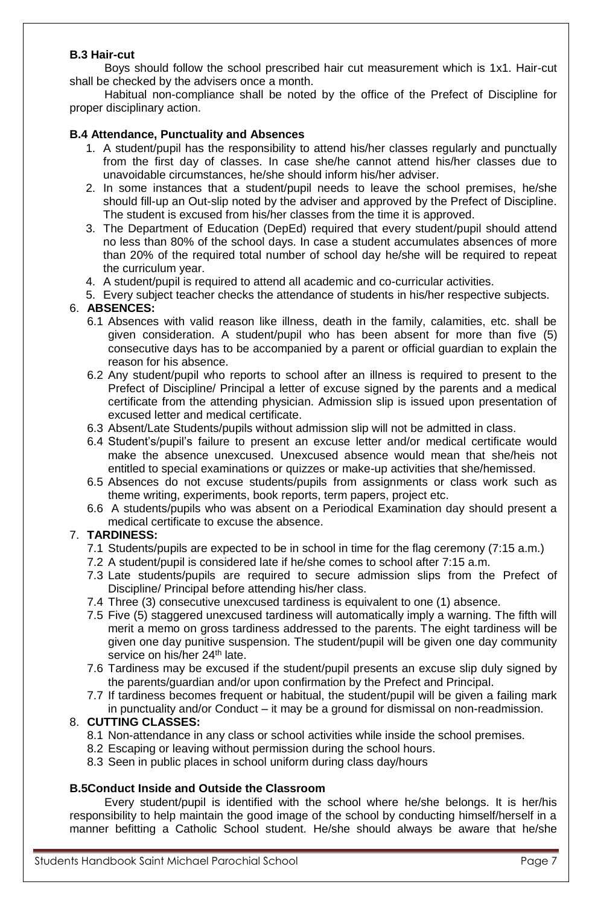**B.3 Hair-cut**

Boys should follow the school prescribed hair cut measurement which is 1x1. Hair-cut shall be checked by the advisers once a month.

Habitual non-compliance shall be noted by the office of the Prefect of Discipline for proper disciplinary action.

**B.4 Attendance, Punctuality and Absences**

1. A student/pupil has the responsibility to attend his/her classes regularly and punctually from the first day of classes. In case she/he cannot attend his/her classes due to unavoidable circumstances, he/she should inform his/her adviser.
2. In some instances that a student/pupil needs to leave the school premises, he/she should fill-up an Out-slip noted by the adviser and approved by the Prefect of Discipline. The student is excused from his/her classes from the time it is approved.
3. The Department of Education (DepEd) required that every student/pupil should attend no less than 80% of the school days. In case a student accumulates absences of more than 20% of the required total number of school day he/she will be required to repeat the curriculum year.
4. A student/pupil is required to attend all academic and co-curricular activities.
5. Every subject teacher checks the attendance of students in his/her respective subjects.
6. **ABSENCES:**
   - 6.1 Absences with valid reason like illness, death in the family, calamities, etc. shall be given consideration. A student/pupil who has been absent for more than five (5) consecutive days has to be accompanied by a parent or official guardian to explain the reason for his absence.
   - 6.2 Any student/pupil who reports to school after an illness is required to present to the Prefect of Discipline/ Principal a letter of excuse signed by the parents and a medical certificate from the attending physician. Admission slip is issued upon presentation of excused letter and medical certificate.
   - 6.3 Absent/Late Students/pupils without admission slip will not be admitted in class.
   - 6.4 Student's/pupil's failure to present an excuse letter and/or medical certificate would make the absence unexcused. Unexcused absence would mean that she/heis not entitled to special examinations or quizzes or make-up activities that she/hemissed.
   - 6.5 Absences do not excuse students/pupils from assignments or class work such as theme writing, experiments, book reports, term papers, project etc.
   - 6.6 A students/pupils who was absent on a Periodical Examination day should present a medical certificate to excuse the absence.
7. **TARDINESS:**
   - 7.1 Students/pupils are expected to be in school in time for the flag ceremony (7:15 a.m.)
   - 7.2 A student/pupil is considered late if he/she comes to school after 7:15 a.m.
   - 7.3 Late students/pupils are required to secure admission slips from the Prefect of Discipline/ Principal before attending his/her class.
   - 7.4 Three (3) consecutive unexcused tardiness is equivalent to one (1) absence.
   - 7.5 Five (5) staggered unexcused tardiness will automatically imply a warning. The fifth will merit a memo on gross tardiness addressed to the parents. The eight tardiness will be given one day punitive suspension. The student/pupil will be given one day community service on his/her 24th late.
   - 7.6 Tardiness may be excused if the student/pupil presents an excuse slip duly signed by the parents/guardian and/or upon confirmation by the Prefect and Principal.
   - 7.7 If tardiness becomes frequent or habitual, the student/pupil will be given a failing mark in punctuality and/or Conduct – it may be a ground for dismissal on non-readmission.
8. **CUTTING CLASSES:**
   - 8.1 Non-attendance in any class or school activities while inside the school premises.
   - 8.2 Escaping or leaving without permission during the school hours.
   - 8.3 Seen in public places in school uniform during class day/hours

**B.5Conduct Inside and Outside the Classroom**

Every student/pupil is identified with the school where he/she belongs. It is her/his responsibility to help maintain the good image of the school by conducting himself/herself in a manner befitting a Catholic School student. He/she should always be aware that he/she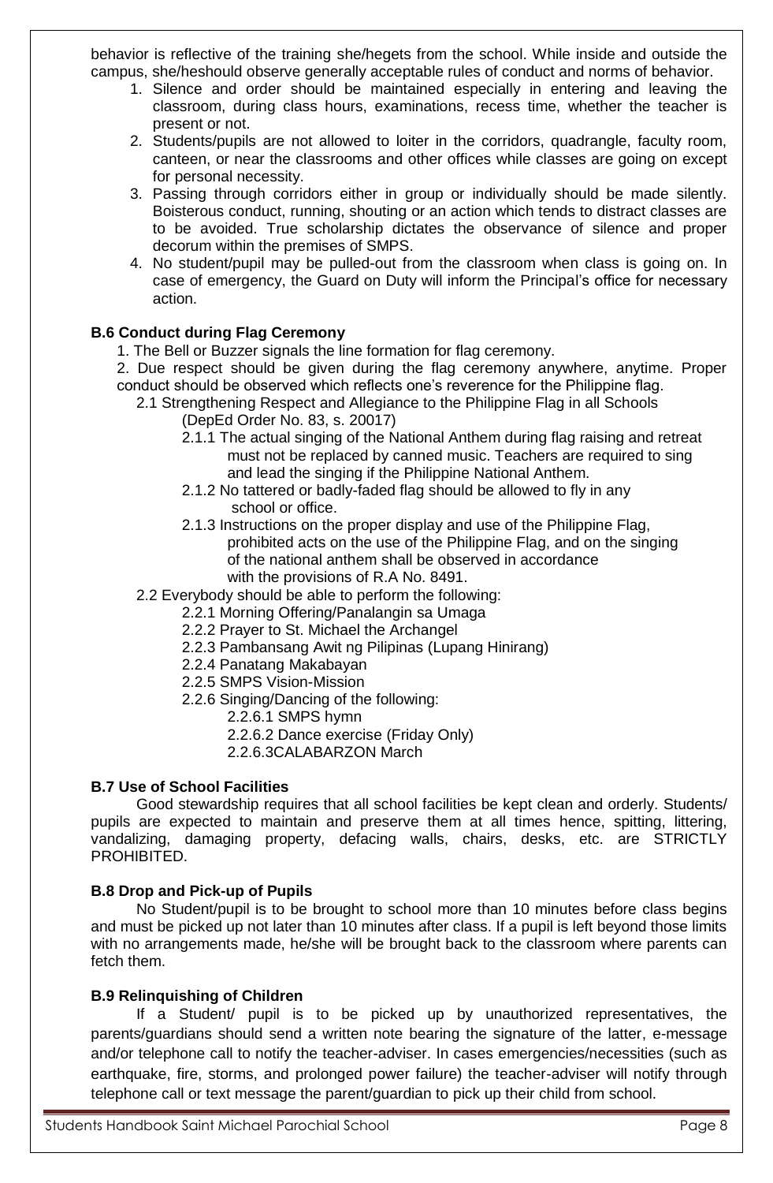behavior is reflective of the training she/hegets from the school. While inside and outside the campus, she/heshould observe generally acceptable rules of conduct and norms of behavior.

1. Silence and order should be maintained especially in entering and leaving the classroom, during class hours, examinations, recess time, whether the teacher is present or not.
2. Students/pupils are not allowed to loiter in the corridors, quadrangle, faculty room, canteen, or near the classrooms and other offices while classes are going on except for personal necessity.
3. Passing through corridors either in group or individually should be made silently. Boisterous conduct, running, shouting or an action which tends to distract classes are to be avoided. True scholarship dictates the observance of silence and proper decorum within the premises of SMPS.
4. No student/pupil may be pulled-out from the classroom when class is going on. In case of emergency, the Guard on Duty will inform the Principal's office for necessary action.

**B.6 Conduct during Flag Ceremony**

1. The Bell or Buzzer signals the line formation for flag ceremony.

2. Due respect should be given during the flag ceremony anywhere, anytime. Proper conduct should be observed which reflects one's reverence for the Philippine flag.

2.1 Strengthening Respect and Allegiance to the Philippine Flag in all Schools (DepEd Order No. 83, s. 20017)

2.1.1 The actual singing of the National Anthem during flag raising and retreat must not be replaced by canned music. Teachers are required to sing and lead the singing if the Philippine National Anthem.

2.1.2 No tattered or badly-faded flag should be allowed to fly in any school or office.

2.1.3 Instructions on the proper display and use of the Philippine Flag, prohibited acts on the use of the Philippine Flag, and on the singing of the national anthem shall be observed in accordance with the provisions of R.A No. 8491.

2.2 Everybody should be able to perform the following:

2.2.1 Morning Offering/Panalangin sa Umaga

2.2.2 Prayer to St. Michael the Archangel

2.2.3 Pambansang Awit ng Pilipinas (Lupang Hinirang)

2.2.4 Panatang Makabayan

2.2.5 SMPS Vision-Mission

2.2.6 Singing/Dancing of the following:

2.2.6.1 SMPS hymn

2.2.6.2 Dance exercise (Friday Only)

2.2.6.3CALABARZON March

**B.7 Use of School Facilities**

Good stewardship requires that all school facilities be kept clean and orderly. Students/ pupils are expected to maintain and preserve them at all times hence, spitting, littering, vandalizing, damaging property, defacing walls, chairs, desks, etc. are STRICTLY PROHIBITED.

**B.8 Drop and Pick-up of Pupils**

No Student/pupil is to be brought to school more than 10 minutes before class begins and must be picked up not later than 10 minutes after class. If a pupil is left beyond those limits with no arrangements made, he/she will be brought back to the classroom where parents can fetch them.

**B.9 Relinquishing of Children**

If a Student/ pupil is to be picked up by unauthorized representatives, the parents/guardians should send a written note bearing the signature of the latter, e-message and/or telephone call to notify the teacher-adviser. In cases emergencies/necessities (such as earthquake, fire, storms, and prolonged power failure) the teacher-adviser will notify through telephone call or text message the parent/guardian to pick up their child from school.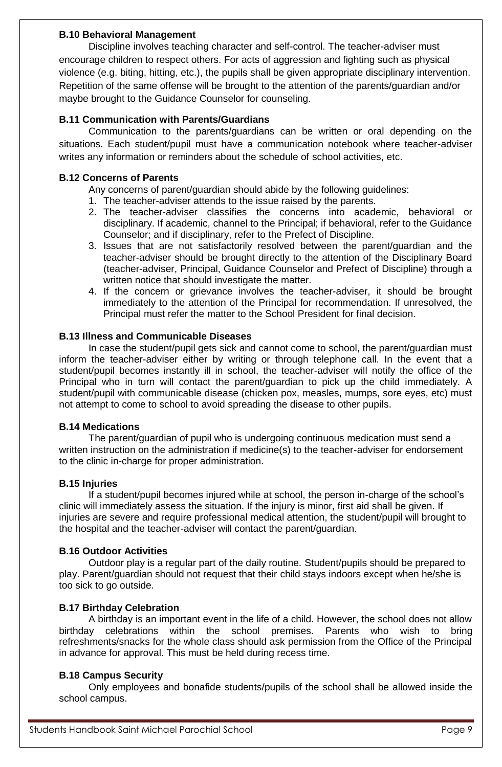### B.10 Behavioral Management

Discipline involves teaching character and self-control. The teacher-adviser must encourage children to respect others. For acts of aggression and fighting such as physical violence (e.g. biting, hitting, etc.), the pupils shall be given appropriate disciplinary intervention. Repetition of the same offense will be brought to the attention of the parents/guardian and/or maybe brought to the Guidance Counselor for counseling.

### B.11 Communication with Parents/Guardians

Communication to the parents/guardians can be written or oral depending on the situations. Each student/pupil must have a communication notebook where teacher-adviser writes any information or reminders about the schedule of school activities, etc.

### B.12 Concerns of Parents

Any concerns of parent/guardian should abide by the following guidelines:

1. The teacher-adviser attends to the issue raised by the parents.
2. The teacher-adviser classifies the concerns into academic, behavioral or disciplinary. If academic, channel to the Principal; if behavioral, refer to the Guidance Counselor; and if disciplinary, refer to the Prefect of Discipline.
3. Issues that are not satisfactorily resolved between the parent/guardian and the teacher-adviser should be brought directly to the attention of the Disciplinary Board (teacher-adviser, Principal, Guidance Counselor and Prefect of Discipline) through a written notice that should investigate the matter.
4. If the concern or grievance involves the teacher-adviser, it should be brought immediately to the attention of the Principal for recommendation. If unresolved, the Principal must refer the matter to the School President for final decision.

### B.13 Illness and Communicable Diseases

In case the student/pupil gets sick and cannot come to school, the parent/guardian must inform the teacher-adviser either by writing or through telephone call. In the event that a student/pupil becomes instantly ill in school, the teacher-adviser will notify the office of the Principal who in turn will contact the parent/guardian to pick up the child immediately. A student/pupil with communicable disease (chicken pox, measles, mumps, sore eyes, etc) must not attempt to come to school to avoid spreading the disease to other pupils.

### B.14 Medications

The parent/guardian of pupil who is undergoing continuous medication must send a written instruction on the administration if medicine(s) to the teacher-adviser for endorsement to the clinic in-charge for proper administration.

### B.15 Injuries

If a student/pupil becomes injured while at school, the person in-charge of the school's clinic will immediately assess the situation. If the injury is minor, first aid shall be given. If injuries are severe and require professional medical attention, the student/pupil will brought to the hospital and the teacher-adviser will contact the parent/guardian.

### B.16 Outdoor Activities

Outdoor play is a regular part of the daily routine. Student/pupils should be prepared to play. Parent/guardian should not request that their child stays indoors except when he/she is too sick to go outside.

### B.17 Birthday Celebration

A birthday is an important event in the life of a child. However, the school does not allow birthday celebrations within the school premises. Parents who wish to bring refreshments/snacks for the whole class should ask permission from the Office of the Principal in advance for approval. This must be held during recess time.

### B.18 Campus Security

Only employees and bonafide students/pupils of the school shall be allowed inside the school campus.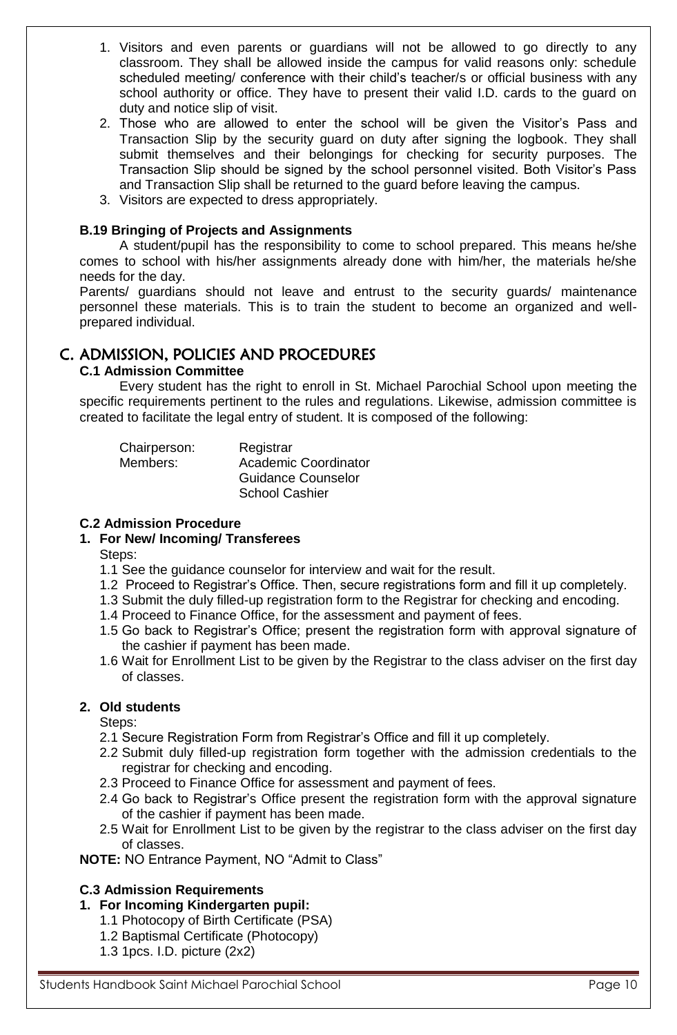1. Visitors and even parents or guardians will not be allowed to go directly to any classroom. They shall be allowed inside the campus for valid reasons only: schedule scheduled meeting/ conference with their child's teacher/s or official business with any school authority or office. They have to present their valid I.D. cards to the guard on duty and notice slip of visit.
2. Those who are allowed to enter the school will be given the Visitor's Pass and Transaction Slip by the security guard on duty after signing the logbook. They shall submit themselves and their belongings for checking for security purposes. The Transaction Slip should be signed by the school personnel visited. Both Visitor's Pass and Transaction Slip shall be returned to the guard before leaving the campus.
3. Visitors are expected to dress appropriately.

### B.19 Bringing of Projects and Assignments

A student/pupil has the responsibility to come to school prepared. This means he/she comes to school with his/her assignments already done with him/her, the materials he/she needs for the day.

Parents/ guardians should not leave and entrust to the security guards/ maintenance personnel these materials. This is to train the student to become an organized and well-prepared individual.

## C. ADMISSION, POLICIES AND PROCEDURES

### C.1 Admission Committee

Every student has the right to enroll in St. Michael Parochial School upon meeting the specific requirements pertinent to the rules and regulations. Likewise, admission committee is created to facilitate the legal entry of student. It is composed of the following:

| | |
|---|---|
| Chairperson: | Registrar |
| Members: | Academic Coordinator |
| | Guidance Counselor |
| | School Cashier |

### C.2 Admission Procedure

**1. For New/ Incoming/ Transferees**

Steps:

1.1 See the guidance counselor for interview and wait for the result.

1.2 Proceed to Registrar's Office. Then, secure registrations form and fill it up completely.

1.3 Submit the duly filled-up registration form to the Registrar for checking and encoding.

1.4 Proceed to Finance Office, for the assessment and payment of fees.

1.5 Go back to Registrar's Office; present the registration form with approval signature of the cashier if payment has been made.

1.6 Wait for Enrollment List to be given by the Registrar to the class adviser on the first day of classes.

**2. Old students**

Steps:

2.1 Secure Registration Form from Registrar's Office and fill it up completely.

2.2 Submit duly filled-up registration form together with the admission credentials to the registrar for checking and encoding.

2.3 Proceed to Finance Office for assessment and payment of fees.

2.4 Go back to Registrar's Office present the registration form with the approval signature of the cashier if payment has been made.

2.5 Wait for Enrollment List to be given by the registrar to the class adviser on the first day of classes.

**NOTE:** NO Entrance Payment, NO "Admit to Class"

### C.3 Admission Requirements

**1. For Incoming Kindergarten pupil:**

1.1 Photocopy of Birth Certificate (PSA)

1.2 Baptismal Certificate (Photocopy)

1.3 1pcs. I.D. picture (2x2)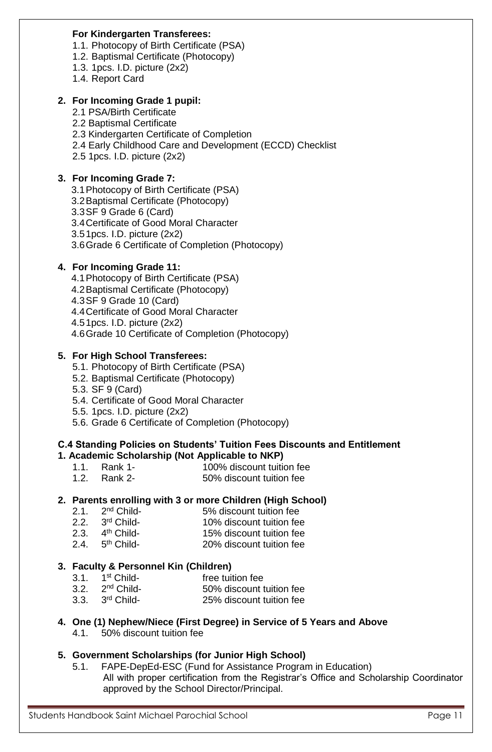**For Kindergarten Transferees:**

1.1. Photocopy of Birth Certificate (PSA)
1.2. Baptismal Certificate (Photocopy)
1.3. 1pcs. I.D. picture (2x2)
1.4. Report Card

**2. For Incoming Grade 1 pupil:**

2.1 PSA/Birth Certificate
2.2 Baptismal Certificate
2.3 Kindergarten Certificate of Completion
2.4 Early Childhood Care and Development (ECCD) Checklist
2.5 1pcs. I.D. picture (2x2)

**3. For Incoming Grade 7:**

3.1 Photocopy of Birth Certificate (PSA)
3.2 Baptismal Certificate (Photocopy)
3.3 SF 9 Grade 6 (Card)
3.4 Certificate of Good Moral Character
3.5 1pcs. I.D. picture (2x2)
3.6 Grade 6 Certificate of Completion (Photocopy)

**4. For Incoming Grade 11:**

4.1 Photocopy of Birth Certificate (PSA)
4.2 Baptismal Certificate (Photocopy)
4.3 SF 9 Grade 10 (Card)
4.4 Certificate of Good Moral Character
4.5 1pcs. I.D. picture (2x2)
4.6 Grade 10 Certificate of Completion (Photocopy)

**5. For High School Transferees:**

5.1. Photocopy of Birth Certificate (PSA)
5.2. Baptismal Certificate (Photocopy)
5.3. SF 9 (Card)
5.4. Certificate of Good Moral Character
5.5. 1pcs. I.D. picture (2x2)
5.6. Grade 6 Certificate of Completion (Photocopy)

### C.4 Standing Policies on Students' Tuition Fees Discounts and Entitlement

**1. Academic Scholarship (Not Applicable to NKP)**

1.1. Rank 1- 100% discount tuition fee
1.2. Rank 2- 50% discount tuition fee

**2. Parents enrolling with 3 or more Children (High School)**

2.1. 2nd Child- 5% discount tuition fee
2.2. 3rd Child- 10% discount tuition fee
2.3. 4th Child- 15% discount tuition fee
2.4. 5th Child- 20% discount tuition fee

**3. Faculty & Personnel Kin (Children)**

3.1. 1st Child- free tuition fee
3.2. 2nd Child- 50% discount tuition fee
3.3. 3rd Child- 25% discount tuition fee

**4. One (1) Nephew/Niece (First Degree) in Service of 5 Years and Above**

4.1. 50% discount tuition fee

**5. Government Scholarships (for Junior High School)**

5.1. FAPE-DepEd-ESC (Fund for Assistance Program in Education)
All with proper certification from the Registrar's Office and Scholarship Coordinator approved by the School Director/Principal.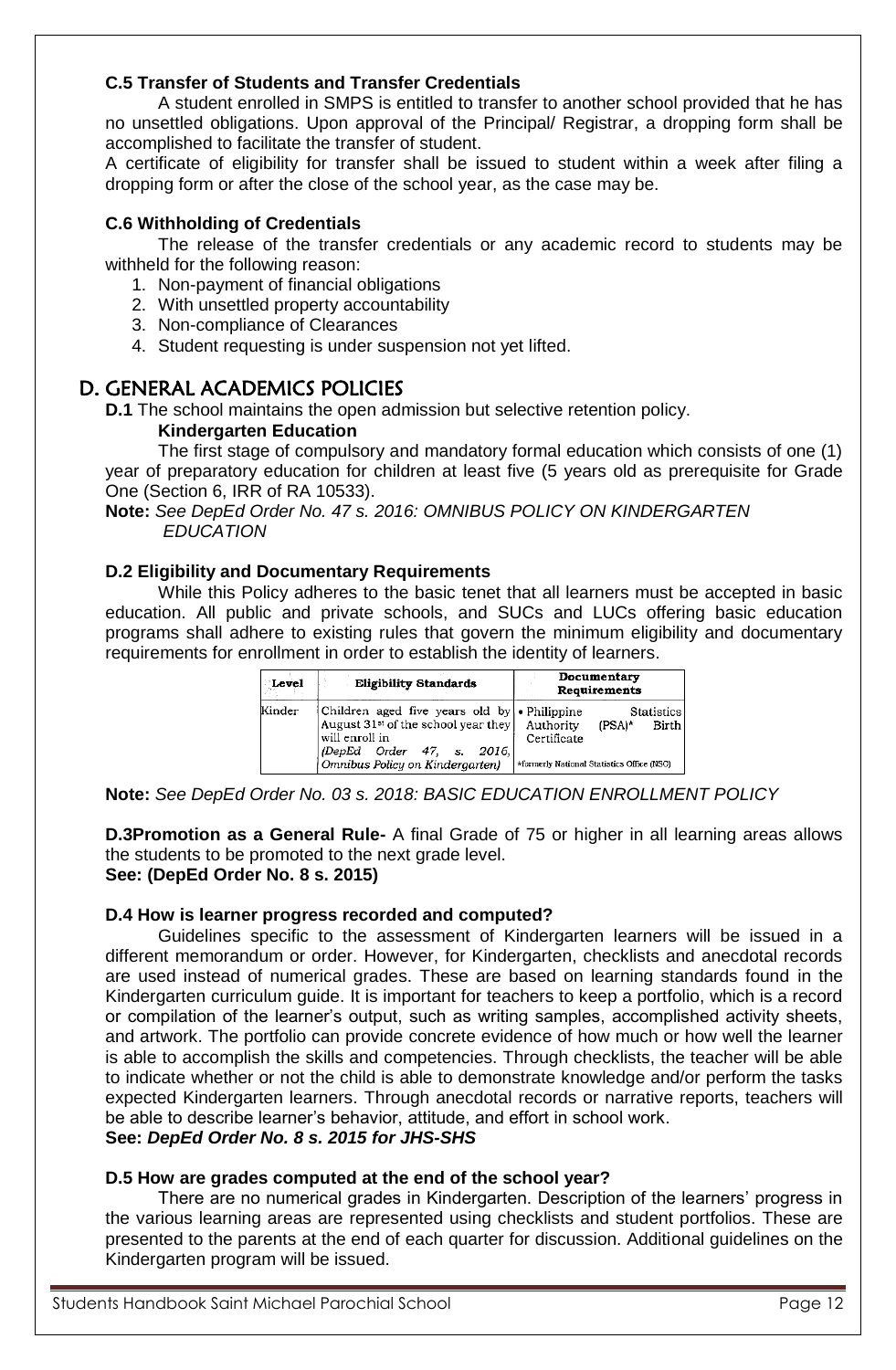**C.5 Transfer of Students and Transfer Credentials**

A student enrolled in SMPS is entitled to transfer to another school provided that he has no unsettled obligations. Upon approval of the Principal/ Registrar, a dropping form shall be accomplished to facilitate the transfer of student.

A certificate of eligibility for transfer shall be issued to student within a week after filing a dropping form or after the close of the school year, as the case may be.

**C.6 Withholding of Credentials**

The release of the transfer credentials or any academic record to students may be withheld for the following reason:

1. Non-payment of financial obligations
2. With unsettled property accountability
3. Non-compliance of Clearances
4. Student requesting is under suspension not yet lifted.

## D. GENERAL ACADEMICS POLICIES

**D.1** The school maintains the open admission but selective retention policy.

**Kindergarten Education**

The first stage of compulsory and mandatory formal education which consists of one (1) year of preparatory education for children at least five (5 years old as prerequisite for Grade One (Section 6, IRR of RA 10533).

**Note:** *See DepEd Order No. 47 s. 2016: OMNIBUS POLICY ON KINDERGARTEN EDUCATION*

**D.2 Eligibility and Documentary Requirements**

While this Policy adheres to the basic tenet that all learners must be accepted in basic education. All public and private schools, and SUCs and LUCs offering basic education programs shall adhere to existing rules that govern the minimum eligibility and documentary requirements for enrollment in order to establish the identity of learners.

| Level | Eligibility Standards | Documentary Requirements |
|---|---|---|
| Kinder | Children aged five years old by August 31st of the school year they will enroll in *(DepEd Order 47, s. 2016, Omnibus Policy on Kindergarten)* | • Philippine Statistics Authority (PSA)* Birth Certificate<br>*formerly National Statistics Office (NSO) |

**Note:** *See DepEd Order No. 03 s. 2018: BASIC EDUCATION ENROLLMENT POLICY*

**D.3Promotion as a General Rule-** A final Grade of 75 or higher in all learning areas allows the students to be promoted to the next grade level.
**See: (DepEd Order No. 8 s. 2015)**

**D.4 How is learner progress recorded and computed?**

Guidelines specific to the assessment of Kindergarten learners will be issued in a different memorandum or order. However, for Kindergarten, checklists and anecdotal records are used instead of numerical grades. These are based on learning standards found in the Kindergarten curriculum guide. It is important for teachers to keep a portfolio, which is a record or compilation of the learner's output, such as writing samples, accomplished activity sheets, and artwork. The portfolio can provide concrete evidence of how much or how well the learner is able to accomplish the skills and competencies. Through checklists, the teacher will be able to indicate whether or not the child is able to demonstrate knowledge and/or perform the tasks expected Kindergarten learners. Through anecdotal records or narrative reports, teachers will be able to describe learner's behavior, attitude, and effort in school work.
**See:** ***DepEd Order No. 8 s. 2015 for JHS-SHS***

**D.5 How are grades computed at the end of the school year?**

There are no numerical grades in Kindergarten. Description of the learners' progress in the various learning areas are represented using checklists and student portfolios. These are presented to the parents at the end of each quarter for discussion. Additional guidelines on the Kindergarten program will be issued.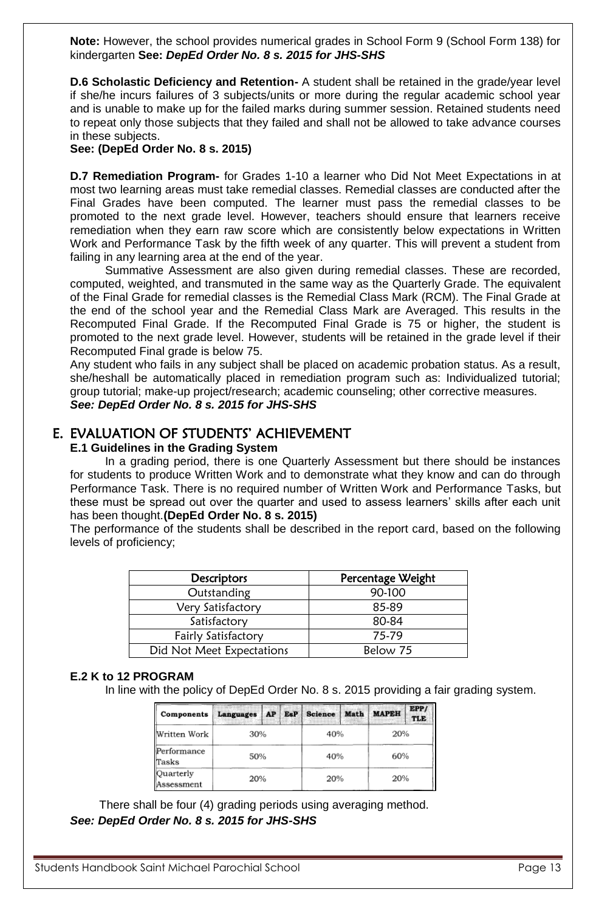**Note:** However, the school provides numerical grades in School Form 9 (School Form 138) for kindergarten **See:** ***DepEd Order No. 8 s. 2015 for JHS-SHS***

**D.6 Scholastic Deficiency and Retention-** A student shall be retained in the grade/year level if she/he incurs failures of 3 subjects/units or more during the regular academic school year and is unable to make up for the failed marks during summer session. Retained students need to repeat only those subjects that they failed and shall not be allowed to take advance courses in these subjects.
**See: (DepEd Order No. 8 s. 2015)**

**D.7 Remediation Program-** for Grades 1-10 a learner who Did Not Meet Expectations in at most two learning areas must take remedial classes. Remedial classes are conducted after the Final Grades have been computed. The learner must pass the remedial classes to be promoted to the next grade level. However, teachers should ensure that learners receive remediation when they earn raw score which are consistently below expectations in Written Work and Performance Task by the fifth week of any quarter. This will prevent a student from failing in any learning area at the end of the year.

Summative Assessment are also given during remedial classes. These are recorded, computed, weighted, and transmuted in the same way as the Quarterly Grade. The equivalent of the Final Grade for remedial classes is the Remedial Class Mark (RCM). The Final Grade at the end of the school year and the Remedial Class Mark are Averaged. This results in the Recomputed Final Grade. If the Recomputed Final Grade is 75 or higher, the student is promoted to the next grade level. However, students will be retained in the grade level if their Recomputed Final grade is below 75.

Any student who fails in any subject shall be placed on academic probation status. As a result, she/heshall be automatically placed in remediation program such as: Individualized tutorial; group tutorial; make-up project/research; academic counseling; other corrective measures.
***See: DepEd Order No. 8 s. 2015 for JHS-SHS***

## E. EVALUATION OF STUDENTS' ACHIEVEMENT

### E.1 Guidelines in the Grading System

In a grading period, there is one Quarterly Assessment but there should be instances for students to produce Written Work and to demonstrate what they know and can do through Performance Task. There is no required number of Written Work and Performance Tasks, but these must be spread out over the quarter and used to assess learners' skills after each unit has been thought.**(DepEd Order No. 8 s. 2015)**

The performance of the students shall be described in the report card, based on the following levels of proficiency;

| Descriptors | Percentage Weight |
|---|---|
| Outstanding | 90-100 |
| Very Satisfactory | 85-89 |
| Satisfactory | 80-84 |
| Fairly Satisfactory | 75-79 |
| Did Not Meet Expectations | Below 75 |

### E.2 K to 12 PROGRAM

In line with the policy of DepEd Order No. 8 s. 2015 providing a fair grading system.

| Components | Languages / AP / EsP | Science / Math | MAPEH / EPP/TLE |
|---|---|---|---|
| Written Work | 30% | 40% | 20% |
| Performance Tasks | 50% | 40% | 60% |
| Quarterly Assessment | 20% | 20% | 20% |

There shall be four (4) grading periods using averaging method.
***See: DepEd Order No. 8 s. 2015 for JHS-SHS***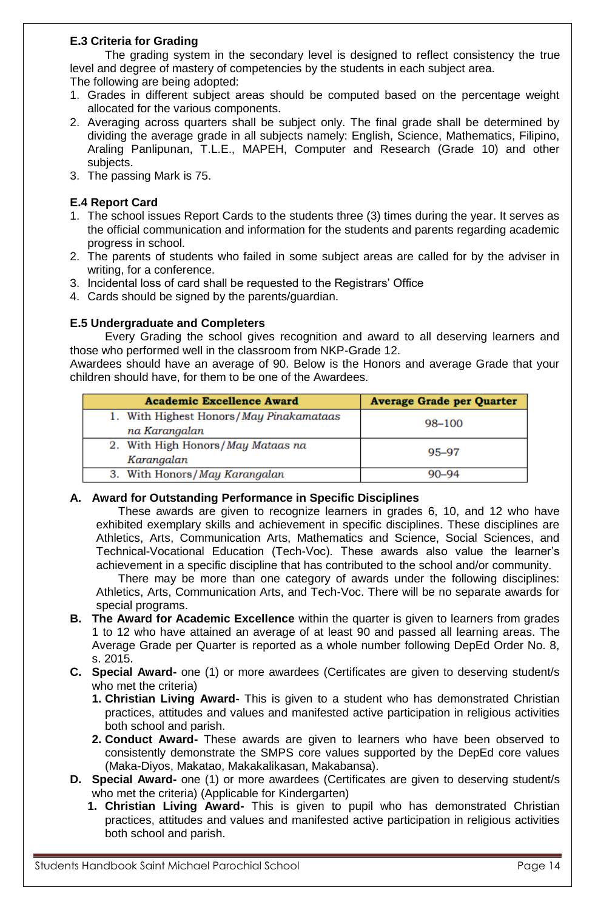### E.3 Criteria for Grading

The grading system in the secondary level is designed to reflect consistency the true level and degree of mastery of competencies by the students in each subject area.
The following are being adopted:

1. Grades in different subject areas should be computed based on the percentage weight allocated for the various components.
2. Averaging across quarters shall be subject only. The final grade shall be determined by dividing the average grade in all subjects namely: English, Science, Mathematics, Filipino, Araling Panlipunan, T.L.E., MAPEH, Computer and Research (Grade 10) and other subjects.
3. The passing Mark is 75.

### E.4 Report Card

1. The school issues Report Cards to the students three (3) times during the year. It serves as the official communication and information for the students and parents regarding academic progress in school.
2. The parents of students who failed in some subject areas are called for by the adviser in writing, for a conference.
3. Incidental loss of card shall be requested to the Registrars' Office
4. Cards should be signed by the parents/guardian.

### E.5 Undergraduate and Completers

Every Grading the school gives recognition and award to all deserving learners and those who performed well in the classroom from NKP-Grade 12.
Awardees should have an average of 90. Below is the Honors and average Grade that your children should have, for them to be one of the Awardees.

| Academic Excellence Award | Average Grade per Quarter |
|---|---|
| 1. With Highest Honors/*May Pinakamataas na Karangalan* | 98–100 |
| 2. With High Honors/*May Mataas na Karangalan* | 95–97 |
| 3. With Honors/*May Karangalan* | 90–94 |

**A. Award for Outstanding Performance in Specific Disciplines**

These awards are given to recognize learners in grades 6, 10, and 12 who have exhibited exemplary skills and achievement in specific disciplines. These disciplines are Athletics, Arts, Communication Arts, Mathematics and Science, Social Sciences, and Technical-Vocational Education (Tech-Voc). These awards also value the learner's achievement in a specific discipline that has contributed to the school and/or community.

There may be more than one category of awards under the following disciplines: Athletics, Arts, Communication Arts, and Tech-Voc. There will be no separate awards for special programs.

**B. The Award for Academic Excellence** within the quarter is given to learners from grades 1 to 12 who have attained an average of at least 90 and passed all learning areas. The Average Grade per Quarter is reported as a whole number following DepEd Order No. 8, s. 2015.

**C. Special Award-** one (1) or more awardees (Certificates are given to deserving student/s who met the criteria)

1. **Christian Living Award-** This is given to a student who has demonstrated Christian practices, attitudes and values and manifested active participation in religious activities both school and parish.
2. **Conduct Award-** These awards are given to learners who have been observed to consistently demonstrate the SMPS core values supported by the DepEd core values (Maka-Diyos, Makatao, Makakalikasan, Makabansa).

**D. Special Award-** one (1) or more awardees (Certificates are given to deserving student/s who met the criteria) (Applicable for Kindergarten)

1. **Christian Living Award-** This is given to pupil who has demonstrated Christian practices, attitudes and values and manifested active participation in religious activities both school and parish.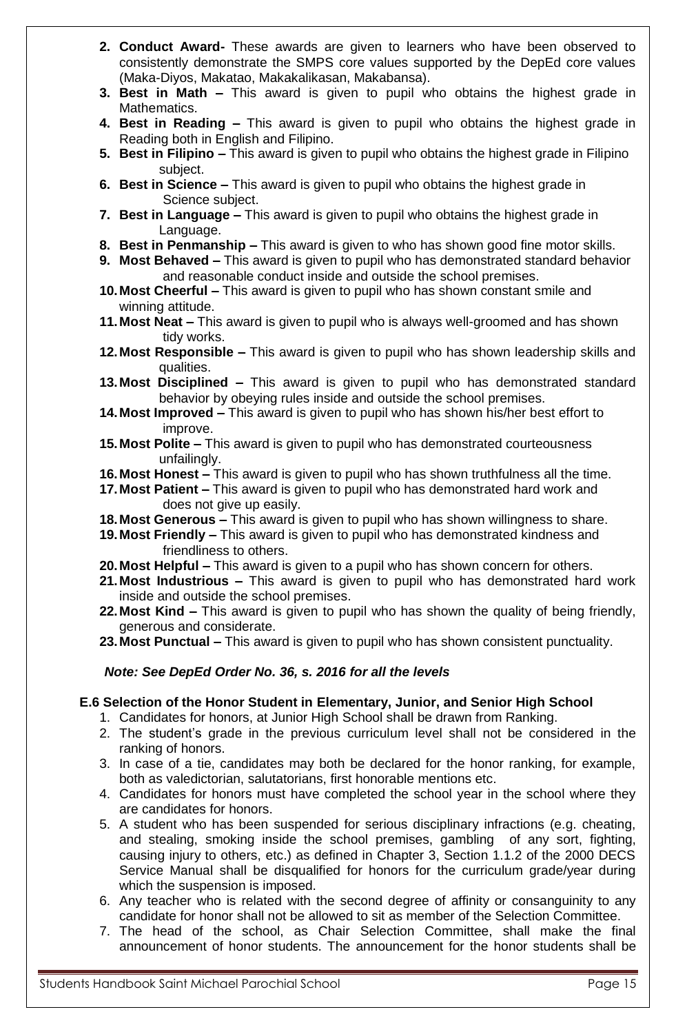2. **Conduct Award-** These awards are given to learners who have been observed to consistently demonstrate the SMPS core values supported by the DepEd core values (Maka-Diyos, Makatao, Makakalikasan, Makabansa).
3. **Best in Math –** This award is given to pupil who obtains the highest grade in Mathematics.
4. **Best in Reading –** This award is given to pupil who obtains the highest grade in Reading both in English and Filipino.
5. **Best in Filipino –** This award is given to pupil who obtains the highest grade in Filipino subject.
6. **Best in Science –** This award is given to pupil who obtains the highest grade in Science subject.
7. **Best in Language –** This award is given to pupil who obtains the highest grade in Language.
8. **Best in Penmanship –** This award is given to who has shown good fine motor skills.
9. **Most Behaved –** This award is given to pupil who has demonstrated standard behavior and reasonable conduct inside and outside the school premises.
10. **Most Cheerful –** This award is given to pupil who has shown constant smile and winning attitude.
11. **Most Neat –** This award is given to pupil who is always well-groomed and has shown tidy works.
12. **Most Responsible –** This award is given to pupil who has shown leadership skills and qualities.
13. **Most Disciplined –** This award is given to pupil who has demonstrated standard behavior by obeying rules inside and outside the school premises.
14. **Most Improved –** This award is given to pupil who has shown his/her best effort to improve.
15. **Most Polite –** This award is given to pupil who has demonstrated courteousness unfailingly.
16. **Most Honest –** This award is given to pupil who has shown truthfulness all the time.
17. **Most Patient –** This award is given to pupil who has demonstrated hard work and does not give up easily.
18. **Most Generous –** This award is given to pupil who has shown willingness to share.
19. **Most Friendly –** This award is given to pupil who has demonstrated kindness and friendliness to others.
20. **Most Helpful –** This award is given to a pupil who has shown concern for others.
21. **Most Industrious –** This award is given to pupil who has demonstrated hard work inside and outside the school premises.
22. **Most Kind –** This award is given to pupil who has shown the quality of being friendly, generous and considerate.
23. **Most Punctual –** This award is given to pupil who has shown consistent punctuality.

***Note: See DepEd Order No. 36, s. 2016 for all the levels***

**E.6 Selection of the Honor Student in Elementary, Junior, and Senior High School**

1. Candidates for honors, at Junior High School shall be drawn from Ranking.
2. The student's grade in the previous curriculum level shall not be considered in the ranking of honors.
3. In case of a tie, candidates may both be declared for the honor ranking, for example, both as valedictorian, salutatorians, first honorable mentions etc.
4. Candidates for honors must have completed the school year in the school where they are candidates for honors.
5. A student who has been suspended for serious disciplinary infractions (e.g. cheating, and stealing, smoking inside the school premises, gambling of any sort, fighting, causing injury to others, etc.) as defined in Chapter 3, Section 1.1.2 of the 2000 DECS Service Manual shall be disqualified for honors for the curriculum grade/year during which the suspension is imposed.
6. Any teacher who is related with the second degree of affinity or consanguinity to any candidate for honor shall not be allowed to sit as member of the Selection Committee.
7. The head of the school, as Chair Selection Committee, shall make the final announcement of honor students. The announcement for the honor students shall be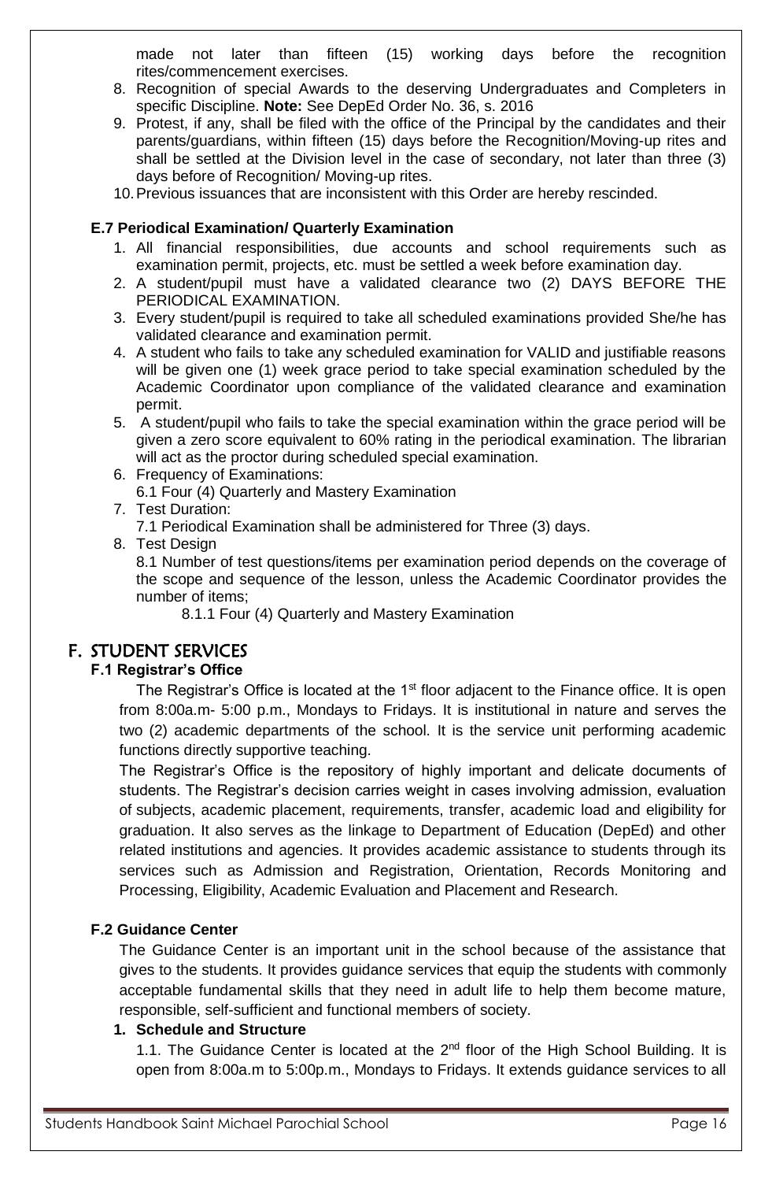made not later than fifteen (15) working days before the recognition rites/commencement exercises.

8. Recognition of special Awards to the deserving Undergraduates and Completers in specific Discipline. **Note:** See DepEd Order No. 36, s. 2016
9. Protest, if any, shall be filed with the office of the Principal by the candidates and their parents/guardians, within fifteen (15) days before the Recognition/Moving-up rites and shall be settled at the Division level in the case of secondary, not later than three (3) days before of Recognition/ Moving-up rites.
10. Previous issuances that are inconsistent with this Order are hereby rescinded.

### E.7 Periodical Examination/ Quarterly Examination

1. All financial responsibilities, due accounts and school requirements such as examination permit, projects, etc. must be settled a week before examination day.
2. A student/pupil must have a validated clearance two (2) DAYS BEFORE THE PERIODICAL EXAMINATION.
3. Every student/pupil is required to take all scheduled examinations provided She/he has validated clearance and examination permit.
4. A student who fails to take any scheduled examination for VALID and justifiable reasons will be given one (1) week grace period to take special examination scheduled by the Academic Coordinator upon compliance of the validated clearance and examination permit.
5. A student/pupil who fails to take the special examination within the grace period will be given a zero score equivalent to 60% rating in the periodical examination. The librarian will act as the proctor during scheduled special examination.
6. Frequency of Examinations:
   6.1 Four (4) Quarterly and Mastery Examination
7. Test Duration:
   7.1 Periodical Examination shall be administered for Three (3) days.
8. Test Design
   8.1 Number of test questions/items per examination period depends on the coverage of the scope and sequence of the lesson, unless the Academic Coordinator provides the number of items;
      8.1.1 Four (4) Quarterly and Mastery Examination

## F. STUDENT SERVICES

### F.1 Registrar's Office

The Registrar's Office is located at the 1st floor adjacent to the Finance office. It is open from 8:00a.m- 5:00 p.m., Mondays to Fridays. It is institutional in nature and serves the two (2) academic departments of the school. It is the service unit performing academic functions directly supportive teaching.

The Registrar's Office is the repository of highly important and delicate documents of students. The Registrar's decision carries weight in cases involving admission, evaluation of subjects, academic placement, requirements, transfer, academic load and eligibility for graduation. It also serves as the linkage to Department of Education (DepEd) and other related institutions and agencies. It provides academic assistance to students through its services such as Admission and Registration, Orientation, Records Monitoring and Processing, Eligibility, Academic Evaluation and Placement and Research.

### F.2 Guidance Center

The Guidance Center is an important unit in the school because of the assistance that gives to the students. It provides guidance services that equip the students with commonly acceptable fundamental skills that they need in adult life to help them become mature, responsible, self-sufficient and functional members of society.

**1. Schedule and Structure**

1.1. The Guidance Center is located at the 2nd floor of the High School Building. It is open from 8:00a.m to 5:00p.m., Mondays to Fridays. It extends guidance services to all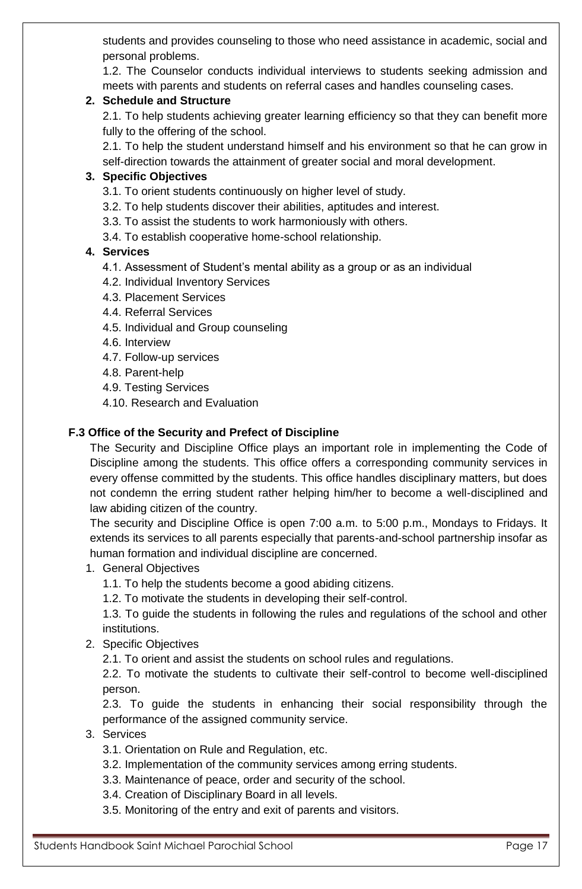students and provides counseling to those who need assistance in academic, social and personal problems.

1.2. The Counselor conducts individual interviews to students seeking admission and meets with parents and students on referral cases and handles counseling cases.

**2. Schedule and Structure**

2.1. To help students achieving greater learning efficiency so that they can benefit more fully to the offering of the school.

2.1. To help the student understand himself and his environment so that he can grow in self-direction towards the attainment of greater social and moral development.

**3. Specific Objectives**

3.1. To orient students continuously on higher level of study.

3.2. To help students discover their abilities, aptitudes and interest.

3.3. To assist the students to work harmoniously with others.

3.4. To establish cooperative home-school relationship.

**4. Services**

4.1. Assessment of Student's mental ability as a group or as an individual

4.2. Individual Inventory Services

4.3. Placement Services

4.4. Referral Services

4.5. Individual and Group counseling

4.6. Interview

4.7. Follow-up services

4.8. Parent-help

4.9. Testing Services

4.10. Research and Evaluation

### F.3 Office of the Security and Prefect of Discipline

The Security and Discipline Office plays an important role in implementing the Code of Discipline among the students. This office offers a corresponding community services in every offense committed by the students. This office handles disciplinary matters, but does not condemn the erring student rather helping him/her to become a well-disciplined and law abiding citizen of the country.

The security and Discipline Office is open 7:00 a.m. to 5:00 p.m., Mondays to Fridays. It extends its services to all parents especially that parents-and-school partnership insofar as human formation and individual discipline are concerned.

1. General Objectives

   1.1. To help the students become a good abiding citizens.

   1.2. To motivate the students in developing their self-control.

   1.3. To guide the students in following the rules and regulations of the school and other institutions.

2. Specific Objectives

   2.1. To orient and assist the students on school rules and regulations.

   2.2. To motivate the students to cultivate their self-control to become well-disciplined person.

   2.3. To guide the students in enhancing their social responsibility through the performance of the assigned community service.

3. Services

   3.1. Orientation on Rule and Regulation, etc.

   3.2. Implementation of the community services among erring students.

   3.3. Maintenance of peace, order and security of the school.

   3.4. Creation of Disciplinary Board in all levels.

   3.5. Monitoring of the entry and exit of parents and visitors.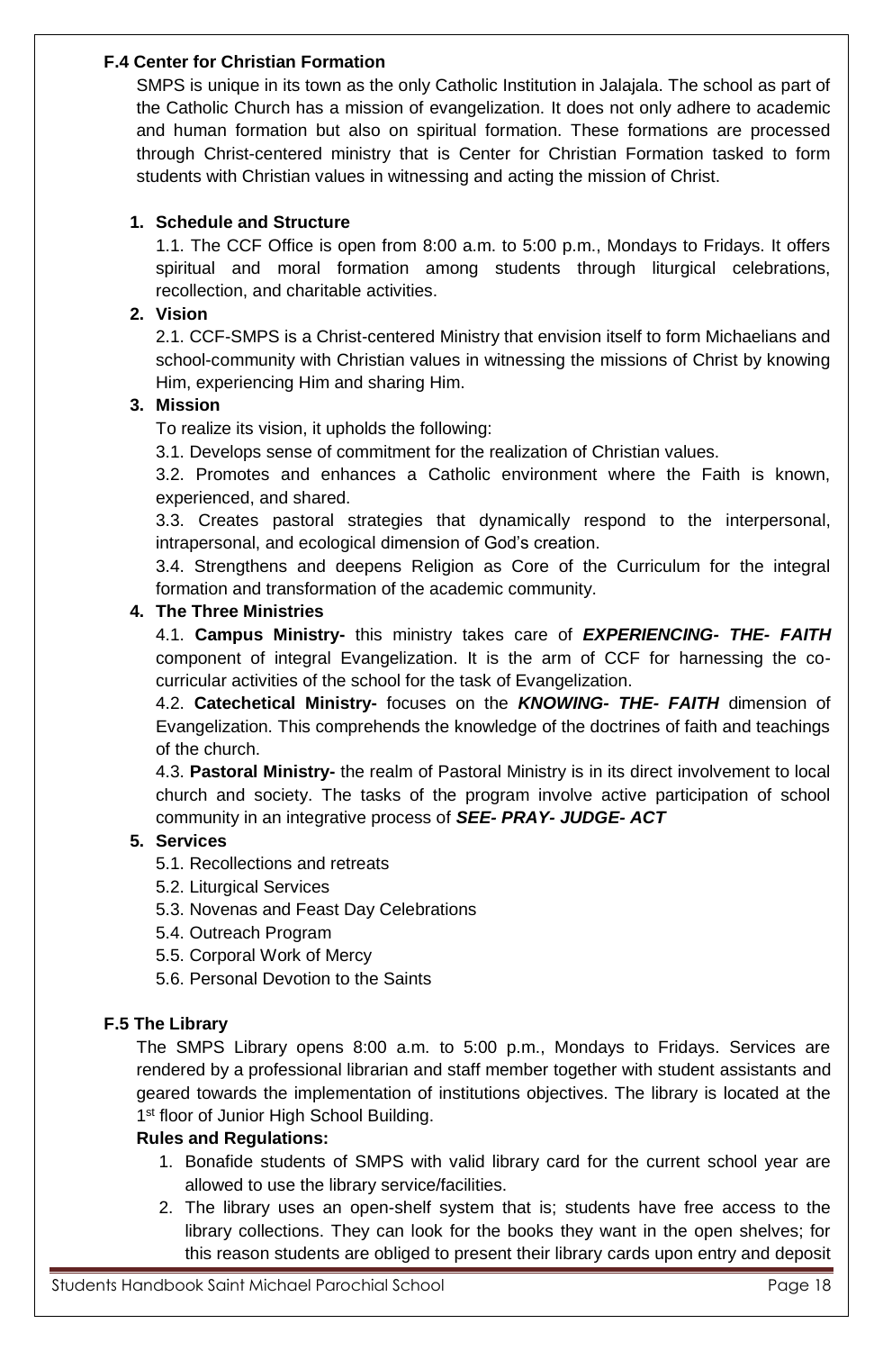### F.4 Center for Christian Formation

SMPS is unique in its town as the only Catholic Institution in Jalajala. The school as part of the Catholic Church has a mission of evangelization. It does not only adhere to academic and human formation but also on spiritual formation. These formations are processed through Christ-centered ministry that is Center for Christian Formation tasked to form students with Christian values in witnessing and acting the mission of Christ.

1. **Schedule and Structure**

   1.1. The CCF Office is open from 8:00 a.m. to 5:00 p.m., Mondays to Fridays. It offers spiritual and moral formation among students through liturgical celebrations, recollection, and charitable activities.

2. **Vision**

   2.1. CCF-SMPS is a Christ-centered Ministry that envision itself to form Michaelians and school-community with Christian values in witnessing the missions of Christ by knowing Him, experiencing Him and sharing Him.

3. **Mission**

   To realize its vision, it upholds the following:

   3.1. Develops sense of commitment for the realization of Christian values.

   3.2. Promotes and enhances a Catholic environment where the Faith is known, experienced, and shared.

   3.3. Creates pastoral strategies that dynamically respond to the interpersonal, intrapersonal, and ecological dimension of God's creation.

   3.4. Strengthens and deepens Religion as Core of the Curriculum for the integral formation and transformation of the academic community.

4. **The Three Ministries**

   4.1. **Campus Ministry-** this ministry takes care of ***EXPERIENCING- THE- FAITH*** component of integral Evangelization. It is the arm of CCF for harnessing the co-curricular activities of the school for the task of Evangelization.

   4.2. **Catechetical Ministry-** focuses on the ***KNOWING- THE- FAITH*** dimension of Evangelization. This comprehends the knowledge of the doctrines of faith and teachings of the church.

   4.3. **Pastoral Ministry-** the realm of Pastoral Ministry is in its direct involvement to local church and society. The tasks of the program involve active participation of school community in an integrative process of ***SEE- PRAY- JUDGE- ACT***

5. **Services**

   5.1. Recollections and retreats

   5.2. Liturgical Services

   5.3. Novenas and Feast Day Celebrations

   5.4. Outreach Program

   5.5. Corporal Work of Mercy

   5.6. Personal Devotion to the Saints

### F.5 The Library

The SMPS Library opens 8:00 a.m. to 5:00 p.m., Mondays to Fridays. Services are rendered by a professional librarian and staff member together with student assistants and geared towards the implementation of institutions objectives. The library is located at the 1st floor of Junior High School Building.

**Rules and Regulations:**

1. Bonafide students of SMPS with valid library card for the current school year are allowed to use the library service/facilities.
2. The library uses an open-shelf system that is; students have free access to the library collections. They can look for the books they want in the open shelves; for this reason students are obliged to present their library cards upon entry and deposit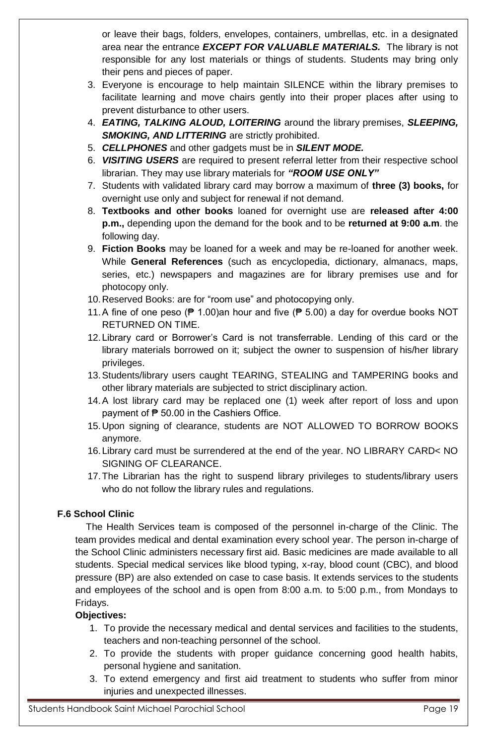or leave their bags, folders, envelopes, containers, umbrellas, etc. in a designated area near the entrance ***EXCEPT FOR VALUABLE MATERIALS.*** The library is not responsible for any lost materials or things of students. Students may bring only their pens and pieces of paper.

3. Everyone is encourage to help maintain SILENCE within the library premises to facilitate learning and move chairs gently into their proper places after using to prevent disturbance to other users.
4. ***EATING, TALKING ALOUD, LOITERING*** around the library premises, ***SLEEPING, SMOKING, AND LITTERING*** are strictly prohibited.
5. ***CELLPHONES*** and other gadgets must be in ***SILENT MODE.***
6. ***VISITING USERS*** are required to present referral letter from their respective school librarian. They may use library materials for ***"ROOM USE ONLY"***
7. Students with validated library card may borrow a maximum of **three (3) books,** for overnight use only and subject for renewal if not demand.
8. **Textbooks and other books** loaned for overnight use are **released after 4:00 p.m.,** depending upon the demand for the book and to be **returned at 9:00 a.m**. the following day.
9. **Fiction Books** may be loaned for a week and may be re-loaned for another week. While **General References** (such as encyclopedia, dictionary, almanacs, maps, series, etc.) newspapers and magazines are for library premises use and for photocopy only.
10. Reserved Books: are for "room use" and photocopying only.
11. A fine of one peso (₱ 1.00)an hour and five (₱ 5.00) a day for overdue books NOT RETURNED ON TIME.
12. Library card or Borrower's Card is not transferrable. Lending of this card or the library materials borrowed on it; subject the owner to suspension of his/her library privileges.
13. Students/library users caught TEARING, STEALING and TAMPERING books and other library materials are subjected to strict disciplinary action.
14. A lost library card may be replaced one (1) week after report of loss and upon payment of ₱ 50.00 in the Cashiers Office.
15. Upon signing of clearance, students are NOT ALLOWED TO BORROW BOOKS anymore.
16. Library card must be surrendered at the end of the year. NO LIBRARY CARD< NO SIGNING OF CLEARANCE.
17. The Librarian has the right to suspend library privileges to students/library users who do not follow the library rules and regulations.

### F.6 School Clinic

The Health Services team is composed of the personnel in-charge of the Clinic. The team provides medical and dental examination every school year. The person in-charge of the School Clinic administers necessary first aid. Basic medicines are made available to all students. Special medical services like blood typing, x-ray, blood count (CBC), and blood pressure (BP) are also extended on case to case basis. It extends services to the students and employees of the school and is open from 8:00 a.m. to 5:00 p.m., from Mondays to Fridays.

**Objectives:**

1. To provide the necessary medical and dental services and facilities to the students, teachers and non-teaching personnel of the school.
2. To provide the students with proper guidance concerning good health habits, personal hygiene and sanitation.
3. To extend emergency and first aid treatment to students who suffer from minor injuries and unexpected illnesses.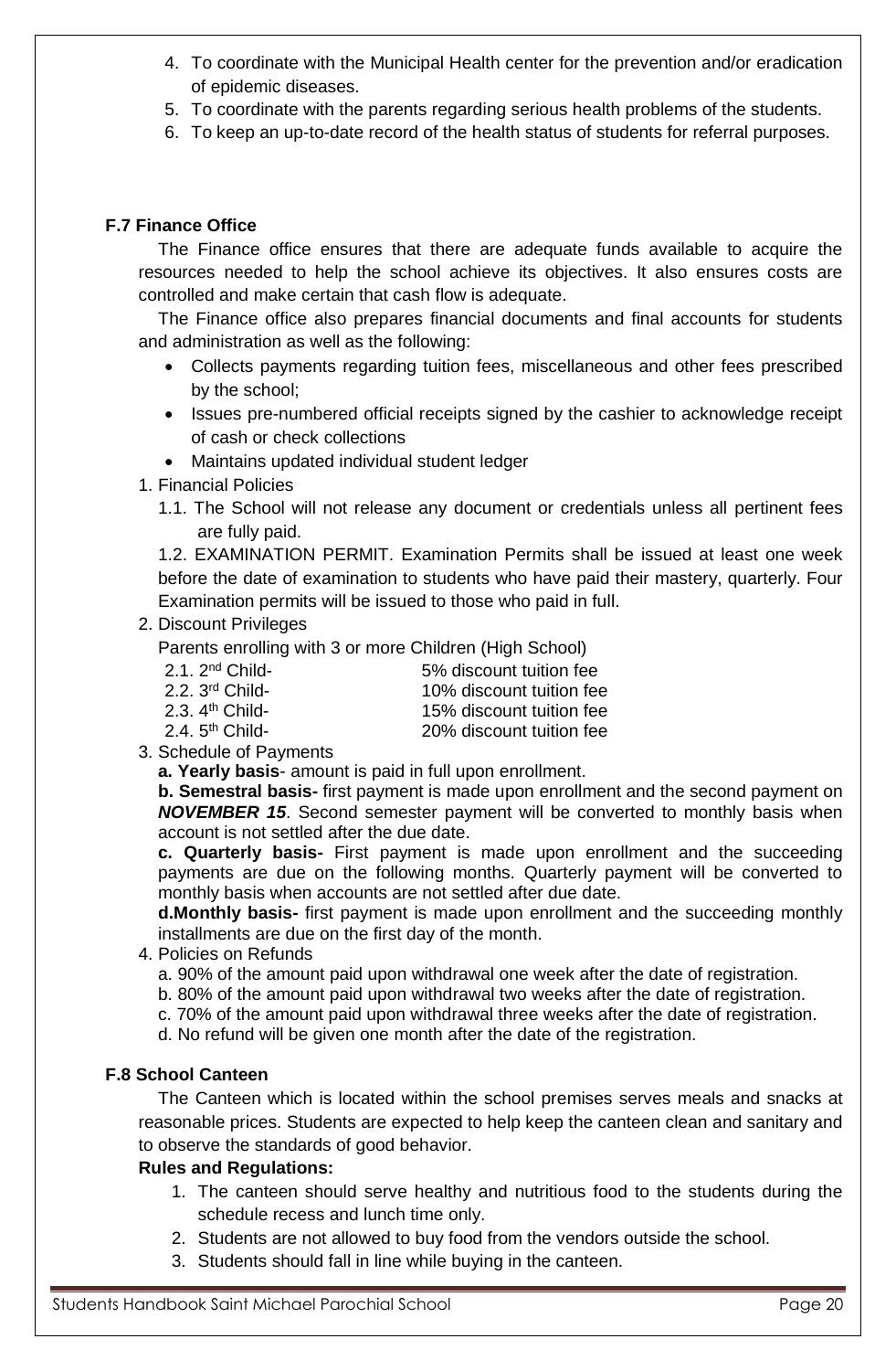4. To coordinate with the Municipal Health center for the prevention and/or eradication of epidemic diseases.
5. To coordinate with the parents regarding serious health problems of the students.
6. To keep an up-to-date record of the health status of students for referral purposes.

**F.7 Finance Office**

The Finance office ensures that there are adequate funds available to acquire the resources needed to help the school achieve its objectives. It also ensures costs are controlled and make certain that cash flow is adequate.

The Finance office also prepares financial documents and final accounts for students and administration as well as the following:

- Collects payments regarding tuition fees, miscellaneous and other fees prescribed by the school;
- Issues pre-numbered official receipts signed by the cashier to acknowledge receipt of cash or check collections
- Maintains updated individual student ledger

1. Financial Policies

   1.1. The School will not release any document or credentials unless all pertinent fees are fully paid.

   1.2. EXAMINATION PERMIT. Examination Permits shall be issued at least one week before the date of examination to students who have paid their mastery, quarterly. Four Examination permits will be issued to those who paid in full.

2. Discount Privileges

   Parents enrolling with 3 or more Children (High School)

   2.1. 2nd Child- 5% discount tuition fee
   2.2. 3rd Child- 10% discount tuition fee
   2.3. 4th Child- 15% discount tuition fee
   2.4. 5th Child- 20% discount tuition fee

3. Schedule of Payments

   **a. Yearly basis**- amount is paid in full upon enrollment.

   **b. Semestral basis-** first payment is made upon enrollment and the second payment on ***NOVEMBER 15***. Second semester payment will be converted to monthly basis when account is not settled after the due date.

   **c. Quarterly basis-** First payment is made upon enrollment and the succeeding payments are due on the following months. Quarterly payment will be converted to monthly basis when accounts are not settled after due date.

   **d.Monthly basis-** first payment is made upon enrollment and the succeeding monthly installments are due on the first day of the month.

4. Policies on Refunds

   a. 90% of the amount paid upon withdrawal one week after the date of registration.
   b. 80% of the amount paid upon withdrawal two weeks after the date of registration.
   c. 70% of the amount paid upon withdrawal three weeks after the date of registration.
   d. No refund will be given one month after the date of the registration.

**F.8 School Canteen**

The Canteen which is located within the school premises serves meals and snacks at reasonable prices. Students are expected to help keep the canteen clean and sanitary and to observe the standards of good behavior.

**Rules and Regulations:**

1. The canteen should serve healthy and nutritious food to the students during the schedule recess and lunch time only.
2. Students are not allowed to buy food from the vendors outside the school.
3. Students should fall in line while buying in the canteen.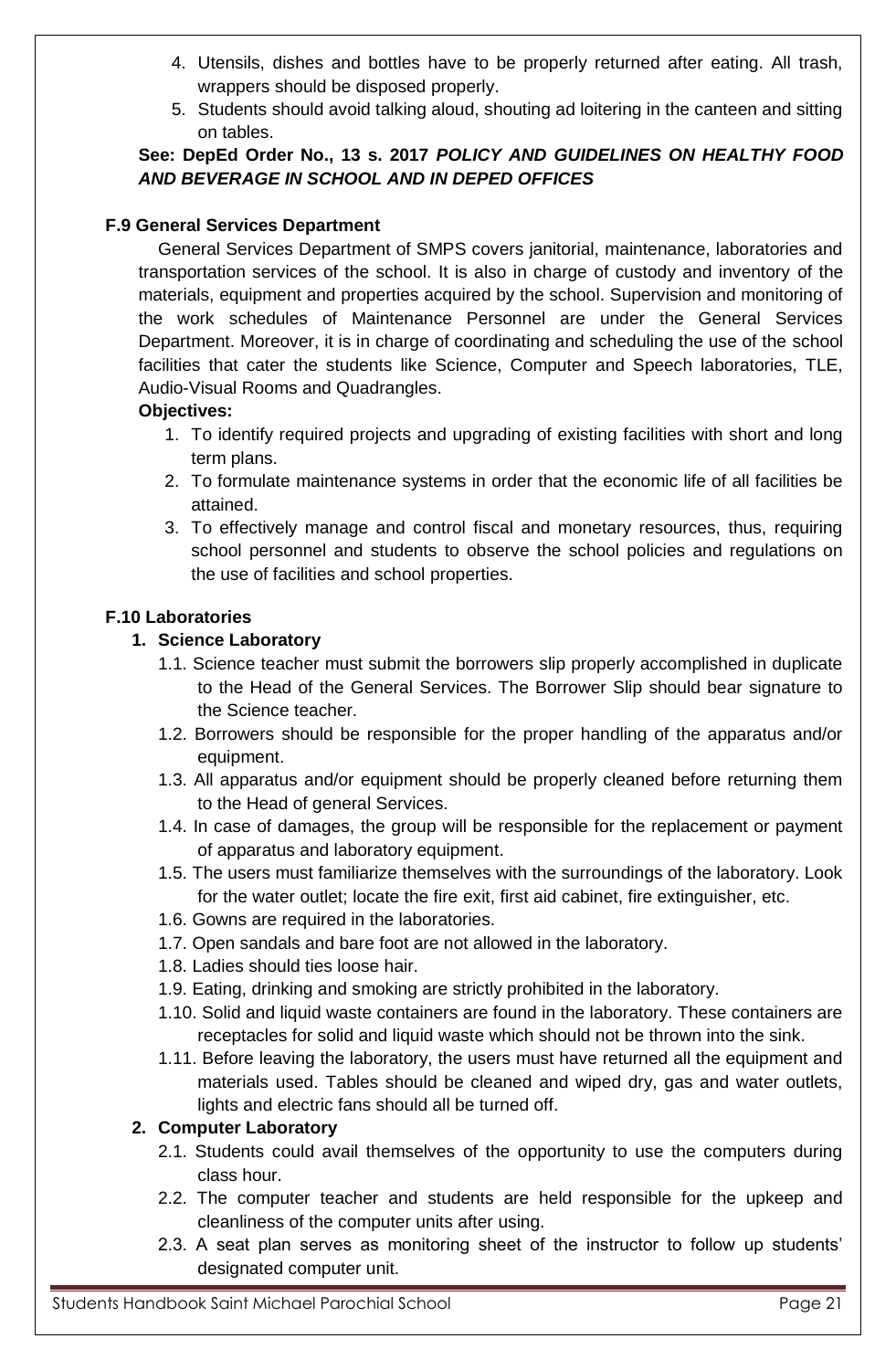4. Utensils, dishes and bottles have to be properly returned after eating. All trash, wrappers should be disposed properly.
5. Students should avoid talking aloud, shouting ad loitering in the canteen and sitting on tables.

**See: DepEd Order No., 13 s. 2017 *POLICY AND GUIDELINES ON HEALTHY FOOD AND BEVERAGE IN SCHOOL AND IN DEPED OFFICES***

### F.9 General Services Department

General Services Department of SMPS covers janitorial, maintenance, laboratories and transportation services of the school. It is also in charge of custody and inventory of the materials, equipment and properties acquired by the school. Supervision and monitoring of the work schedules of Maintenance Personnel are under the General Services Department. Moreover, it is in charge of coordinating and scheduling the use of the school facilities that cater the students like Science, Computer and Speech laboratories, TLE, Audio-Visual Rooms and Quadrangles.

**Objectives:**

1. To identify required projects and upgrading of existing facilities with short and long term plans.
2. To formulate maintenance systems in order that the economic life of all facilities be attained.
3. To effectively manage and control fiscal and monetary resources, thus, requiring school personnel and students to observe the school policies and regulations on the use of facilities and school properties.

### F.10 Laboratories

**1. Science Laboratory**

1.1. Science teacher must submit the borrowers slip properly accomplished in duplicate to the Head of the General Services. The Borrower Slip should bear signature to the Science teacher.

1.2. Borrowers should be responsible for the proper handling of the apparatus and/or equipment.

1.3. All apparatus and/or equipment should be properly cleaned before returning them to the Head of general Services.

1.4. In case of damages, the group will be responsible for the replacement or payment of apparatus and laboratory equipment.

1.5. The users must familiarize themselves with the surroundings of the laboratory. Look for the water outlet; locate the fire exit, first aid cabinet, fire extinguisher, etc.

1.6. Gowns are required in the laboratories.

1.7. Open sandals and bare foot are not allowed in the laboratory.

1.8. Ladies should ties loose hair.

1.9. Eating, drinking and smoking are strictly prohibited in the laboratory.

1.10. Solid and liquid waste containers are found in the laboratory. These containers are receptacles for solid and liquid waste which should not be thrown into the sink.

1.11. Before leaving the laboratory, the users must have returned all the equipment and materials used. Tables should be cleaned and wiped dry, gas and water outlets, lights and electric fans should all be turned off.

**2. Computer Laboratory**

2.1. Students could avail themselves of the opportunity to use the computers during class hour.

2.2. The computer teacher and students are held responsible for the upkeep and cleanliness of the computer units after using.

2.3. A seat plan serves as monitoring sheet of the instructor to follow up students' designated computer unit.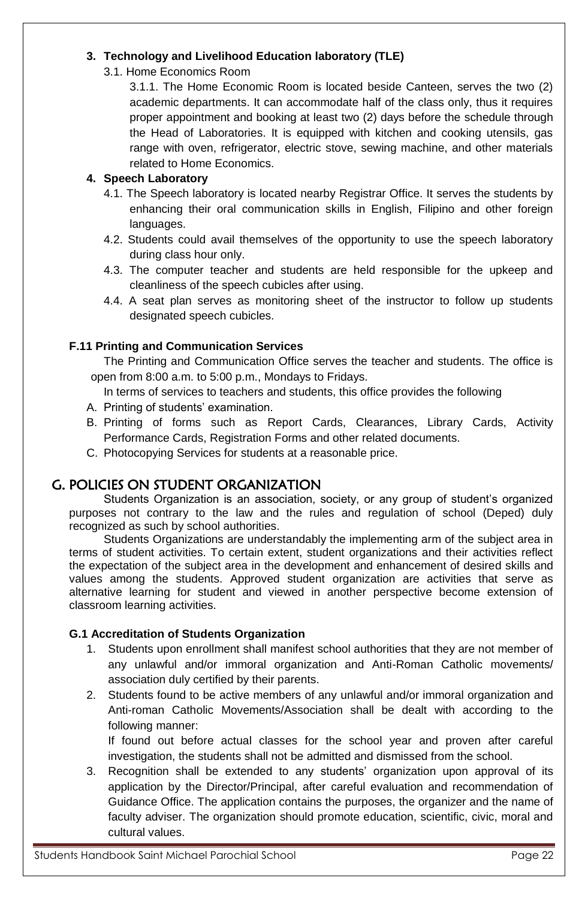**3. Technology and Livelihood Education laboratory (TLE)**

3.1. Home Economics Room

3.1.1. The Home Economic Room is located beside Canteen, serves the two (2) academic departments. It can accommodate half of the class only, thus it requires proper appointment and booking at least two (2) days before the schedule through the Head of Laboratories. It is equipped with kitchen and cooking utensils, gas range with oven, refrigerator, electric stove, sewing machine, and other materials related to Home Economics.

**4. Speech Laboratory**

4.1. The Speech laboratory is located nearby Registrar Office. It serves the students by enhancing their oral communication skills in English, Filipino and other foreign languages.

4.2. Students could avail themselves of the opportunity to use the speech laboratory during class hour only.

4.3. The computer teacher and students are held responsible for the upkeep and cleanliness of the speech cubicles after using.

4.4. A seat plan serves as monitoring sheet of the instructor to follow up students designated speech cubicles.

### F.11 Printing and Communication Services

The Printing and Communication Office serves the teacher and students. The office is open from 8:00 a.m. to 5:00 p.m., Mondays to Fridays.

In terms of services to teachers and students, this office provides the following

A. Printing of students' examination.
B. Printing of forms such as Report Cards, Clearances, Library Cards, Activity Performance Cards, Registration Forms and other related documents.
C. Photocopying Services for students at a reasonable price.

## G. POLICIES ON STUDENT ORGANIZATION

Students Organization is an association, society, or any group of student's organized purposes not contrary to the law and the rules and regulation of school (Deped) duly recognized as such by school authorities.

Students Organizations are understandably the implementing arm of the subject area in terms of student activities. To certain extent, student organizations and their activities reflect the expectation of the subject area in the development and enhancement of desired skills and values among the students. Approved student organization are activities that serve as alternative learning for student and viewed in another perspective become extension of classroom learning activities.

### G.1 Accreditation of Students Organization

1. Students upon enrollment shall manifest school authorities that they are not member of any unlawful and/or immoral organization and Anti-Roman Catholic movements/ association duly certified by their parents.
2. Students found to be active members of any unlawful and/or immoral organization and Anti-roman Catholic Movements/Association shall be dealt with according to the following manner:

   If found out before actual classes for the school year and proven after careful investigation, the students shall not be admitted and dismissed from the school.
3. Recognition shall be extended to any students' organization upon approval of its application by the Director/Principal, after careful evaluation and recommendation of Guidance Office. The application contains the purposes, the organizer and the name of faculty adviser. The organization should promote education, scientific, civic, moral and cultural values.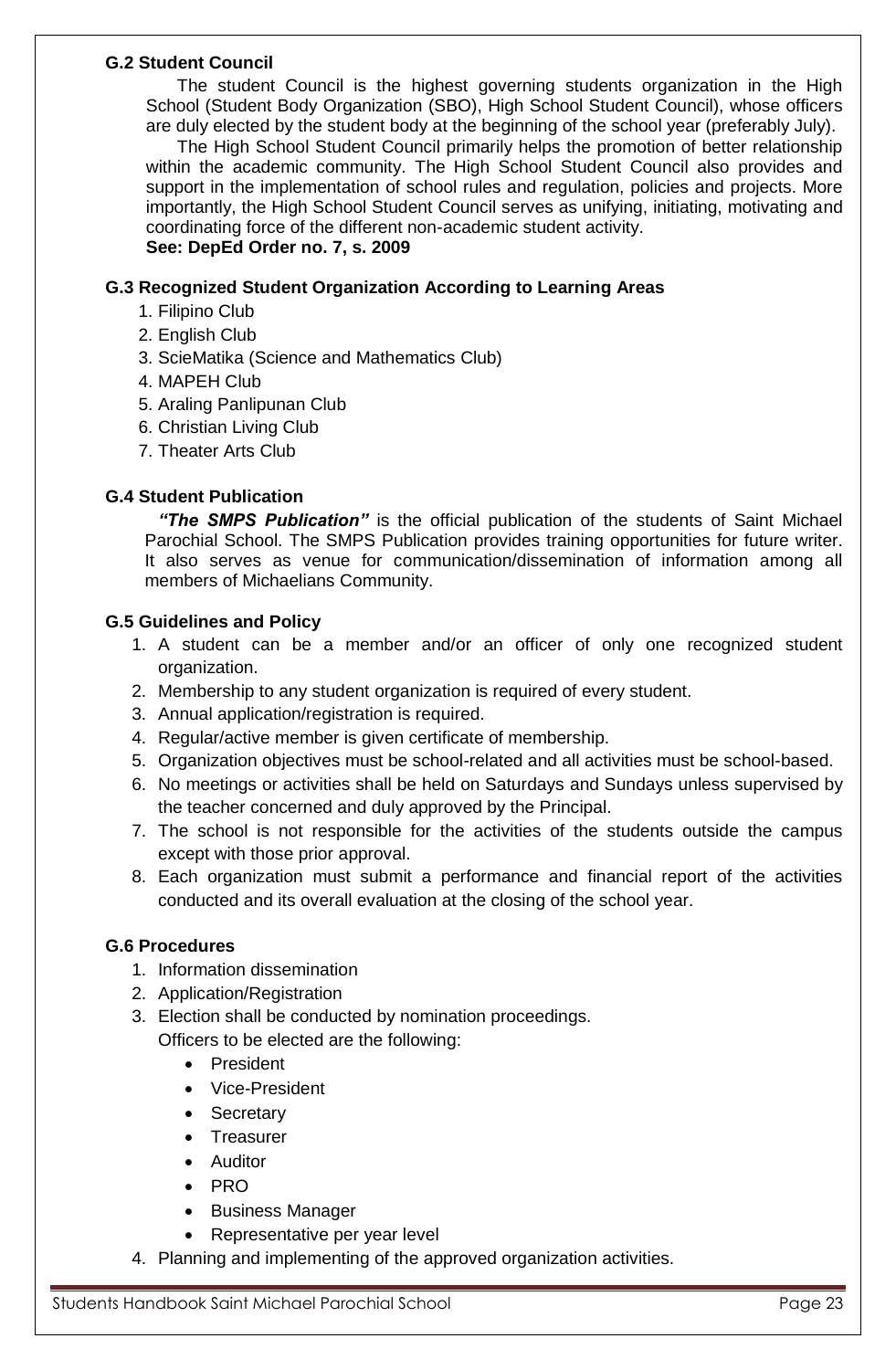**G.2 Student Council**

The student Council is the highest governing students organization in the High School (Student Body Organization (SBO), High School Student Council), whose officers are duly elected by the student body at the beginning of the school year (preferably July).

The High School Student Council primarily helps the promotion of better relationship within the academic community. The High School Student Council also provides and support in the implementation of school rules and regulation, policies and projects. More importantly, the High School Student Council serves as unifying, initiating, motivating and coordinating force of the different non-academic student activity.

**See: DepEd Order no. 7, s. 2009**

**G.3 Recognized Student Organization According to Learning Areas**

1. Filipino Club
2. English Club
3. ScieMatika (Science and Mathematics Club)
4. MAPEH Club
5. Araling Panlipunan Club
6. Christian Living Club
7. Theater Arts Club

**G.4 Student Publication**

***"The SMPS Publication"*** is the official publication of the students of Saint Michael Parochial School. The SMPS Publication provides training opportunities for future writer. It also serves as venue for communication/dissemination of information among all members of Michaelians Community.

**G.5 Guidelines and Policy**

1. A student can be a member and/or an officer of only one recognized student organization.
2. Membership to any student organization is required of every student.
3. Annual application/registration is required.
4. Regular/active member is given certificate of membership.
5. Organization objectives must be school-related and all activities must be school-based.
6. No meetings or activities shall be held on Saturdays and Sundays unless supervised by the teacher concerned and duly approved by the Principal.
7. The school is not responsible for the activities of the students outside the campus except with those prior approval.
8. Each organization must submit a performance and financial report of the activities conducted and its overall evaluation at the closing of the school year.

**G.6 Procedures**

1. Information dissemination
2. Application/Registration
3. Election shall be conducted by nomination proceedings.
   Officers to be elected are the following:
   - President
   - Vice-President
   - Secretary
   - Treasurer
   - Auditor
   - PRO
   - Business Manager
   - Representative per year level
4. Planning and implementing of the approved organization activities.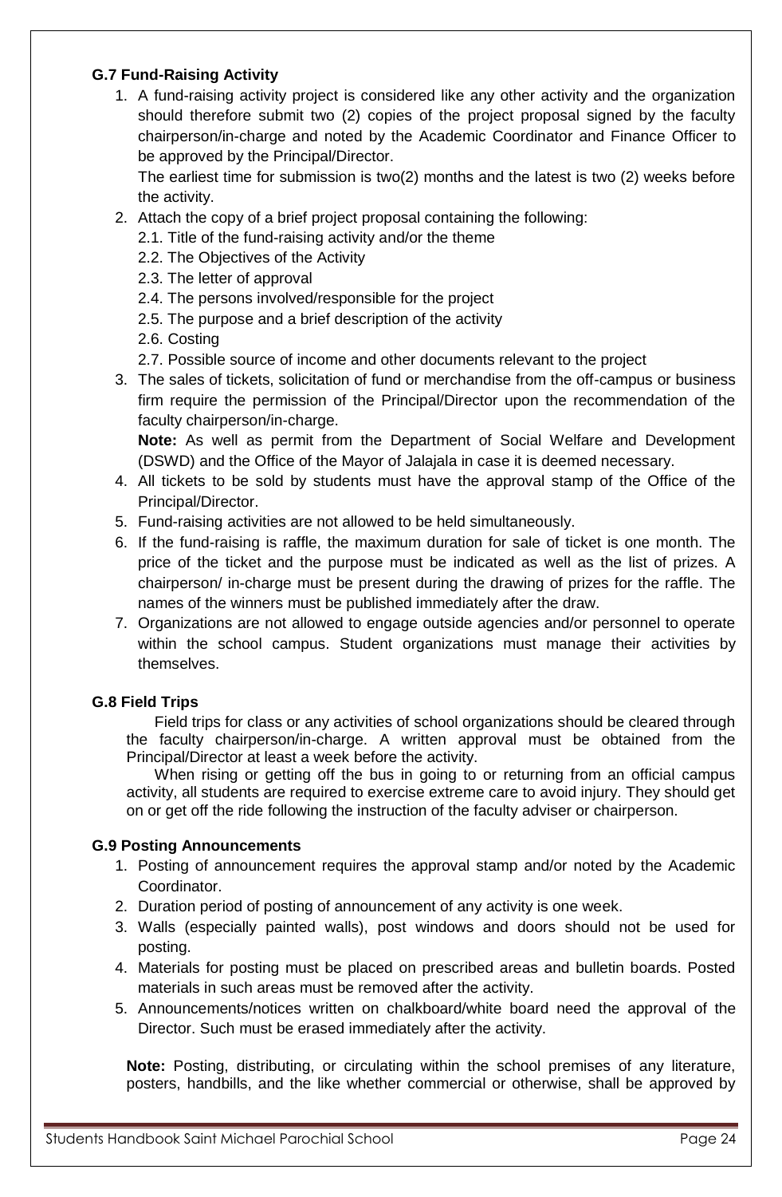### G.7 Fund-Raising Activity

1. A fund-raising activity project is considered like any other activity and the organization should therefore submit two (2) copies of the project proposal signed by the faculty chairperson/in-charge and noted by the Academic Coordinator and Finance Officer to be approved by the Principal/Director.

   The earliest time for submission is two(2) months and the latest is two (2) weeks before the activity.

2. Attach the copy of a brief project proposal containing the following:
   - 2.1. Title of the fund-raising activity and/or the theme
   - 2.2. The Objectives of the Activity
   - 2.3. The letter of approval
   - 2.4. The persons involved/responsible for the project
   - 2.5. The purpose and a brief description of the activity
   - 2.6. Costing
   - 2.7. Possible source of income and other documents relevant to the project
3. The sales of tickets, solicitation of fund or merchandise from the off-campus or business firm require the permission of the Principal/Director upon the recommendation of the faculty chairperson/in-charge.

   **Note:** As well as permit from the Department of Social Welfare and Development (DSWD) and the Office of the Mayor of Jalajala in case it is deemed necessary.

4. All tickets to be sold by students must have the approval stamp of the Office of the Principal/Director.
5. Fund-raising activities are not allowed to be held simultaneously.
6. If the fund-raising is raffle, the maximum duration for sale of ticket is one month. The price of the ticket and the purpose must be indicated as well as the list of prizes. A chairperson/ in-charge must be present during the drawing of prizes for the raffle. The names of the winners must be published immediately after the draw.
7. Organizations are not allowed to engage outside agencies and/or personnel to operate within the school campus. Student organizations must manage their activities by themselves.

### G.8 Field Trips

Field trips for class or any activities of school organizations should be cleared through the faculty chairperson/in-charge. A written approval must be obtained from the Principal/Director at least a week before the activity.

When rising or getting off the bus in going to or returning from an official campus activity, all students are required to exercise extreme care to avoid injury. They should get on or get off the ride following the instruction of the faculty adviser or chairperson.

### G.9 Posting Announcements

1. Posting of announcement requires the approval stamp and/or noted by the Academic Coordinator.
2. Duration period of posting of announcement of any activity is one week.
3. Walls (especially painted walls), post windows and doors should not be used for posting.
4. Materials for posting must be placed on prescribed areas and bulletin boards. Posted materials in such areas must be removed after the activity.
5. Announcements/notices written on chalkboard/white board need the approval of the Director. Such must be erased immediately after the activity.

**Note:** Posting, distributing, or circulating within the school premises of any literature, posters, handbills, and the like whether commercial or otherwise, shall be approved by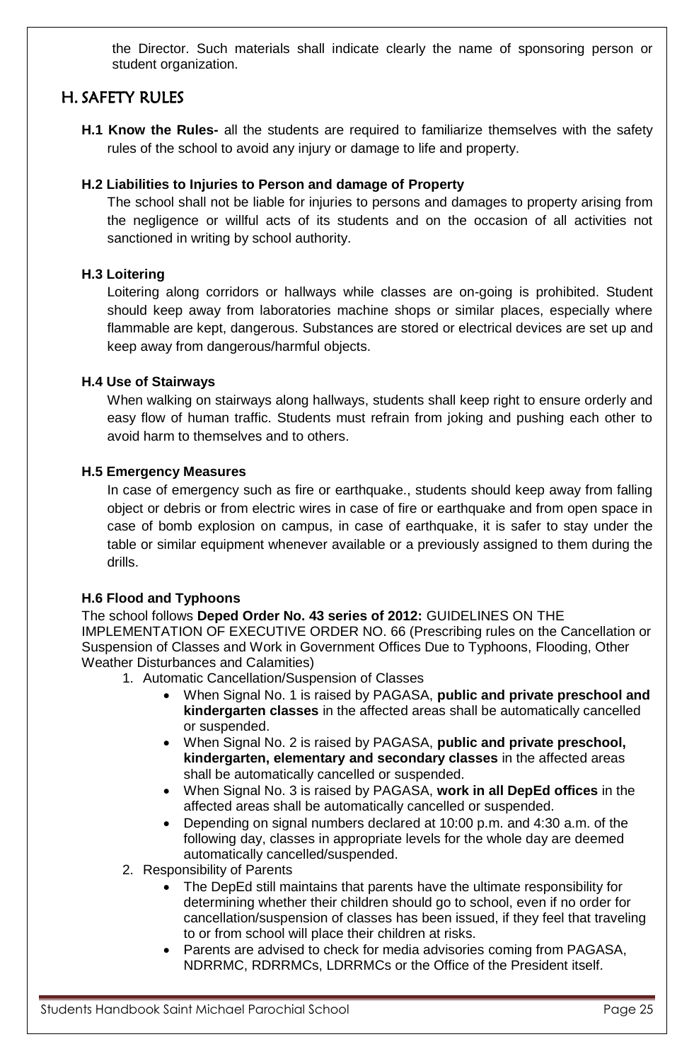the Director. Such materials shall indicate clearly the name of sponsoring person or student organization.

## H. SAFETY RULES

**H.1 Know the Rules-** all the students are required to familiarize themselves with the safety rules of the school to avoid any injury or damage to life and property.

**H.2 Liabilities to Injuries to Person and damage of Property**

The school shall not be liable for injuries to persons and damages to property arising from the negligence or willful acts of its students and on the occasion of all activities not sanctioned in writing by school authority.

**H.3 Loitering**

Loitering along corridors or hallways while classes are on-going is prohibited. Student should keep away from laboratories machine shops or similar places, especially where flammable are kept, dangerous. Substances are stored or electrical devices are set up and keep away from dangerous/harmful objects.

**H.4 Use of Stairways**

When walking on stairways along hallways, students shall keep right to ensure orderly and easy flow of human traffic. Students must refrain from joking and pushing each other to avoid harm to themselves and to others.

**H.5 Emergency Measures**

In case of emergency such as fire or earthquake., students should keep away from falling object or debris or from electric wires in case of fire or earthquake and from open space in case of bomb explosion on campus, in case of earthquake, it is safer to stay under the table or similar equipment whenever available or a previously assigned to them during the drills.

**H.6 Flood and Typhoons**

The school follows **Deped Order No. 43 series of 2012:** GUIDELINES ON THE IMPLEMENTATION OF EXECUTIVE ORDER NO. 66 (Prescribing rules on the Cancellation or Suspension of Classes and Work in Government Offices Due to Typhoons, Flooding, Other Weather Disturbances and Calamities)

1. Automatic Cancellation/Suspension of Classes
   - When Signal No. 1 is raised by PAGASA, **public and private preschool and kindergarten classes** in the affected areas shall be automatically cancelled or suspended.
   - When Signal No. 2 is raised by PAGASA, **public and private preschool, kindergarten, elementary and secondary classes** in the affected areas shall be automatically cancelled or suspended.
   - When Signal No. 3 is raised by PAGASA, **work in all DepEd offices** in the affected areas shall be automatically cancelled or suspended.
   - Depending on signal numbers declared at 10:00 p.m. and 4:30 a.m. of the following day, classes in appropriate levels for the whole day are deemed automatically cancelled/suspended.
2. Responsibility of Parents
   - The DepEd still maintains that parents have the ultimate responsibility for determining whether their children should go to school, even if no order for cancellation/suspension of classes has been issued, if they feel that traveling to or from school will place their children at risks.
   - Parents are advised to check for media advisories coming from PAGASA, NDRRMC, RDRRMCs, LDRRMCs or the Office of the President itself.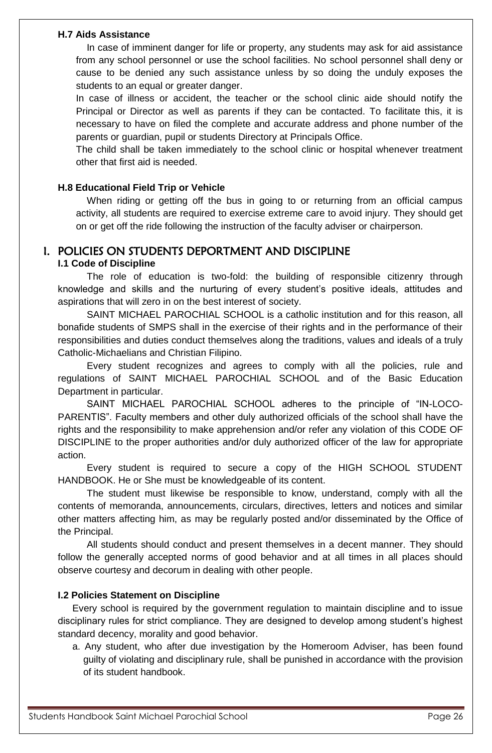### H.7 Aids Assistance

In case of imminent danger for life or property, any students may ask for aid assistance from any school personnel or use the school facilities. No school personnel shall deny or cause to be denied any such assistance unless by so doing the unduly exposes the students to an equal or greater danger.

In case of illness or accident, the teacher or the school clinic aide should notify the Principal or Director as well as parents if they can be contacted. To facilitate this, it is necessary to have on filed the complete and accurate address and phone number of the parents or guardian, pupil or students Directory at Principals Office.

The child shall be taken immediately to the school clinic or hospital whenever treatment other that first aid is needed.

### H.8 Educational Field Trip or Vehicle

When riding or getting off the bus in going to or returning from an official campus activity, all students are required to exercise extreme care to avoid injury. They should get on or get off the ride following the instruction of the faculty adviser or chairperson.

## I. POLICIES ON STUDENTS DEPORTMENT AND DISCIPLINE

### I.1 Code of Discipline

The role of education is two-fold: the building of responsible citizenry through knowledge and skills and the nurturing of every student's positive ideals, attitudes and aspirations that will zero in on the best interest of society.

SAINT MICHAEL PAROCHIAL SCHOOL is a catholic institution and for this reason, all bonafide students of SMPS shall in the exercise of their rights and in the performance of their responsibilities and duties conduct themselves along the traditions, values and ideals of a truly Catholic-Michaelians and Christian Filipino.

Every student recognizes and agrees to comply with all the policies, rule and regulations of SAINT MICHAEL PAROCHIAL SCHOOL and of the Basic Education Department in particular.

SAINT MICHAEL PAROCHIAL SCHOOL adheres to the principle of "IN-LOCO-PARENTIS". Faculty members and other duly authorized officials of the school shall have the rights and the responsibility to make apprehension and/or refer any violation of this CODE OF DISCIPLINE to the proper authorities and/or duly authorized officer of the law for appropriate action.

Every student is required to secure a copy of the HIGH SCHOOL STUDENT HANDBOOK. He or She must be knowledgeable of its content.

The student must likewise be responsible to know, understand, comply with all the contents of memoranda, announcements, circulars, directives, letters and notices and similar other matters affecting him, as may be regularly posted and/or disseminated by the Office of the Principal.

All students should conduct and present themselves in a decent manner. They should follow the generally accepted norms of good behavior and at all times in all places should observe courtesy and decorum in dealing with other people.

### I.2 Policies Statement on Discipline

Every school is required by the government regulation to maintain discipline and to issue disciplinary rules for strict compliance. They are designed to develop among student's highest standard decency, morality and good behavior.

a. Any student, who after due investigation by the Homeroom Adviser, has been found guilty of violating and disciplinary rule, shall be punished in accordance with the provision of its student handbook.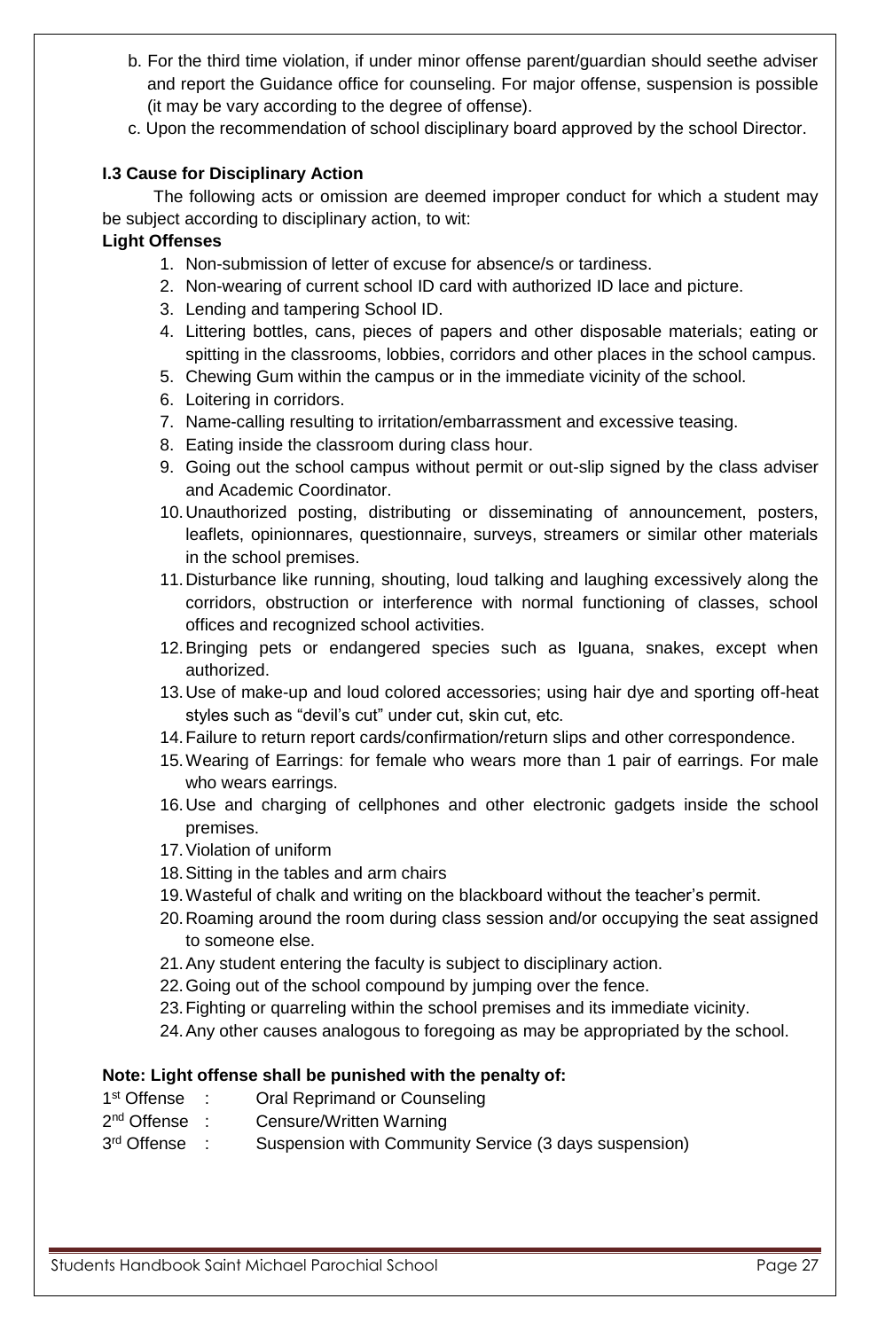b. For the third time violation, if under minor offense parent/guardian should seethe adviser and report the Guidance office for counseling. For major offense, suspension is possible (it may be vary according to the degree of offense).

c. Upon the recommendation of school disciplinary board approved by the school Director.

**I.3 Cause for Disciplinary Action**

The following acts or omission are deemed improper conduct for which a student may be subject according to disciplinary action, to wit:

**Light Offenses**

1. Non-submission of letter of excuse for absence/s or tardiness.
2. Non-wearing of current school ID card with authorized ID lace and picture.
3. Lending and tampering School ID.
4. Littering bottles, cans, pieces of papers and other disposable materials; eating or spitting in the classrooms, lobbies, corridors and other places in the school campus.
5. Chewing Gum within the campus or in the immediate vicinity of the school.
6. Loitering in corridors.
7. Name-calling resulting to irritation/embarrassment and excessive teasing.
8. Eating inside the classroom during class hour.
9. Going out the school campus without permit or out-slip signed by the class adviser and Academic Coordinator.
10. Unauthorized posting, distributing or disseminating of announcement, posters, leaflets, opinionnares, questionnaire, surveys, streamers or similar other materials in the school premises.
11. Disturbance like running, shouting, loud talking and laughing excessively along the corridors, obstruction or interference with normal functioning of classes, school offices and recognized school activities.
12. Bringing pets or endangered species such as Iguana, snakes, except when authorized.
13. Use of make-up and loud colored accessories; using hair dye and sporting off-heat styles such as "devil's cut" under cut, skin cut, etc.
14. Failure to return report cards/confirmation/return slips and other correspondence.
15. Wearing of Earrings: for female who wears more than 1 pair of earrings. For male who wears earrings.
16. Use and charging of cellphones and other electronic gadgets inside the school premises.
17. Violation of uniform
18. Sitting in the tables and arm chairs
19. Wasteful of chalk and writing on the blackboard without the teacher's permit.
20. Roaming around the room during class session and/or occupying the seat assigned to someone else.
21. Any student entering the faculty is subject to disciplinary action.
22. Going out of the school compound by jumping over the fence.
23. Fighting or quarreling within the school premises and its immediate vicinity.
24. Any other causes analogous to foregoing as may be appropriated by the school.

**Note: Light offense shall be punished with the penalty of:**

1st Offense : Oral Reprimand or Counseling
2nd Offense : Censure/Written Warning
3rd Offense : Suspension with Community Service (3 days suspension)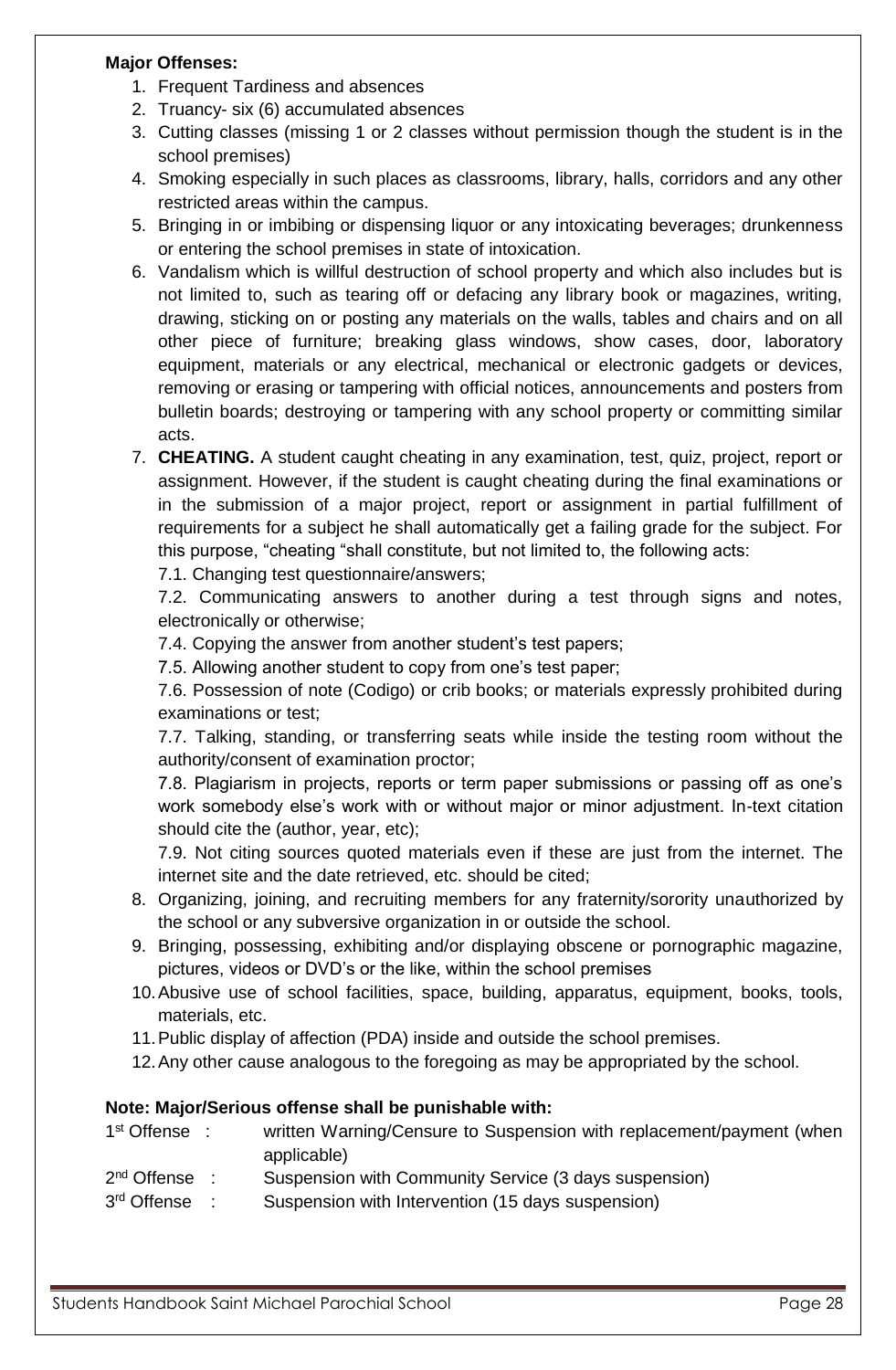**Major Offenses:**

1. Frequent Tardiness and absences
2. Truancy- six (6) accumulated absences
3. Cutting classes (missing 1 or 2 classes without permission though the student is in the school premises)
4. Smoking especially in such places as classrooms, library, halls, corridors and any other restricted areas within the campus.
5. Bringing in or imbibing or dispensing liquor or any intoxicating beverages; drunkenness or entering the school premises in state of intoxication.
6. Vandalism which is willful destruction of school property and which also includes but is not limited to, such as tearing off or defacing any library book or magazines, writing, drawing, sticking on or posting any materials on the walls, tables and chairs and on all other piece of furniture; breaking glass windows, show cases, door, laboratory equipment, materials or any electrical, mechanical or electronic gadgets or devices, removing or erasing or tampering with official notices, announcements and posters from bulletin boards; destroying or tampering with any school property or committing similar acts.
7. **CHEATING.** A student caught cheating in any examination, test, quiz, project, report or assignment. However, if the student is caught cheating during the final examinations or in the submission of a major project, report or assignment in partial fulfillment of requirements for a subject he shall automatically get a failing grade for the subject. For this purpose, "cheating "shall constitute, but not limited to, the following acts:

   7.1. Changing test questionnaire/answers;

   7.2. Communicating answers to another during a test through signs and notes, electronically or otherwise;

   7.4. Copying the answer from another student's test papers;

   7.5. Allowing another student to copy from one's test paper;

   7.6. Possession of note (Codigo) or crib books; or materials expressly prohibited during examinations or test;

   7.7. Talking, standing, or transferring seats while inside the testing room without the authority/consent of examination proctor;

   7.8. Plagiarism in projects, reports or term paper submissions or passing off as one's work somebody else's work with or without major or minor adjustment. In-text citation should cite the (author, year, etc);

   7.9. Not citing sources quoted materials even if these are just from the internet. The internet site and the date retrieved, etc. should be cited;
8. Organizing, joining, and recruiting members for any fraternity/sorority unauthorized by the school or any subversive organization in or outside the school.
9. Bringing, possessing, exhibiting and/or displaying obscene or pornographic magazine, pictures, videos or DVD's or the like, within the school premises
10. Abusive use of school facilities, space, building, apparatus, equipment, books, tools, materials, etc.
11. Public display of affection (PDA) inside and outside the school premises.
12. Any other cause analogous to the foregoing as may be appropriated by the school.

**Note: Major/Serious offense shall be punishable with:**

1st Offense : written Warning/Censure to Suspension with replacement/payment (when applicable)

2nd Offense : Suspension with Community Service (3 days suspension)

3rd Offense : Suspension with Intervention (15 days suspension)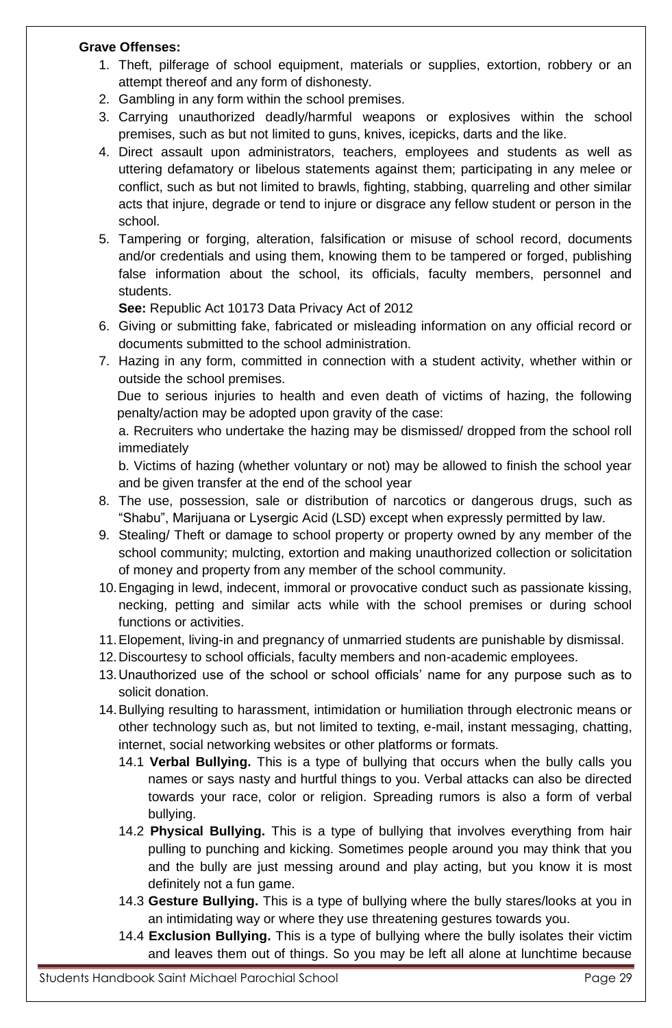**Grave Offenses:**

1. Theft, pilferage of school equipment, materials or supplies, extortion, robbery or an attempt thereof and any form of dishonesty.
2. Gambling in any form within the school premises.
3. Carrying unauthorized deadly/harmful weapons or explosives within the school premises, such as but not limited to guns, knives, icepicks, darts and the like.
4. Direct assault upon administrators, teachers, employees and students as well as uttering defamatory or libelous statements against them; participating in any melee or conflict, such as but not limited to brawls, fighting, stabbing, quarreling and other similar acts that injure, degrade or tend to injure or disgrace any fellow student or person in the school.
5. Tampering or forging, alteration, falsification or misuse of school record, documents and/or credentials and using them, knowing them to be tampered or forged, publishing false information about the school, its officials, faculty members, personnel and students.

   **See:** Republic Act 10173 Data Privacy Act of 2012
6. Giving or submitting fake, fabricated or misleading information on any official record or documents submitted to the school administration.
7. Hazing in any form, committed in connection with a student activity, whether within or outside the school premises.

   Due to serious injuries to health and even death of victims of hazing, the following penalty/action may be adopted upon gravity of the case:

   a. Recruiters who undertake the hazing may be dismissed/ dropped from the school roll immediately

   b. Victims of hazing (whether voluntary or not) may be allowed to finish the school year and be given transfer at the end of the school year
8. The use, possession, sale or distribution of narcotics or dangerous drugs, such as "Shabu", Marijuana or Lysergic Acid (LSD) except when expressly permitted by law.
9. Stealing/ Theft or damage to school property or property owned by any member of the school community; mulcting, extortion and making unauthorized collection or solicitation of money and property from any member of the school community.
10. Engaging in lewd, indecent, immoral or provocative conduct such as passionate kissing, necking, petting and similar acts while with the school premises or during school functions or activities.
11. Elopement, living-in and pregnancy of unmarried students are punishable by dismissal.
12. Discourtesy to school officials, faculty members and non-academic employees.
13. Unauthorized use of the school or school officials' name for any purpose such as to solicit donation.
14. Bullying resulting to harassment, intimidation or humiliation through electronic means or other technology such as, but not limited to texting, e-mail, instant messaging, chatting, internet, social networking websites or other platforms or formats.

    14.1 **Verbal Bullying.** This is a type of bullying that occurs when the bully calls you names or says nasty and hurtful things to you. Verbal attacks can also be directed towards your race, color or religion. Spreading rumors is also a form of verbal bullying.

    14.2 **Physical Bullying.** This is a type of bullying that involves everything from hair pulling to punching and kicking. Sometimes people around you may think that you and the bully are just messing around and play acting, but you know it is most definitely not a fun game.

    14.3 **Gesture Bullying.** This is a type of bullying where the bully stares/looks at you in an intimidating way or where they use threatening gestures towards you.

    14.4 **Exclusion Bullying.** This is a type of bullying where the bully isolates their victim and leaves them out of things. So you may be left all alone at lunchtime because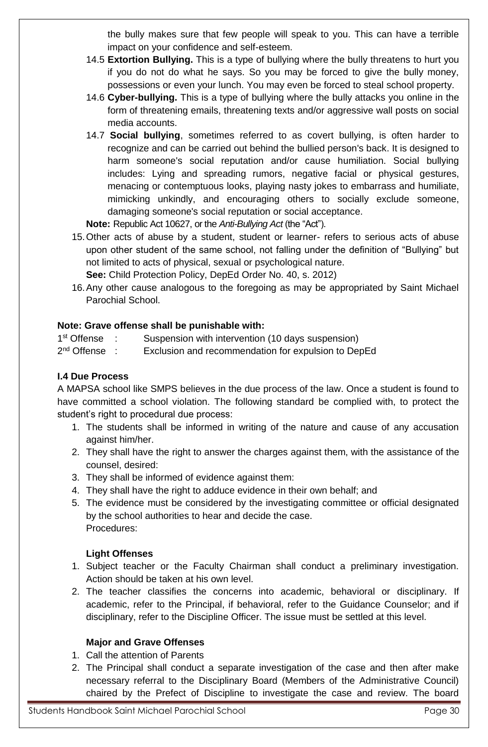the bully makes sure that few people will speak to you. This can have a terrible impact on your confidence and self-esteem.

14.5 **Extortion Bullying.** This is a type of bullying where the bully threatens to hurt you if you do not do what he says. So you may be forced to give the bully money, possessions or even your lunch. You may even be forced to steal school property.

14.6 **Cyber-bullying.** This is a type of bullying where the bully attacks you online in the form of threatening emails, threatening texts and/or aggressive wall posts on social media accounts.

14.7 **Social bullying**, sometimes referred to as covert bullying, is often harder to recognize and can be carried out behind the bullied person's back. It is designed to harm someone's social reputation and/or cause humiliation. Social bullying includes: Lying and spreading rumors, negative facial or physical gestures, menacing or contemptuous looks, playing nasty jokes to embarrass and humiliate, mimicking unkindly, and encouraging others to socially exclude someone, damaging someone's social reputation or social acceptance.

**Note:** Republic Act 10627, or the *Anti-Bullying Act* (the "Act").

15. Other acts of abuse by a student, student or learner- refers to serious acts of abuse upon other student of the same school, not falling under the definition of "Bullying" but not limited to acts of physical, sexual or psychological nature.
    **See:** Child Protection Policy, DepEd Order No. 40, s. 2012)
16. Any other cause analogous to the foregoing as may be appropriated by Saint Michael Parochial School.

**Note: Grave offense shall be punishable with:**

1st Offense : Suspension with intervention (10 days suspension)
2nd Offense : Exclusion and recommendation for expulsion to DepEd

**I.4 Due Process**

A MAPSA school like SMPS believes in the due process of the law. Once a student is found to have committed a school violation. The following standard be complied with, to protect the student's right to procedural due process:

1. The students shall be informed in writing of the nature and cause of any accusation against him/her.
2. They shall have the right to answer the charges against them, with the assistance of the counsel, desired:
3. They shall be informed of evidence against them:
4. They shall have the right to adduce evidence in their own behalf; and
5. The evidence must be considered by the investigating committee or official designated by the school authorities to hear and decide the case.
   Procedures:

**Light Offenses**

1. Subject teacher or the Faculty Chairman shall conduct a preliminary investigation. Action should be taken at his own level.
2. The teacher classifies the concerns into academic, behavioral or disciplinary. If academic, refer to the Principal, if behavioral, refer to the Guidance Counselor; and if disciplinary, refer to the Discipline Officer. The issue must be settled at this level.

**Major and Grave Offenses**

1. Call the attention of Parents
2. The Principal shall conduct a separate investigation of the case and then after make necessary referral to the Disciplinary Board (Members of the Administrative Council) chaired by the Prefect of Discipline to investigate the case and review. The board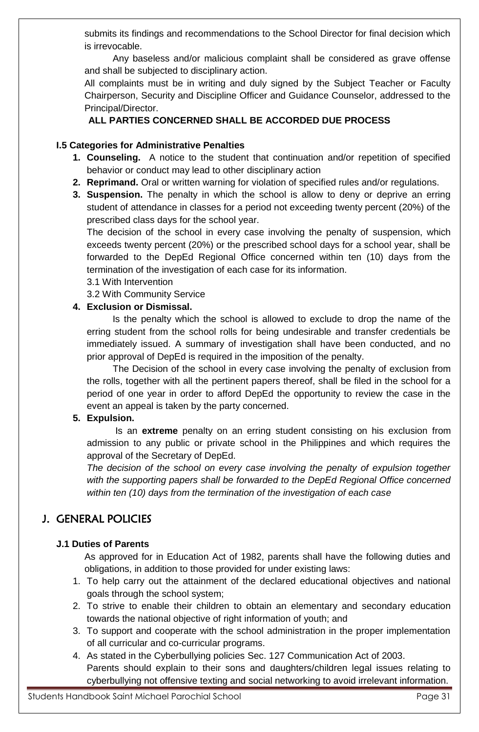submits its findings and recommendations to the School Director for final decision which is irrevocable.

Any baseless and/or malicious complaint shall be considered as grave offense and shall be subjected to disciplinary action.

All complaints must be in writing and duly signed by the Subject Teacher or Faculty Chairperson, Security and Discipline Officer and Guidance Counselor, addressed to the Principal/Director.

**ALL PARTIES CONCERNED SHALL BE ACCORDED DUE PROCESS**

### I.5 Categories for Administrative Penalties

1. **Counseling.** A notice to the student that continuation and/or repetition of specified behavior or conduct may lead to other disciplinary action
2. **Reprimand.** Oral or written warning for violation of specified rules and/or regulations.
3. **Suspension.** The penalty in which the school is allow to deny or deprive an erring student of attendance in classes for a period not exceeding twenty percent (20%) of the prescribed class days for the school year.

   The decision of the school in every case involving the penalty of suspension, which exceeds twenty percent (20%) or the prescribed school days for a school year, shall be forwarded to the DepEd Regional Office concerned within ten (10) days from the termination of the investigation of each case for its information.

   3.1 With Intervention

   3.2 With Community Service
4. **Exclusion or Dismissal.**

   Is the penalty which the school is allowed to exclude to drop the name of the erring student from the school rolls for being undesirable and transfer credentials be immediately issued. A summary of investigation shall have been conducted, and no prior approval of DepEd is required in the imposition of the penalty.

   The Decision of the school in every case involving the penalty of exclusion from the rolls, together with all the pertinent papers thereof, shall be filed in the school for a period of one year in order to afford DepEd the opportunity to review the case in the event an appeal is taken by the party concerned.
5. **Expulsion.**

   Is an **extreme** penalty on an erring student consisting on his exclusion from admission to any public or private school in the Philippines and which requires the approval of the Secretary of DepEd.

   *The decision of the school on every case involving the penalty of expulsion together with the supporting papers shall be forwarded to the DepEd Regional Office concerned within ten (10) days from the termination of the investigation of each case*

## J. GENERAL POLICIES

### J.1 Duties of Parents

As approved for in Education Act of 1982, parents shall have the following duties and obligations, in addition to those provided for under existing laws:

1. To help carry out the attainment of the declared educational objectives and national goals through the school system;
2. To strive to enable their children to obtain an elementary and secondary education towards the national objective of right information of youth; and
3. To support and cooperate with the school administration in the proper implementation of all curricular and co-curricular programs.
4. As stated in the Cyberbullying policies Sec. 127 Communication Act of 2003.
   Parents should explain to their sons and daughters/children legal issues relating to cyberbullying not offensive texting and social networking to avoid irrelevant information.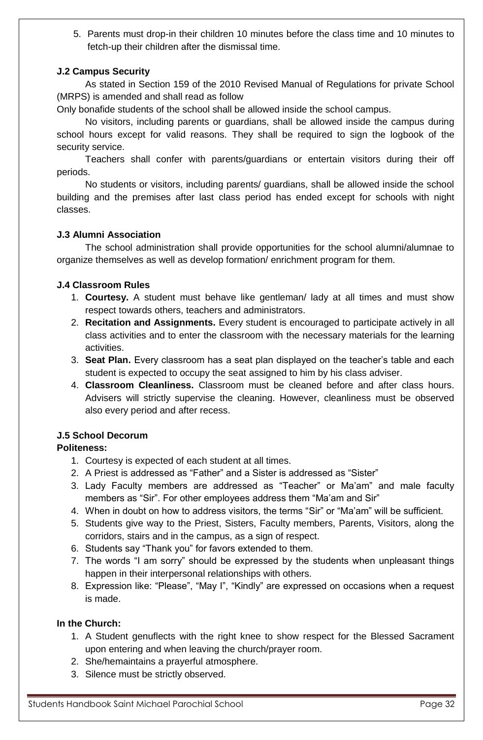5. Parents must drop-in their children 10 minutes before the class time and 10 minutes to fetch-up their children after the dismissal time.

### J.2 Campus Security

As stated in Section 159 of the 2010 Revised Manual of Regulations for private School (MRPS) is amended and shall read as follow

Only bonafide students of the school shall be allowed inside the school campus.

No visitors, including parents or guardians, shall be allowed inside the campus during school hours except for valid reasons. They shall be required to sign the logbook of the security service.

Teachers shall confer with parents/guardians or entertain visitors during their off periods.

No students or visitors, including parents/ guardians, shall be allowed inside the school building and the premises after last class period has ended except for schools with night classes.

### J.3 Alumni Association

The school administration shall provide opportunities for the school alumni/alumnae to organize themselves as well as develop formation/ enrichment program for them.

### J.4 Classroom Rules

1. **Courtesy.** A student must behave like gentleman/ lady at all times and must show respect towards others, teachers and administrators.
2. **Recitation and Assignments.** Every student is encouraged to participate actively in all class activities and to enter the classroom with the necessary materials for the learning activities.
3. **Seat Plan.** Every classroom has a seat plan displayed on the teacher's table and each student is expected to occupy the seat assigned to him by his class adviser.
4. **Classroom Cleanliness.** Classroom must be cleaned before and after class hours. Advisers will strictly supervise the cleaning. However, cleanliness must be observed also every period and after recess.

### J.5 School Decorum

**Politeness:**

1. Courtesy is expected of each student at all times.
2. A Priest is addressed as "Father" and a Sister is addressed as "Sister"
3. Lady Faculty members are addressed as "Teacher" or Ma'am" and male faculty members as "Sir". For other employees address them "Ma'am and Sir"
4. When in doubt on how to address visitors, the terms "Sir" or "Ma'am" will be sufficient.
5. Students give way to the Priest, Sisters, Faculty members, Parents, Visitors, along the corridors, stairs and in the campus, as a sign of respect.
6. Students say "Thank you" for favors extended to them.
7. The words "I am sorry" should be expressed by the students when unpleasant things happen in their interpersonal relationships with others.
8. Expression like: "Please", "May I", "Kindly" are expressed on occasions when a request is made.

**In the Church:**

1. A Student genuflects with the right knee to show respect for the Blessed Sacrament upon entering and when leaving the church/prayer room.
2. She/hemaintains a prayerful atmosphere.
3. Silence must be strictly observed.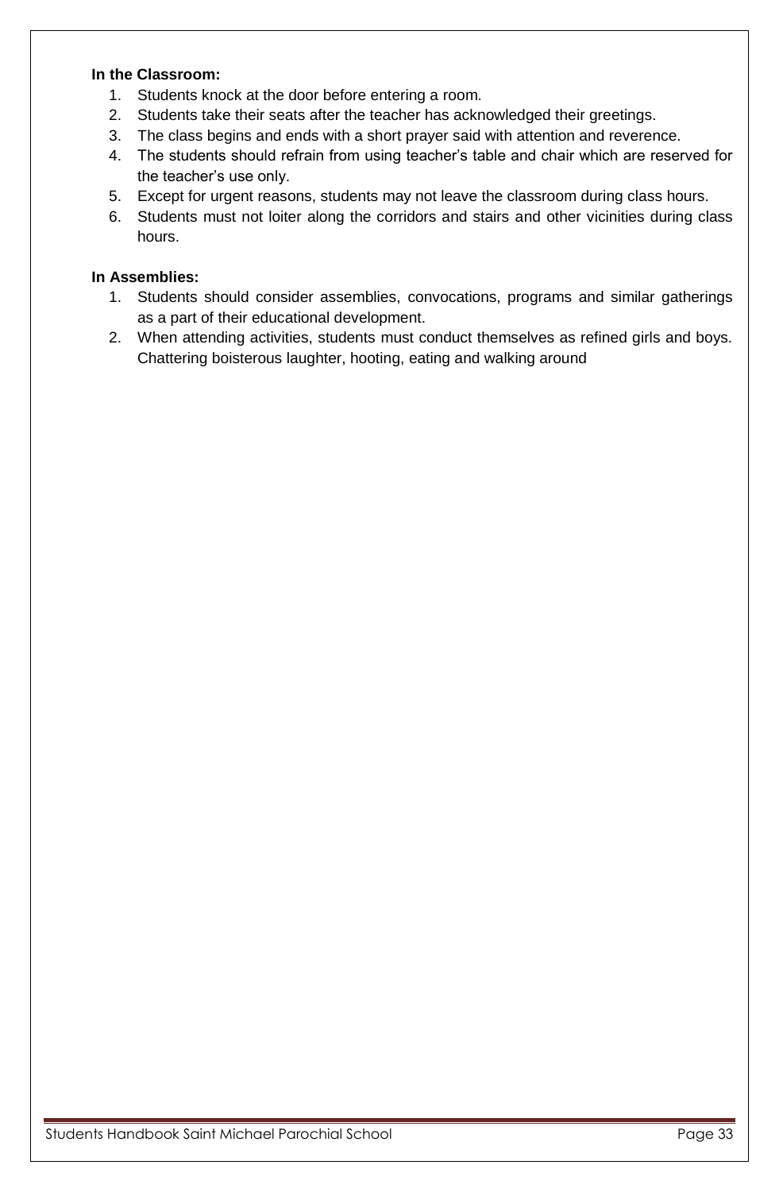**In the Classroom:**

1. Students knock at the door before entering a room.
2. Students take their seats after the teacher has acknowledged their greetings.
3. The class begins and ends with a short prayer said with attention and reverence.
4. The students should refrain from using teacher's table and chair which are reserved for the teacher's use only.
5. Except for urgent reasons, students may not leave the classroom during class hours.
6. Students must not loiter along the corridors and stairs and other vicinities during class hours.

**In Assemblies:**

1. Students should consider assemblies, convocations, programs and similar gatherings as a part of their educational development.
2. When attending activities, students must conduct themselves as refined girls and boys. Chattering boisterous laughter, hooting, eating and walking around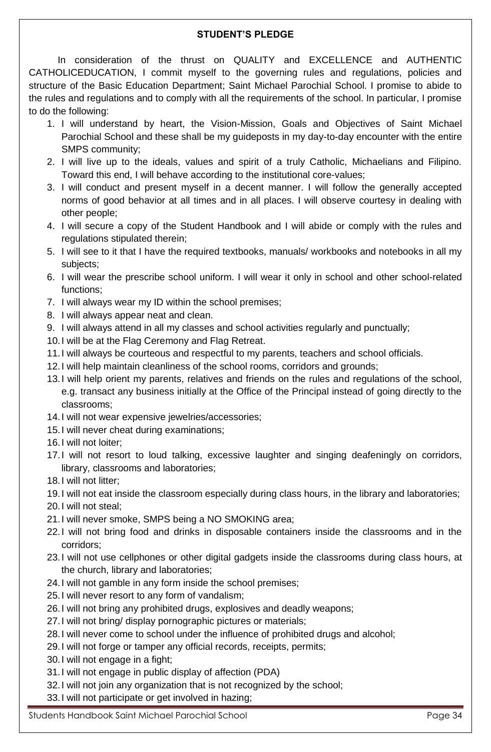**STUDENT'S PLEDGE**

In consideration of the thrust on QUALITY and EXCELLENCE and AUTHENTIC CATHOLICEDUCATION, I commit myself to the governing rules and regulations, policies and structure of the Basic Education Department; Saint Michael Parochial School. I promise to abide to the rules and regulations and to comply with all the requirements of the school. In particular, I promise to do the following:

1. I will understand by heart, the Vision-Mission, Goals and Objectives of Saint Michael Parochial School and these shall be my guideposts in my day-to-day encounter with the entire SMPS community;
2. I will live up to the ideals, values and spirit of a truly Catholic, Michaelians and Filipino. Toward this end, I will behave according to the institutional core-values;
3. I will conduct and present myself in a decent manner. I will follow the generally accepted norms of good behavior at all times and in all places. I will observe courtesy in dealing with other people;
4. I will secure a copy of the Student Handbook and I will abide or comply with the rules and regulations stipulated therein;
5. I will see to it that I have the required textbooks, manuals/ workbooks and notebooks in all my subjects;
6. I will wear the prescribe school uniform. I will wear it only in school and other school-related functions;
7. I will always wear my ID within the school premises;
8. I will always appear neat and clean.
9. I will always attend in all my classes and school activities regularly and punctually;
10. I will be at the Flag Ceremony and Flag Retreat.
11. I will always be courteous and respectful to my parents, teachers and school officials.
12. I will help maintain cleanliness of the school rooms, corridors and grounds;
13. I will help orient my parents, relatives and friends on the rules and regulations of the school, e.g. transact any business initially at the Office of the Principal instead of going directly to the classrooms;
14. I will not wear expensive jewelries/accessories;
15. I will never cheat during examinations;
16. I will not loiter;
17. I will not resort to loud talking, excessive laughter and singing deafeningly on corridors, library, classrooms and laboratories;
18. I will not litter;
19. I will not eat inside the classroom especially during class hours, in the library and laboratories;
20. I will not steal;
21. I will never smoke, SMPS being a NO SMOKING area;
22. I will not bring food and drinks in disposable containers inside the classrooms and in the corridors;
23. I will not use cellphones or other digital gadgets inside the classrooms during class hours, at the church, library and laboratories;
24. I will not gamble in any form inside the school premises;
25. I will never resort to any form of vandalism;
26. I will not bring any prohibited drugs, explosives and deadly weapons;
27. I will not bring/ display pornographic pictures or materials;
28. I will never come to school under the influence of prohibited drugs and alcohol;
29. I will not forge or tamper any official records, receipts, permits;
30. I will not engage in a fight;
31. I will not engage in public display of affection (PDA)
32. I will not join any organization that is not recognized by the school;
33. I will not participate or get involved in hazing;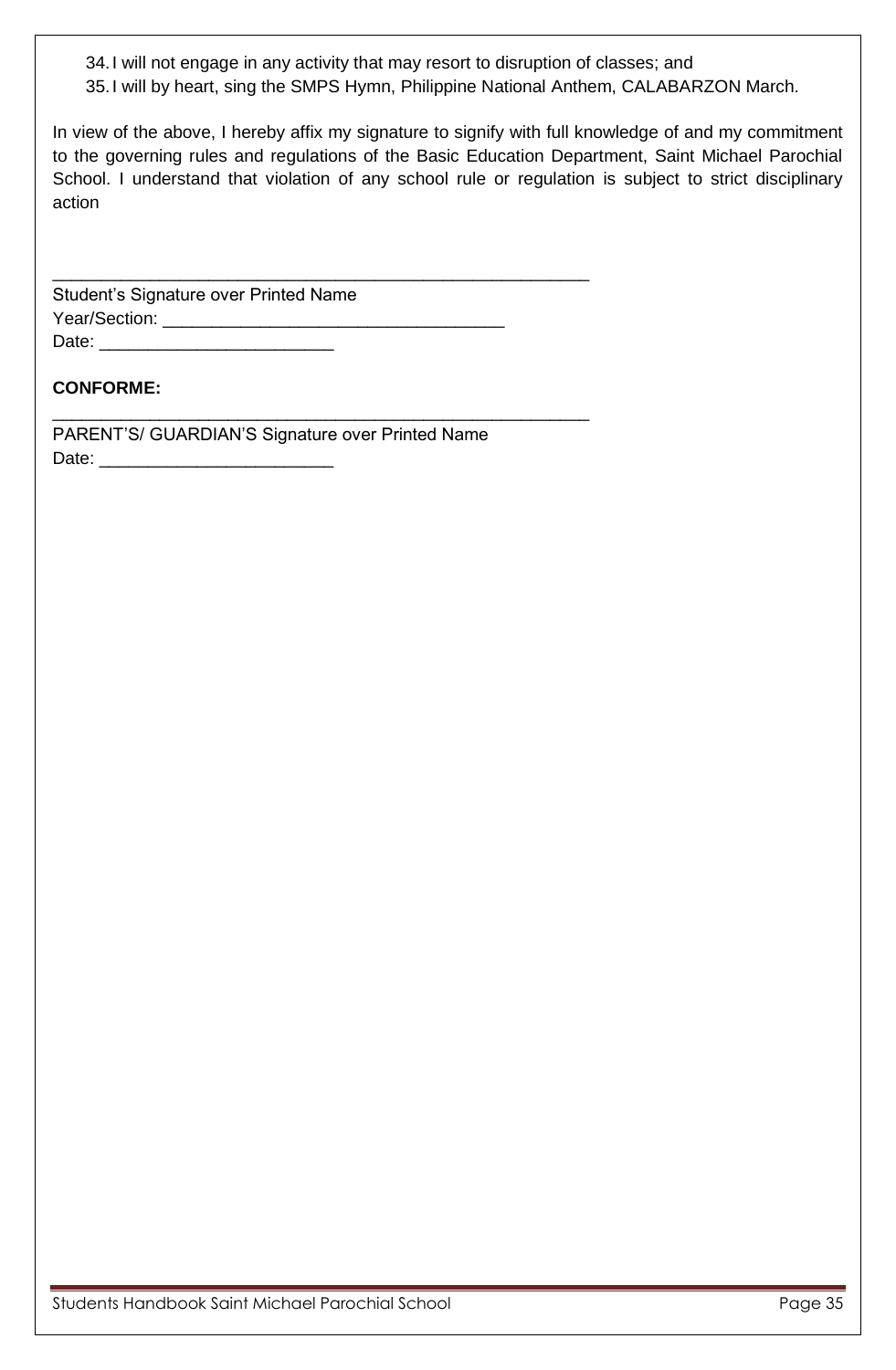34. I will not engage in any activity that may resort to disruption of classes; and
35. I will by heart, sing the SMPS Hymn, Philippine National Anthem, CALABARZON March.

In view of the above, I hereby affix my signature to signify with full knowledge of and my commitment to the governing rules and regulations of the Basic Education Department, Saint Michael Parochial School. I understand that violation of any school rule or regulation is subject to strict disciplinary action

\_\_\_\_\_\_\_\_\_\_\_\_\_\_\_\_\_\_\_\_\_\_\_\_\_\_\_\_\_\_\_\_\_\_\_\_\_\_\_\_\_\_\_\_\_\_\_\_\_\_\_\_\_\_

Student's Signature over Printed Name

Year/Section: \_\_\_\_\_\_\_\_\_\_\_\_\_\_\_\_\_\_\_\_\_\_\_\_\_\_\_\_\_\_\_\_\_\_

Date: \_\_\_\_\_\_\_\_\_\_\_\_\_\_\_\_\_\_\_\_\_\_\_\_

**CONFORME:**

\_\_\_\_\_\_\_\_\_\_\_\_\_\_\_\_\_\_\_\_\_\_\_\_\_\_\_\_\_\_\_\_\_\_\_\_\_\_\_\_\_\_\_\_\_\_\_\_\_\_\_\_\_\_

PARENT'S/ GUARDIAN'S Signature over Printed Name

Date: \_\_\_\_\_\_\_\_\_\_\_\_\_\_\_\_\_\_\_\_\_\_\_\_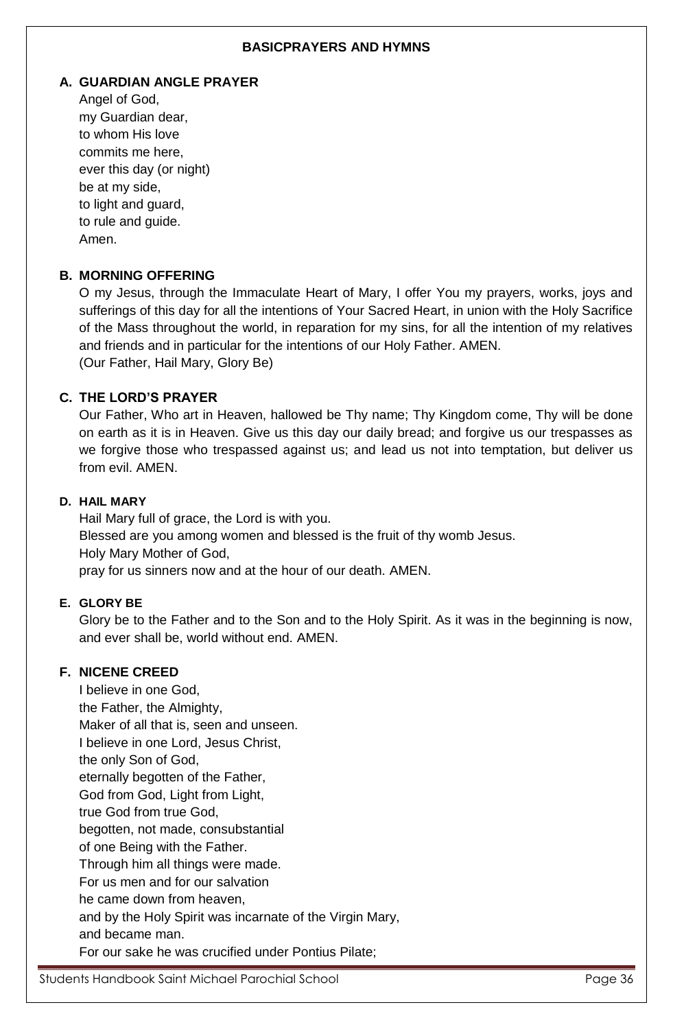## BASICPRAYERS AND HYMNS

### A. GUARDIAN ANGLE PRAYER

Angel of God,  
my Guardian dear,  
to whom His love  
commits me here,  
ever this day (or night)  
be at my side,  
to light and guard,  
to rule and guide.  
Amen.

### B. MORNING OFFERING

O my Jesus, through the Immaculate Heart of Mary, I offer You my prayers, works, joys and sufferings of this day for all the intentions of Your Sacred Heart, in union with the Holy Sacrifice of the Mass throughout the world, in reparation for my sins, for all the intention of my relatives and friends and in particular for the intentions of our Holy Father. AMEN.  
(Our Father, Hail Mary, Glory Be)

### C. THE LORD'S PRAYER

Our Father, Who art in Heaven, hallowed be Thy name; Thy Kingdom come, Thy will be done on earth as it is in Heaven. Give us this day our daily bread; and forgive us our trespasses as we forgive those who trespassed against us; and lead us not into temptation, but deliver us from evil. AMEN.

### D. HAIL MARY

Hail Mary full of grace, the Lord is with you.  
Blessed are you among women and blessed is the fruit of thy womb Jesus.  
Holy Mary Mother of God,  
pray for us sinners now and at the hour of our death. AMEN.

### E. GLORY BE

Glory be to the Father and to the Son and to the Holy Spirit. As it was in the beginning is now, and ever shall be, world without end. AMEN.

### F. NICENE CREED

I believe in one God,  
the Father, the Almighty,  
Maker of all that is, seen and unseen.  
I believe in one Lord, Jesus Christ,  
the only Son of God,  
eternally begotten of the Father,  
God from God, Light from Light,  
true God from true God,  
begotten, not made, consubstantial  
of one Being with the Father.  
Through him all things were made.  
For us men and for our salvation  
he came down from heaven,  
and by the Holy Spirit was incarnate of the Virgin Mary,  
and became man.  
For our sake he was crucified under Pontius Pilate;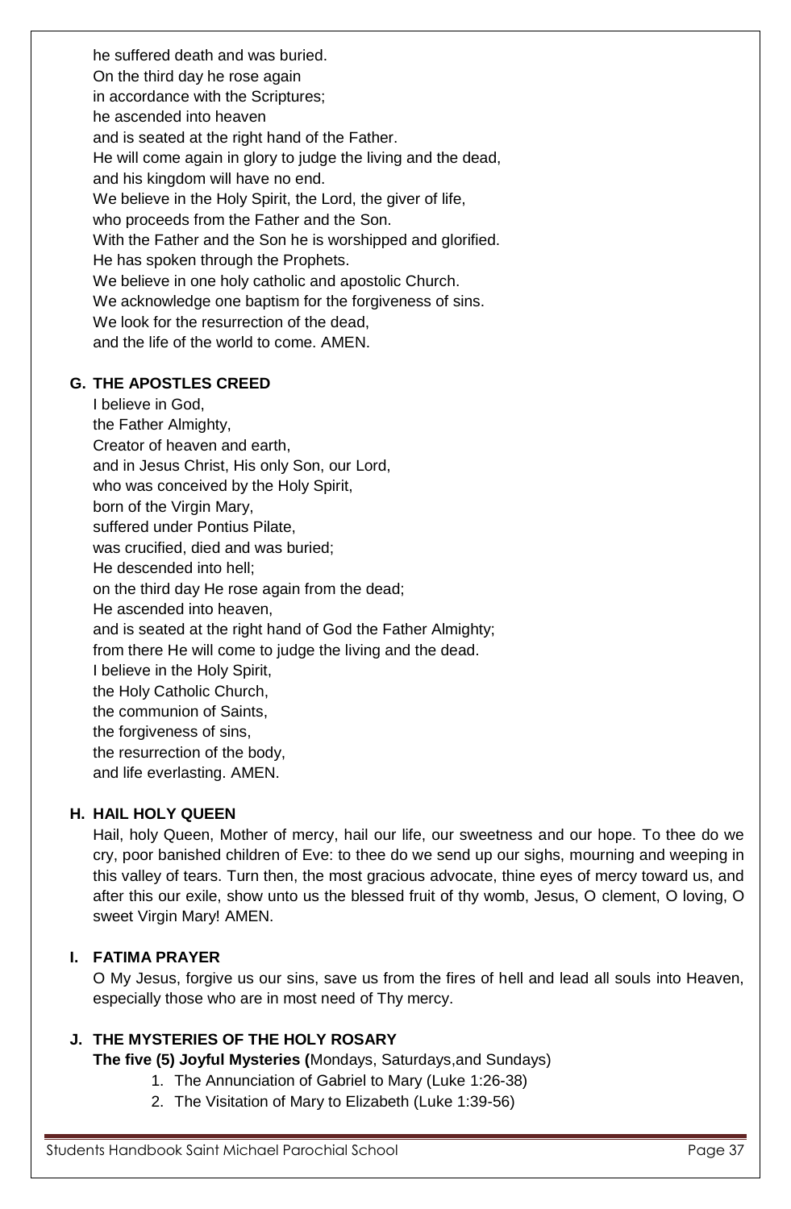he suffered death and was buried.
On the third day he rose again
in accordance with the Scriptures;
he ascended into heaven
and is seated at the right hand of the Father.
He will come again in glory to judge the living and the dead,
and his kingdom will have no end.
We believe in the Holy Spirit, the Lord, the giver of life,
who proceeds from the Father and the Son.
With the Father and the Son he is worshipped and glorified.
He has spoken through the Prophets.
We believe in one holy catholic and apostolic Church.
We acknowledge one baptism for the forgiveness of sins.
We look for the resurrection of the dead,
and the life of the world to come. AMEN.

### G. THE APOSTLES CREED

I believe in God,
the Father Almighty,
Creator of heaven and earth,
and in Jesus Christ, His only Son, our Lord,
who was conceived by the Holy Spirit,
born of the Virgin Mary,
suffered under Pontius Pilate,
was crucified, died and was buried;
He descended into hell;
on the third day He rose again from the dead;
He ascended into heaven,
and is seated at the right hand of God the Father Almighty;
from there He will come to judge the living and the dead.
I believe in the Holy Spirit,
the Holy Catholic Church,
the communion of Saints,
the forgiveness of sins,
the resurrection of the body,
and life everlasting. AMEN.

### H. HAIL HOLY QUEEN

Hail, holy Queen, Mother of mercy, hail our life, our sweetness and our hope. To thee do we cry, poor banished children of Eve: to thee do we send up our sighs, mourning and weeping in this valley of tears. Turn then, the most gracious advocate, thine eyes of mercy toward us, and after this our exile, show unto us the blessed fruit of thy womb, Jesus, O clement, O loving, O sweet Virgin Mary! AMEN.

### I. FATIMA PRAYER

O My Jesus, forgive us our sins, save us from the fires of hell and lead all souls into Heaven, especially those who are in most need of Thy mercy.

### J. THE MYSTERIES OF THE HOLY ROSARY

**The five (5) Joyful Mysteries (**Mondays, Saturdays,and Sundays)

1. The Annunciation of Gabriel to Mary (Luke 1:26-38)
2. The Visitation of Mary to Elizabeth (Luke 1:39-56)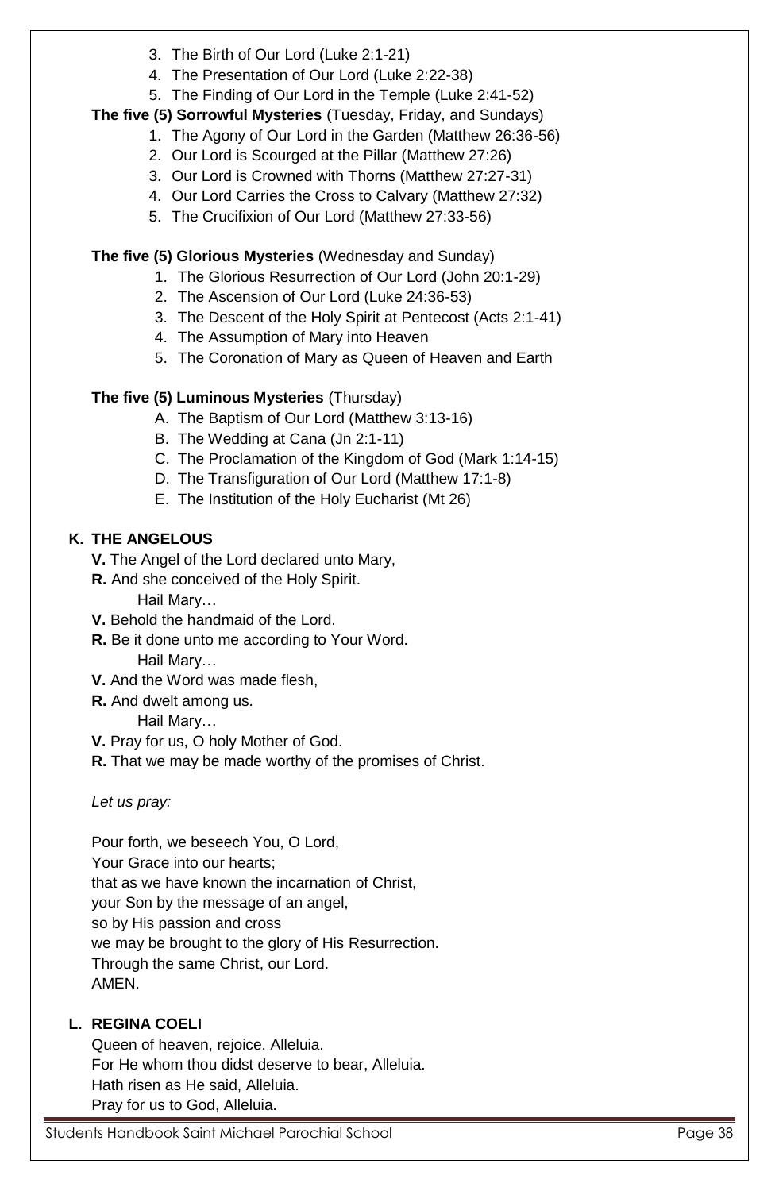3. The Birth of Our Lord (Luke 2:1-21)
4. The Presentation of Our Lord (Luke 2:22-38)
5. The Finding of Our Lord in the Temple (Luke 2:41-52)

**The five (5) Sorrowful Mysteries** (Tuesday, Friday, and Sundays)

1. The Agony of Our Lord in the Garden (Matthew 26:36-56)
2. Our Lord is Scourged at the Pillar (Matthew 27:26)
3. Our Lord is Crowned with Thorns (Matthew 27:27-31)
4. Our Lord Carries the Cross to Calvary (Matthew 27:32)
5. The Crucifixion of Our Lord (Matthew 27:33-56)

**The five (5) Glorious Mysteries** (Wednesday and Sunday)

1. The Glorious Resurrection of Our Lord (John 20:1-29)
2. The Ascension of Our Lord (Luke 24:36-53)
3. The Descent of the Holy Spirit at Pentecost (Acts 2:1-41)
4. The Assumption of Mary into Heaven
5. The Coronation of Mary as Queen of Heaven and Earth

**The five (5) Luminous Mysteries** (Thursday)

A. The Baptism of Our Lord (Matthew 3:13-16)
B. The Wedding at Cana (Jn 2:1-11)
C. The Proclamation of the Kingdom of God (Mark 1:14-15)
D. The Transfiguration of Our Lord (Matthew 17:1-8)
E. The Institution of the Holy Eucharist (Mt 26)

## K. THE ANGELOUS

**V.** The Angel of the Lord declared unto Mary,
**R.** And she conceived of the Holy Spirit.
Hail Mary…
**V.** Behold the handmaid of the Lord.
**R.** Be it done unto me according to Your Word.
Hail Mary…
**V.** And the Word was made flesh,
**R.** And dwelt among us.
Hail Mary…
**V.** Pray for us, O holy Mother of God.
**R.** That we may be made worthy of the promises of Christ.

*Let us pray:*

Pour forth, we beseech You, O Lord,
Your Grace into our hearts;
that as we have known the incarnation of Christ,
your Son by the message of an angel,
so by His passion and cross
we may be brought to the glory of His Resurrection.
Through the same Christ, our Lord.
AMEN.

## L. REGINA COELI

Queen of heaven, rejoice. Alleluia.
For He whom thou didst deserve to bear, Alleluia.
Hath risen as He said, Alleluia.
Pray for us to God, Alleluia.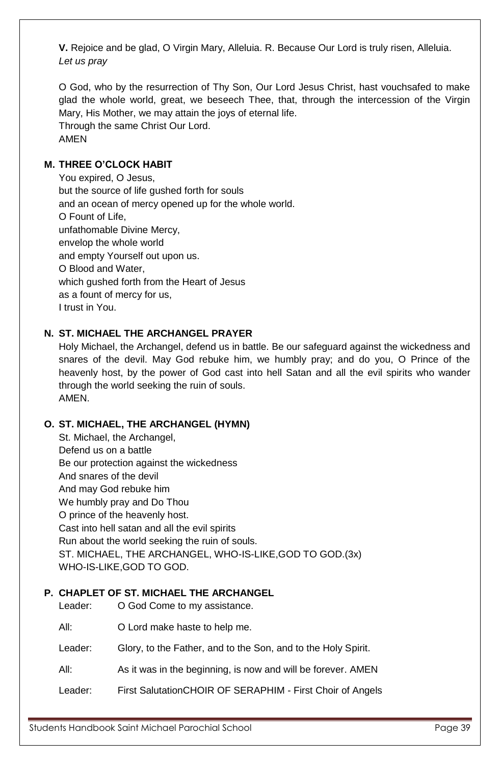**V.** Rejoice and be glad, O Virgin Mary, Alleluia. R. Because Our Lord is truly risen, Alleluia.
*Let us pray*

O God, who by the resurrection of Thy Son, Our Lord Jesus Christ, hast vouchsafed to make glad the whole world, great, we beseech Thee, that, through the intercession of the Virgin Mary, His Mother, we may attain the joys of eternal life.
Through the same Christ Our Lord.
AMEN

### M. THREE O'CLOCK HABIT

You expired, O Jesus,
but the source of life gushed forth for souls
and an ocean of mercy opened up for the whole world.
O Fount of Life,
unfathomable Divine Mercy,
envelop the whole world
and empty Yourself out upon us.
O Blood and Water,
which gushed forth from the Heart of Jesus
as a fount of mercy for us,
I trust in You.

### N. ST. MICHAEL THE ARCHANGEL PRAYER

Holy Michael, the Archangel, defend us in battle. Be our safeguard against the wickedness and snares of the devil. May God rebuke him, we humbly pray; and do you, O Prince of the heavenly host, by the power of God cast into hell Satan and all the evil spirits who wander through the world seeking the ruin of souls.
AMEN.

### O. ST. MICHAEL, THE ARCHANGEL (HYMN)

St. Michael, the Archangel,
Defend us on a battle
Be our protection against the wickedness
And snares of the devil
And may God rebuke him
We humbly pray and Do Thou
O prince of the heavenly host.
Cast into hell satan and all the evil spirits
Run about the world seeking the ruin of souls.
ST. MICHAEL, THE ARCHANGEL, WHO-IS-LIKE,GOD TO GOD.(3x)
WHO-IS-LIKE,GOD TO GOD.

### P. CHAPLET OF ST. MICHAEL THE ARCHANGEL

Leader: O God Come to my assistance.

All: O Lord make haste to help me.

Leader: Glory, to the Father, and to the Son, and to the Holy Spirit.

All: As it was in the beginning, is now and will be forever. AMEN

Leader: First SalutationCHOIR OF SERAPHIM - First Choir of Angels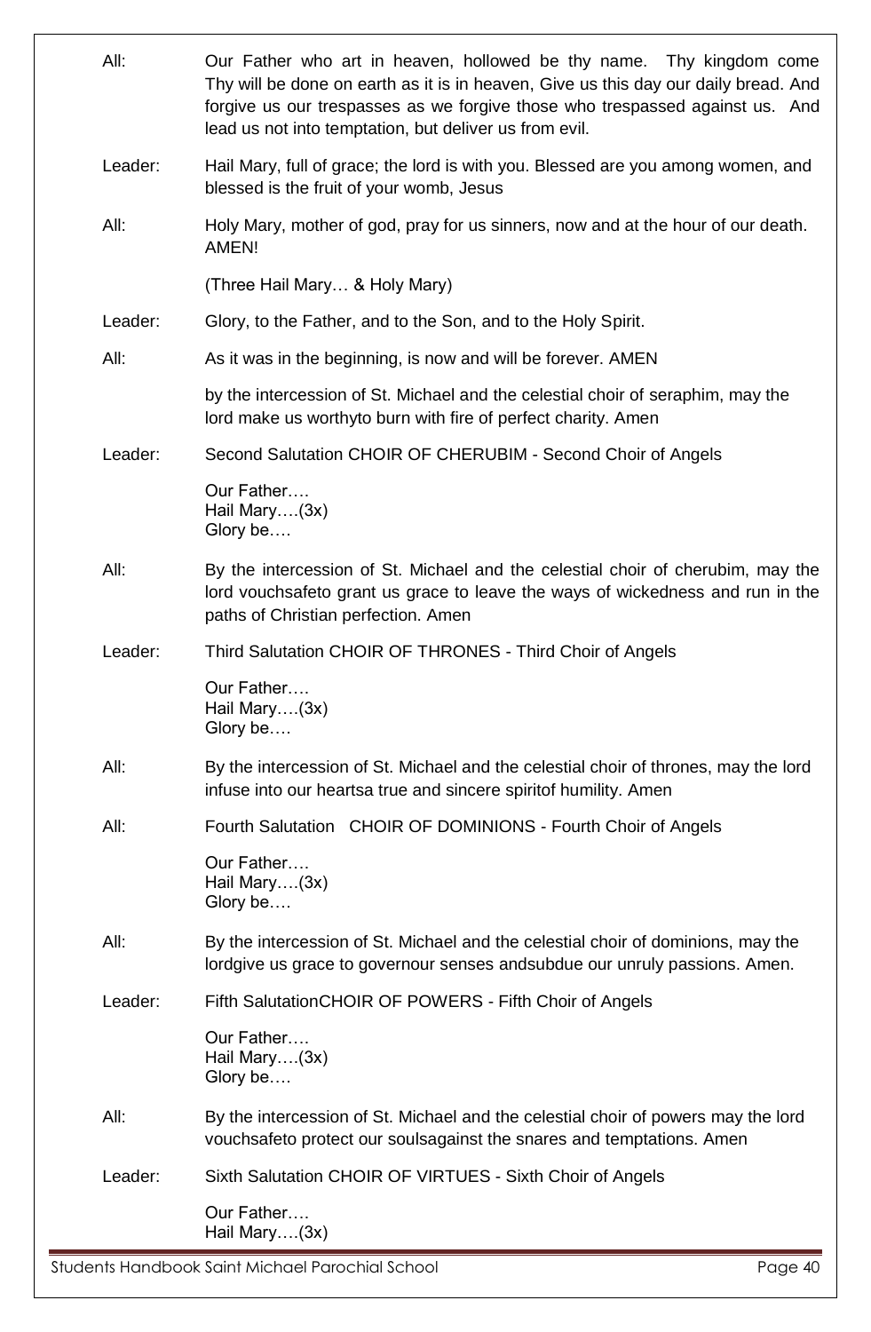All: Our Father who art in heaven, hollowed be thy name. Thy kingdom come Thy will be done on earth as it is in heaven, Give us this day our daily bread. And forgive us our trespasses as we forgive those who trespassed against us. And lead us not into temptation, but deliver us from evil.

Leader: Hail Mary, full of grace; the lord is with you. Blessed are you among women, and blessed is the fruit of your womb, Jesus

All: Holy Mary, mother of god, pray for us sinners, now and at the hour of our death. AMEN!

(Three Hail Mary… & Holy Mary)

Leader: Glory, to the Father, and to the Son, and to the Holy Spirit.

All: As it was in the beginning, is now and will be forever. AMEN

by the intercession of St. Michael and the celestial choir of seraphim, may the lord make us worthyto burn with fire of perfect charity. Amen

Leader: Second Salutation CHOIR OF CHERUBIM - Second Choir of Angels

Our Father….
Hail Mary….(3x)
Glory be….

All: By the intercession of St. Michael and the celestial choir of cherubim, may the lord vouchsafeto grant us grace to leave the ways of wickedness and run in the paths of Christian perfection. Amen

Leader: Third Salutation CHOIR OF THRONES - Third Choir of Angels

Our Father….
Hail Mary….(3x)
Glory be….

All: By the intercession of St. Michael and the celestial choir of thrones, may the lord infuse into our heartsa true and sincere spiritof humility. Amen

All: Fourth Salutation CHOIR OF DOMINIONS - Fourth Choir of Angels

Our Father….
Hail Mary….(3x)
Glory be….

All: By the intercession of St. Michael and the celestial choir of dominions, may the lordgive us grace to governour senses andsubdue our unruly passions. Amen.

Leader: Fifth SalutationCHOIR OF POWERS - Fifth Choir of Angels

Our Father….
Hail Mary….(3x)
Glory be….

All: By the intercession of St. Michael and the celestial choir of powers may the lord vouchsafeto protect our soulsagainst the snares and temptations. Amen

Leader: Sixth Salutation CHOIR OF VIRTUES - Sixth Choir of Angels

Our Father….
Hail Mary….(3x)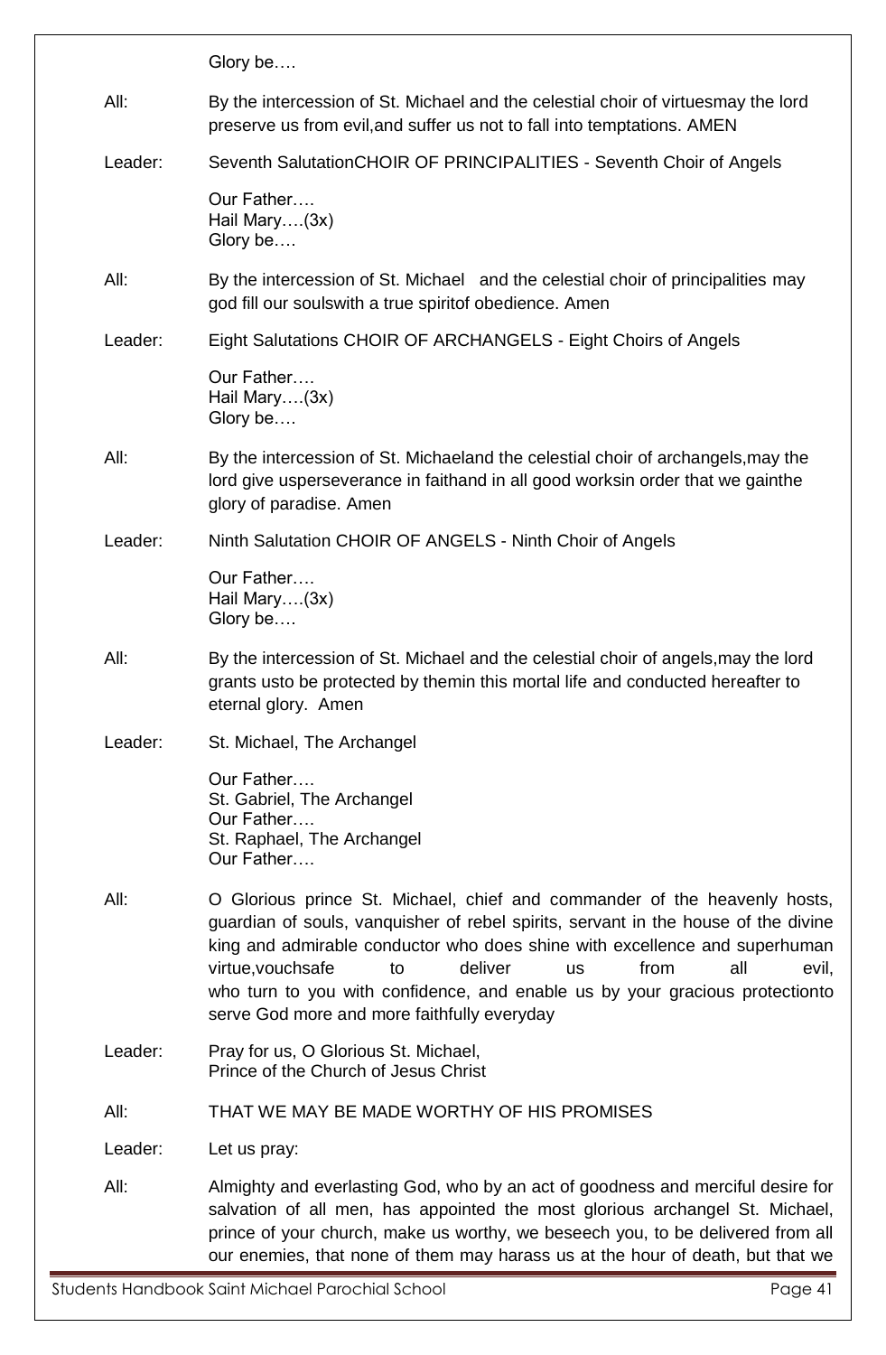Glory be….

All: By the intercession of St. Michael and the celestial choir of virtuesmay the lord preserve us from evil,and suffer us not to fall into temptations. AMEN

Leader: Seventh SalutationCHOIR OF PRINCIPALITIES - Seventh Choir of Angels

Our Father….
Hail Mary….(3x)
Glory be….

All: By the intercession of St. Michael and the celestial choir of principalities may god fill our soulswith a true spiritof obedience. Amen

Leader: Eight Salutations CHOIR OF ARCHANGELS - Eight Choirs of Angels

Our Father….
Hail Mary….(3x)
Glory be….

All: By the intercession of St. Michaeland the celestial choir of archangels,may the lord give usperseverance in faithand in all good worksin order that we gainthe glory of paradise. Amen

Leader: Ninth Salutation CHOIR OF ANGELS - Ninth Choir of Angels

Our Father….
Hail Mary….(3x)
Glory be….

All: By the intercession of St. Michael and the celestial choir of angels,may the lord grants usto be protected by themin this mortal life and conducted hereafter to eternal glory. Amen

Leader: St. Michael, The Archangel

Our Father….
St. Gabriel, The Archangel
Our Father….
St. Raphael, The Archangel
Our Father….

All: O Glorious prince St. Michael, chief and commander of the heavenly hosts, guardian of souls, vanquisher of rebel spirits, servant in the house of the divine king and admirable conductor who does shine with excellence and superhuman virtue,vouchsafe to deliver us from all evil, who turn to you with confidence, and enable us by your gracious protectionto serve God more and more faithfully everyday

Leader: Pray for us, O Glorious St. Michael,
Prince of the Church of Jesus Christ

All: THAT WE MAY BE MADE WORTHY OF HIS PROMISES

Leader: Let us pray:

All: Almighty and everlasting God, who by an act of goodness and merciful desire for salvation of all men, has appointed the most glorious archangel St. Michael, prince of your church, make us worthy, we beseech you, to be delivered from all our enemies, that none of them may harass us at the hour of death, but that we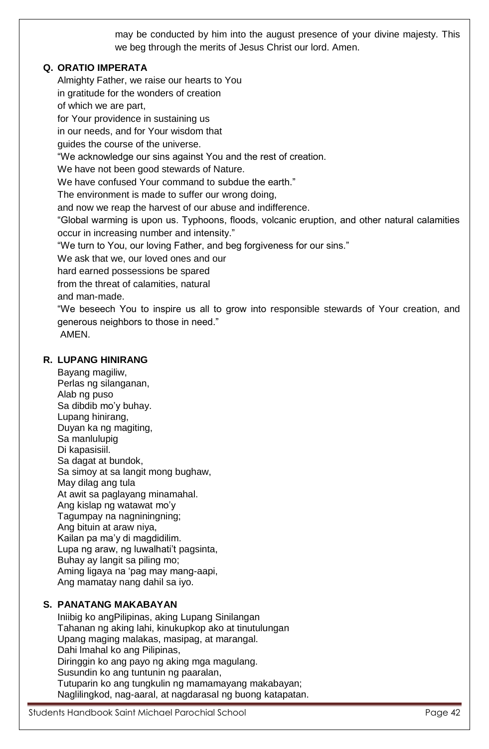may be conducted by him into the august presence of your divine majesty. This we beg through the merits of Jesus Christ our lord. Amen.

## Q. ORATIO IMPERATA

Almighty Father, we raise our hearts to You
in gratitude for the wonders of creation
of which we are part,
for Your providence in sustaining us
in our needs, and for Your wisdom that
guides the course of the universe.
"We acknowledge our sins against You and the rest of creation.
We have not been good stewards of Nature.
We have confused Your command to subdue the earth."
The environment is made to suffer our wrong doing,
and now we reap the harvest of our abuse and indifference.
"Global warming is upon us. Typhoons, floods, volcanic eruption, and other natural calamities occur in increasing number and intensity."
"We turn to You, our loving Father, and beg forgiveness for our sins."
We ask that we, our loved ones and our
hard earned possessions be spared
from the threat of calamities, natural
and man-made.
"We beseech You to inspire us all to grow into responsible stewards of Your creation, and generous neighbors to those in need."
AMEN.

## R. LUPANG HINIRANG

Bayang magiliw,
Perlas ng silanganan,
Alab ng puso
Sa dibdib mo'y buhay.
Lupang hinirang,
Duyan ka ng magiting,
Sa manlulupig
Di kapasisiil.
Sa dagat at bundok,
Sa simoy at sa langit mong bughaw,
May dilag ang tula
At awit sa paglayang minamahal.
Ang kislap ng watawat mo'y
Tagumpay na nagniningning;
Ang bituin at araw niya,
Kailan pa ma'y di magdidilim.
Lupa ng araw, ng luwalhati't pagsinta,
Buhay ay langit sa piling mo;
Aming ligaya na 'pag may mang-aapi,
Ang mamatay nang dahil sa iyo.

## S. PANATANG MAKABAYAN

Iniibig ko angPilipinas, aking Lupang Sinilangan
Tahanan ng aking lahi, kinukupkop ako at tinutulungan
Upang maging malakas, masipag, at marangal.
Dahi lmahal ko ang Pilipinas,
Diringgin ko ang payo ng aking mga magulang.
Susundin ko ang tuntunin ng paaralan,
Tutuparin ko ang tungkulin ng mamamayang makabayan;
Naglilingkod, nag-aaral, at nagdarasal ng buong katapatan.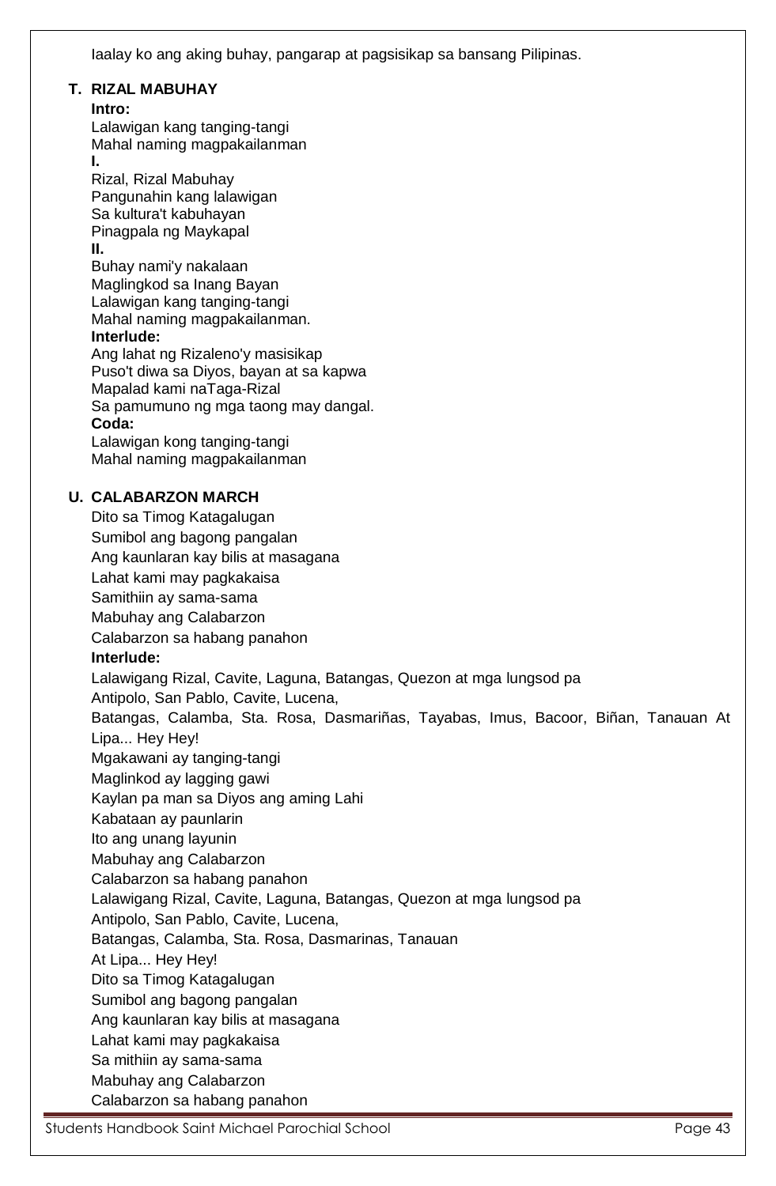Iaalay ko ang aking buhay, pangarap at pagsisikap sa bansang Pilipinas.

**T. RIZAL MABUHAY**

**Intro:**
Lalawigan kang tanging-tangi
Mahal naming magpakailanman

**I.**
Rizal, Rizal Mabuhay
Pangunahin kang lalawigan
Sa kultura't kabuhayan
Pinagpala ng Maykapal

**II.**
Buhay nami'y nakalaan
Maglingkod sa Inang Bayan
Lalawigan kang tanging-tangi
Mahal naming magpakailanman.

**Interlude:**
Ang lahat ng Rizaleno'y masisikap
Puso't diwa sa Diyos, bayan at sa kapwa
Mapalad kami naTaga-Rizal
Sa pamumuno ng mga taong may dangal.

**Coda:**
Lalawigan kong tanging-tangi
Mahal naming magpakailanman

**U. CALABARZON MARCH**

Dito sa Timog Katagalugan
Sumibol ang bagong pangalan
Ang kaunlaran kay bilis at masagana
Lahat kami may pagkakaisa
Samithiin ay sama-sama
Mabuhay ang Calabarzon
Calabarzon sa habang panahon

**Interlude:**
Lalawigang Rizal, Cavite, Laguna, Batangas, Quezon at mga lungsod pa
Antipolo, San Pablo, Cavite, Lucena,
Batangas, Calamba, Sta. Rosa, Dasmariñas, Tayabas, Imus, Bacoor, Biñan, Tanauan At Lipa... Hey Hey!
Mgakawani ay tanging-tangi
Maglinkod ay lagging gawi
Kaylan pa man sa Diyos ang aming Lahi
Kabataan ay paunlarin
Ito ang unang layunin
Mabuhay ang Calabarzon
Calabarzon sa habang panahon
Lalawigang Rizal, Cavite, Laguna, Batangas, Quezon at mga lungsod pa
Antipolo, San Pablo, Cavite, Lucena,
Batangas, Calamba, Sta. Rosa, Dasmarinas, Tanauan
At Lipa... Hey Hey!
Dito sa Timog Katagalugan
Sumibol ang bagong pangalan
Ang kaunlaran kay bilis at masagana
Lahat kami may pagkakaisa
Sa mithiin ay sama-sama
Mabuhay ang Calabarzon
Calabarzon sa habang panahon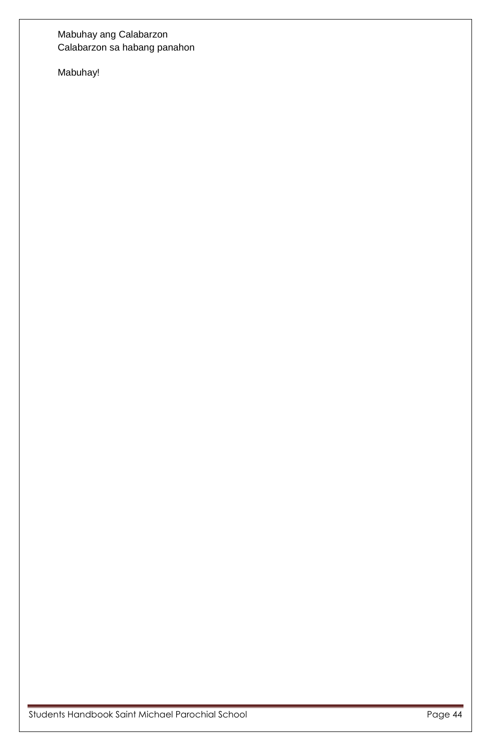Mabuhay ang Calabarzon
Calabarzon sa habang panahon

Mabuhay!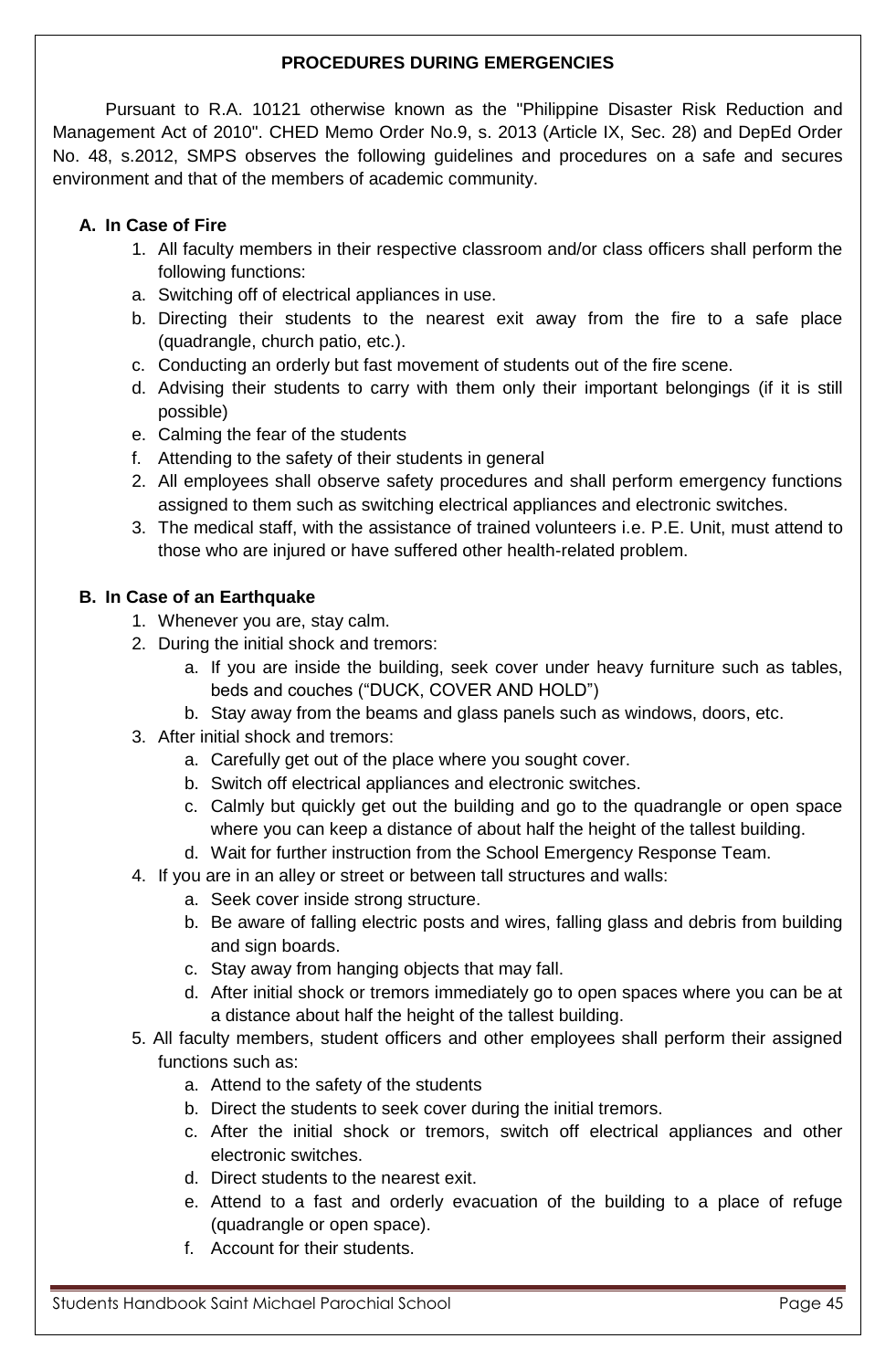## PROCEDURES DURING EMERGENCIES

Pursuant to R.A. 10121 otherwise known as the "Philippine Disaster Risk Reduction and Management Act of 2010". CHED Memo Order No.9, s. 2013 (Article IX, Sec. 28) and DepEd Order No. 48, s.2012, SMPS observes the following guidelines and procedures on a safe and secures environment and that of the members of academic community.

### A. In Case of Fire

1. All faculty members in their respective classroom and/or class officers shall perform the following functions:
   a. Switching off of electrical appliances in use.
   b. Directing their students to the nearest exit away from the fire to a safe place (quadrangle, church patio, etc.).
   c. Conducting an orderly but fast movement of students out of the fire scene.
   d. Advising their students to carry with them only their important belongings (if it is still possible)
   e. Calming the fear of the students
   f. Attending to the safety of their students in general
2. All employees shall observe safety procedures and shall perform emergency functions assigned to them such as switching electrical appliances and electronic switches.
3. The medical staff, with the assistance of trained volunteers i.e. P.E. Unit, must attend to those who are injured or have suffered other health-related problem.

### B. In Case of an Earthquake

1. Whenever you are, stay calm.
2. During the initial shock and tremors:
   a. If you are inside the building, seek cover under heavy furniture such as tables, beds and couches ("DUCK, COVER AND HOLD")
   b. Stay away from the beams and glass panels such as windows, doors, etc.
3. After initial shock and tremors:
   a. Carefully get out of the place where you sought cover.
   b. Switch off electrical appliances and electronic switches.
   c. Calmly but quickly get out the building and go to the quadrangle or open space where you can keep a distance of about half the height of the tallest building.
   d. Wait for further instruction from the School Emergency Response Team.
4. If you are in an alley or street or between tall structures and walls:
   a. Seek cover inside strong structure.
   b. Be aware of falling electric posts and wires, falling glass and debris from building and sign boards.
   c. Stay away from hanging objects that may fall.
   d. After initial shock or tremors immediately go to open spaces where you can be at a distance about half the height of the tallest building.
5. All faculty members, student officers and other employees shall perform their assigned functions such as:
   a. Attend to the safety of the students
   b. Direct the students to seek cover during the initial tremors.
   c. After the initial shock or tremors, switch off electrical appliances and other electronic switches.
   d. Direct students to the nearest exit.
   e. Attend to a fast and orderly evacuation of the building to a place of refuge (quadrangle or open space).
   f. Account for their students.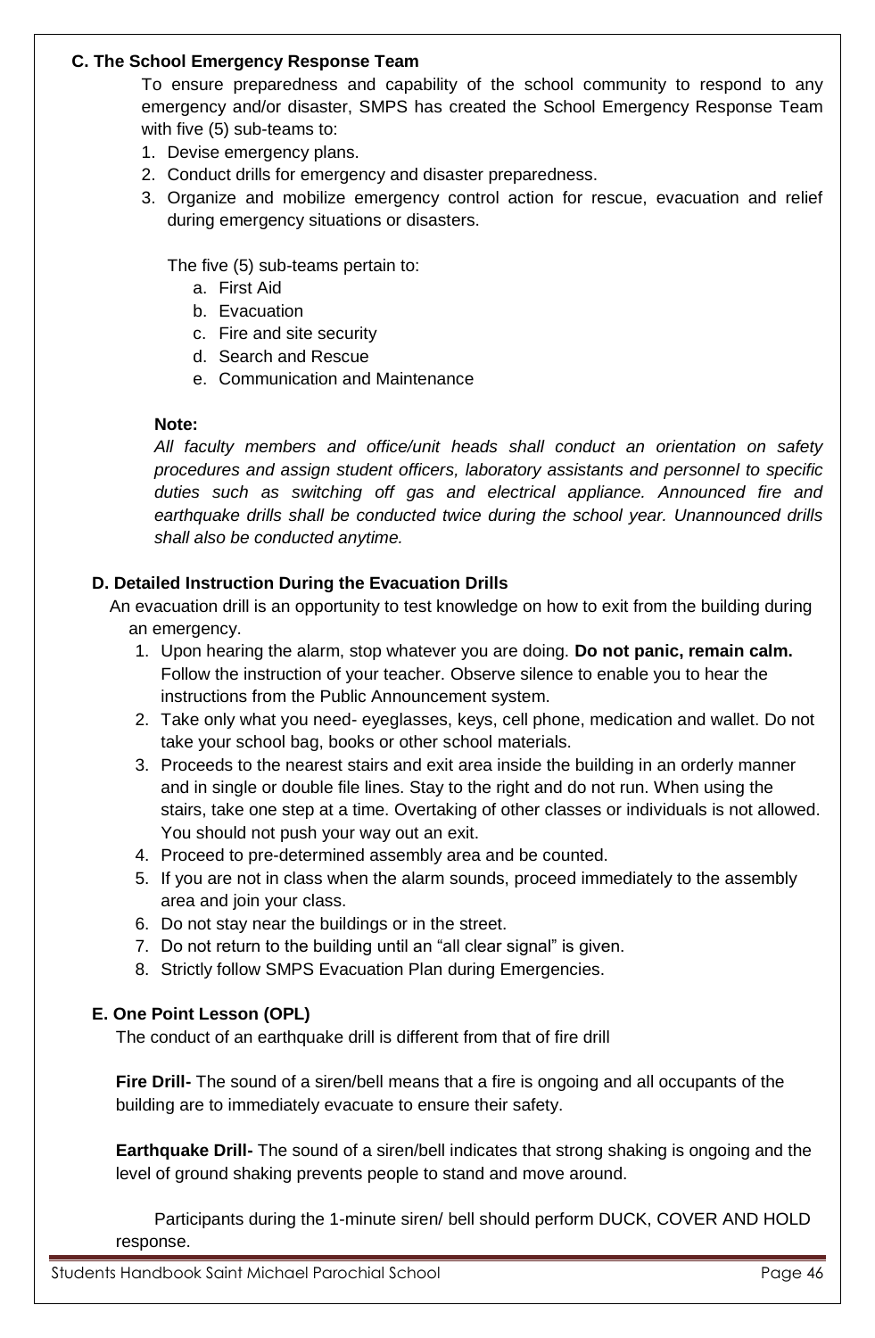### C. The School Emergency Response Team

To ensure preparedness and capability of the school community to respond to any emergency and/or disaster, SMPS has created the School Emergency Response Team with five (5) sub-teams to:

1. Devise emergency plans.
2. Conduct drills for emergency and disaster preparedness.
3. Organize and mobilize emergency control action for rescue, evacuation and relief during emergency situations or disasters.

The five (5) sub-teams pertain to:

a. First Aid
b. Evacuation
c. Fire and site security
d. Search and Rescue
e. Communication and Maintenance

**Note:**

*All faculty members and office/unit heads shall conduct an orientation on safety procedures and assign student officers, laboratory assistants and personnel to specific duties such as switching off gas and electrical appliance. Announced fire and earthquake drills shall be conducted twice during the school year. Unannounced drills shall also be conducted anytime.*

### D. Detailed Instruction During the Evacuation Drills

An evacuation drill is an opportunity to test knowledge on how to exit from the building during an emergency.

1. Upon hearing the alarm, stop whatever you are doing. **Do not panic, remain calm.** Follow the instruction of your teacher. Observe silence to enable you to hear the instructions from the Public Announcement system.
2. Take only what you need- eyeglasses, keys, cell phone, medication and wallet. Do not take your school bag, books or other school materials.
3. Proceeds to the nearest stairs and exit area inside the building in an orderly manner and in single or double file lines. Stay to the right and do not run. When using the stairs, take one step at a time. Overtaking of other classes or individuals is not allowed. You should not push your way out an exit.
4. Proceed to pre-determined assembly area and be counted.
5. If you are not in class when the alarm sounds, proceed immediately to the assembly area and join your class.
6. Do not stay near the buildings or in the street.
7. Do not return to the building until an "all clear signal" is given.
8. Strictly follow SMPS Evacuation Plan during Emergencies.

### E. One Point Lesson (OPL)

The conduct of an earthquake drill is different from that of fire drill

**Fire Drill-** The sound of a siren/bell means that a fire is ongoing and all occupants of the building are to immediately evacuate to ensure their safety.

**Earthquake Drill-** The sound of a siren/bell indicates that strong shaking is ongoing and the level of ground shaking prevents people to stand and move around.

Participants during the 1-minute siren/ bell should perform DUCK, COVER AND HOLD response.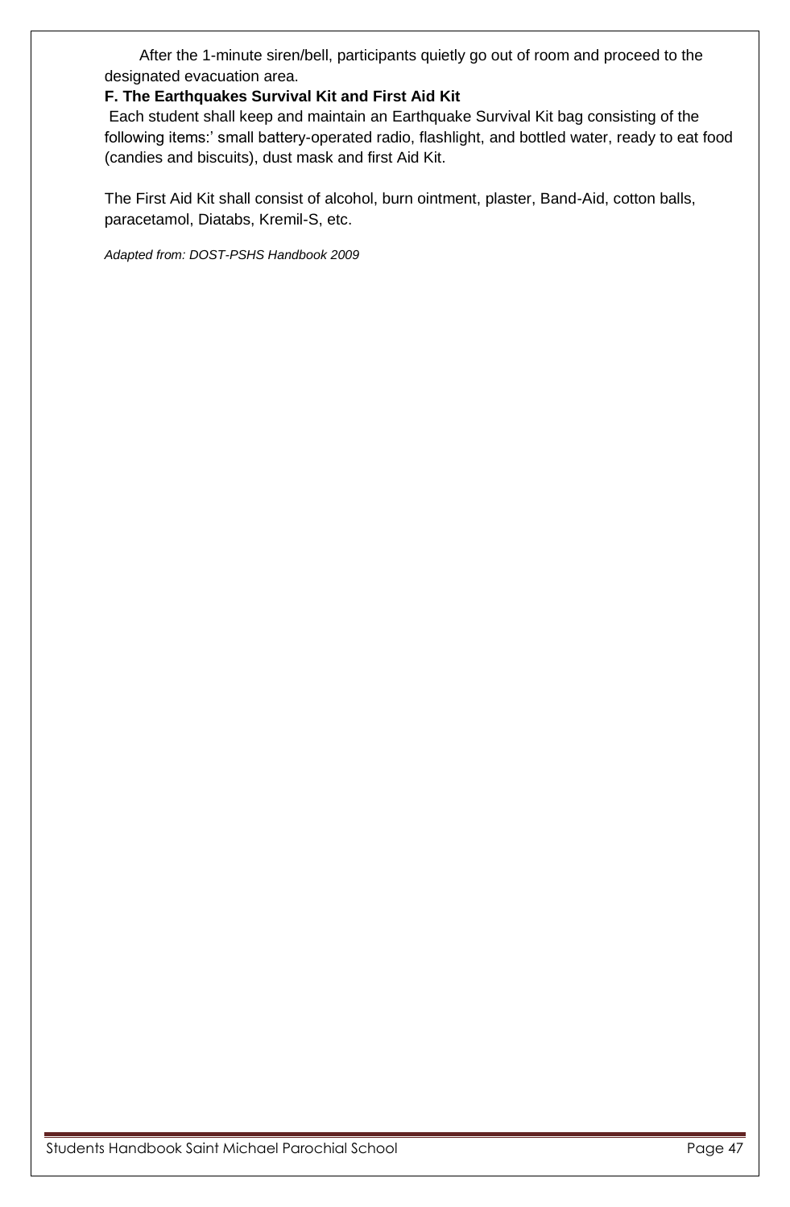After the 1-minute siren/bell, participants quietly go out of room and proceed to the designated evacuation area.

**F. The Earthquakes Survival Kit and First Aid Kit**

Each student shall keep and maintain an Earthquake Survival Kit bag consisting of the following items:' small battery-operated radio, flashlight, and bottled water, ready to eat food (candies and biscuits), dust mask and first Aid Kit.

The First Aid Kit shall consist of alcohol, burn ointment, plaster, Band-Aid, cotton balls, paracetamol, Diatabs, Kremil-S, etc.

*Adapted from: DOST-PSHS Handbook 2009*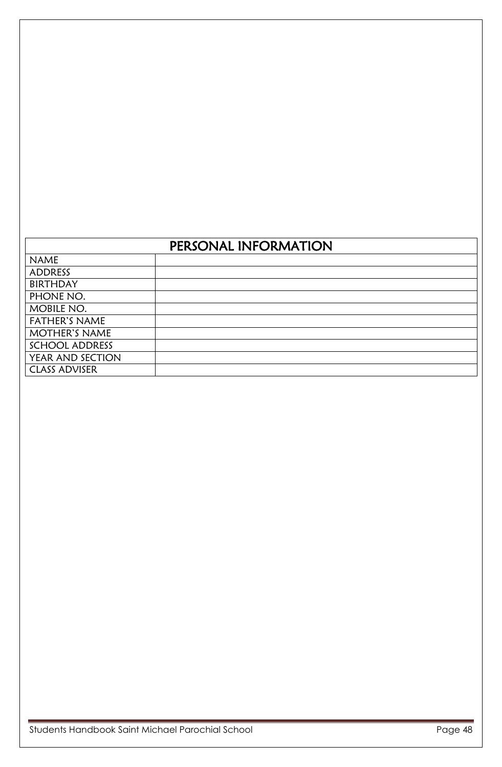| PERSONAL INFORMATION | |
|---|---|
| NAME | |
| ADDRESS | |
| BIRTHDAY | |
| PHONE NO. | |
| MOBILE NO. | |
| FATHER'S NAME | |
| MOTHER'S NAME | |
| SCHOOL ADDRESS | |
| YEAR AND SECTION | |
| CLASS ADVISER | |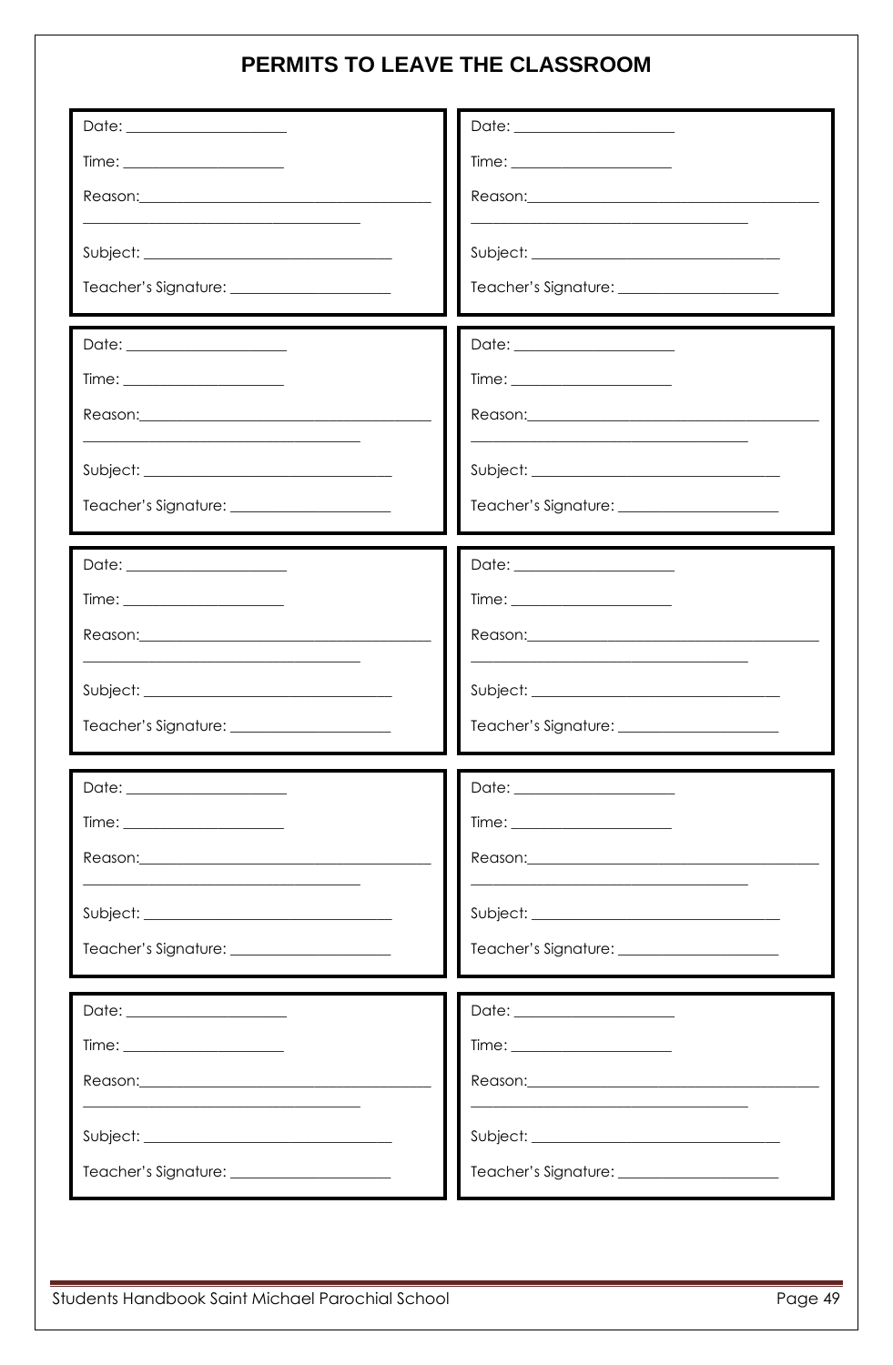# PERMITS TO LEAVE THE CLASSROOM

Date: ____________________

Time: ____________________

Reason: ______________________________________
______________________________________

Subject: ______________________________

Teacher's Signature: ____________________

---

Date: ____________________

Time: ____________________

Reason: ______________________________________
______________________________________

Subject: ______________________________

Teacher's Signature: ____________________

---

Date: ____________________

Time: ____________________

Reason: ______________________________________
______________________________________

Subject: ______________________________

Teacher's Signature: ____________________

---

Date: ____________________

Time: ____________________

Reason: ______________________________________
______________________________________

Subject: ______________________________

Teacher's Signature: ____________________

---

Date: ____________________

Time: ____________________

Reason: ______________________________________
______________________________________

Subject: ______________________________

Teacher's Signature: ____________________

---

Date: ____________________

Time: ____________________

Reason: ______________________________________
______________________________________

Subject: ______________________________

Teacher's Signature: ____________________

---

Date: ____________________

Time: ____________________

Reason: ______________________________________
______________________________________

Subject: ______________________________

Teacher's Signature: ____________________

---

Date: ____________________

Time: ____________________

Reason: ______________________________________
______________________________________

Subject: ______________________________

Teacher's Signature: ____________________

---

Date: ____________________

Time: ____________________

Reason: ______________________________________
______________________________________

Subject: ______________________________

Teacher's Signature: ____________________

---

Date: ____________________

Time: ____________________

Reason: ______________________________________
______________________________________

Subject: ______________________________

Teacher's Signature: ____________________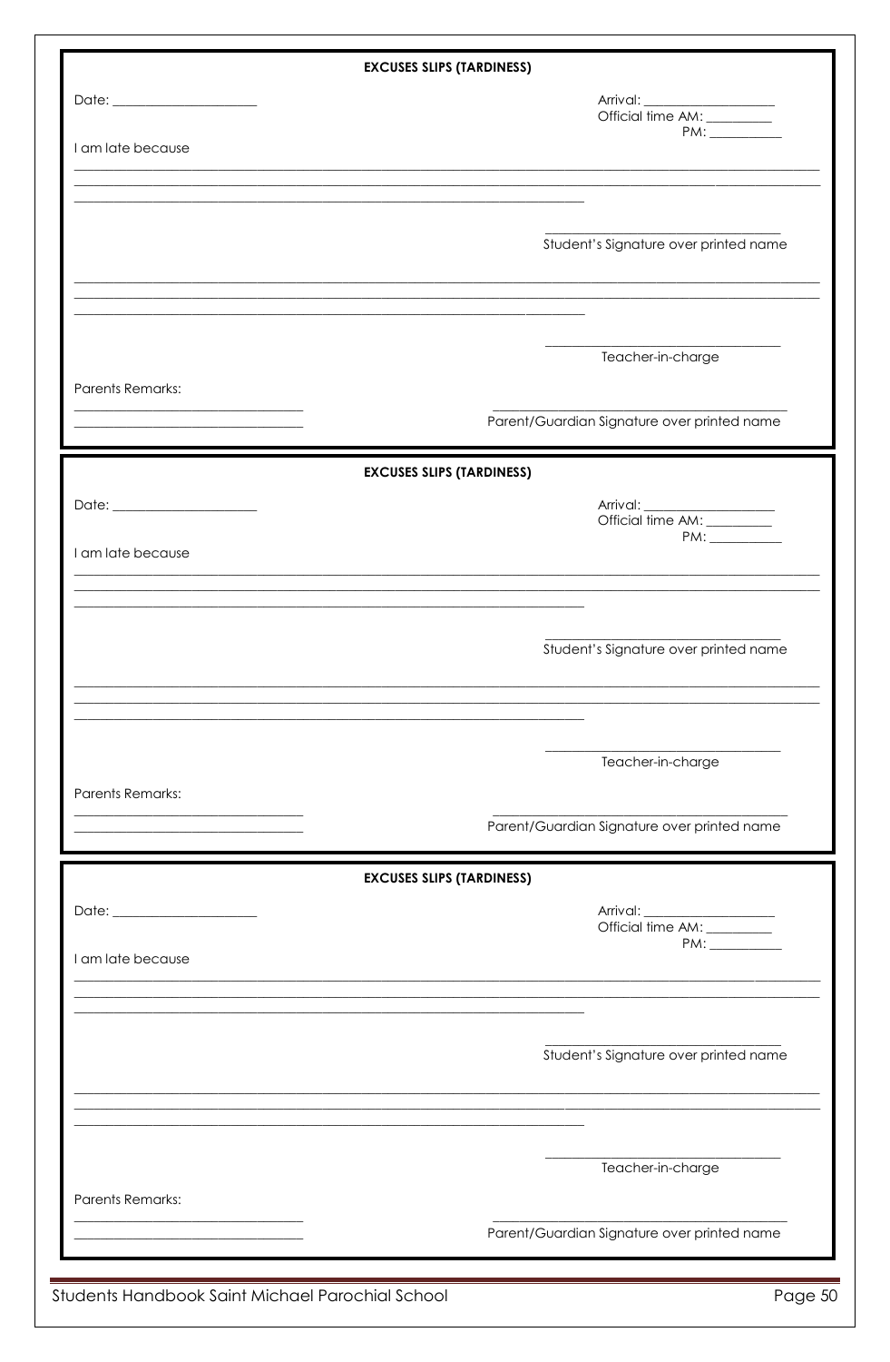**EXCUSES SLIPS (TARDINESS)**

Date: ____________________

Arrival: ____________________
Official time AM: __________
PM: ___________

I am late because

______________________________________________________________________________
______________________________________________________________________________
______________________________________________________________

____________________________________
Student's Signature over printed name

______________________________________________________________________________
______________________________________________________________________________
______________________________________________________________

____________________________________
Teacher-in-charge

Parents Remarks:
______________________________
______________________________

____________________________________
Parent/Guardian Signature over printed name

**EXCUSES SLIPS (TARDINESS)**

Date: ____________________

Arrival: ____________________
Official time AM: __________
PM: ___________

I am late because

______________________________________________________________________________
______________________________________________________________________________
______________________________________________________________

____________________________________
Student's Signature over printed name

______________________________________________________________________________
______________________________________________________________________________
______________________________________________________________

____________________________________
Teacher-in-charge

Parents Remarks:
______________________________
______________________________

____________________________________
Parent/Guardian Signature over printed name

**EXCUSES SLIPS (TARDINESS)**

Date: ____________________

Arrival: ____________________
Official time AM: __________
PM: ___________

I am late because

______________________________________________________________________________
______________________________________________________________________________
______________________________________________________________

____________________________________
Student's Signature over printed name

______________________________________________________________________________
______________________________________________________________________________
______________________________________________________________

____________________________________
Teacher-in-charge

Parents Remarks:
______________________________
______________________________

____________________________________
Parent/Guardian Signature over printed name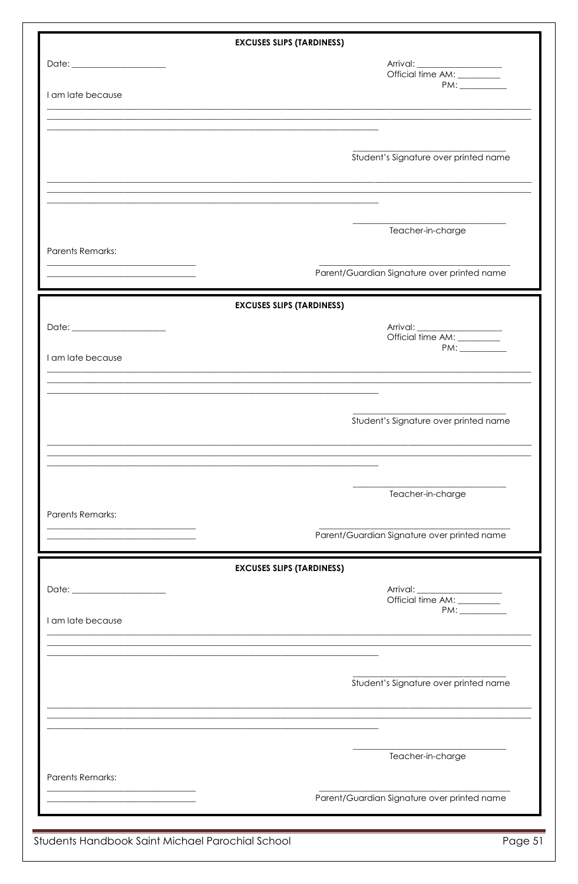**EXCUSES SLIPS (TARDINESS)**

Date: ____________________

Arrival: __________________
Official time AM: _________
PM: __________

I am late because

______________________________________________________________________________
______________________________________________________________________________
__________________________________________________________

___________________________________
Student's Signature over printed name

______________________________________________________________________________
______________________________________________________________________________
__________________________________________________________

___________________________________
Teacher-in-charge

Parents Remarks:
______________________________
______________________________

___________________________________
Parent/Guardian Signature over printed name

---

**EXCUSES SLIPS (TARDINESS)**

Date: ____________________

Arrival: __________________
Official time AM: _________
PM: __________

I am late because

______________________________________________________________________________
______________________________________________________________________________
__________________________________________________________

___________________________________
Student's Signature over printed name

______________________________________________________________________________
______________________________________________________________________________
__________________________________________________________

___________________________________
Teacher-in-charge

Parents Remarks:
______________________________
______________________________

___________________________________
Parent/Guardian Signature over printed name

---

**EXCUSES SLIPS (TARDINESS)**

Date: ____________________

Arrival: __________________
Official time AM: _________
PM: __________

I am late because

______________________________________________________________________________
______________________________________________________________________________
__________________________________________________________

___________________________________
Student's Signature over printed name

______________________________________________________________________________
______________________________________________________________________________
__________________________________________________________

___________________________________
Teacher-in-charge

Parents Remarks:
______________________________
______________________________

___________________________________
Parent/Guardian Signature over printed name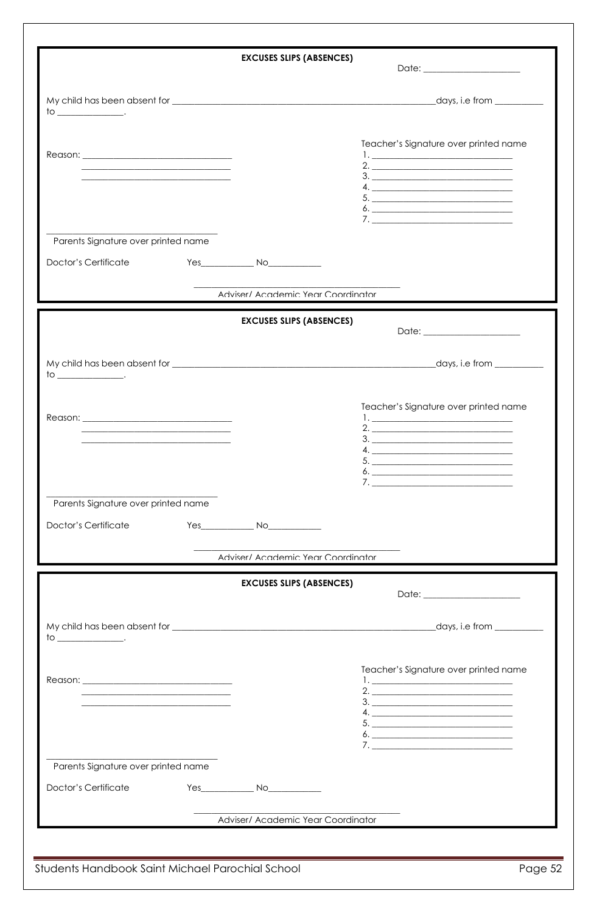**EXCUSES SLIPS (ABSENCES)**

Date: ____________________

My child has been absent for ____________________________________________days, i.e from __________ to ______________.

Reason: ______________________________
______________________________
______________________________

Teacher's Signature over printed name
1. ____________________________
2. ____________________________
3. ____________________________
4. ____________________________
5. ____________________________
6. ____________________________
7. ____________________________

________________________________
Parents Signature over printed name

Doctor's Certificate Yes__________ No__________

________________________________
Adviser/ Academic Year Coordinator

---

**EXCUSES SLIPS (ABSENCES)**

Date: ____________________

My child has been absent for ____________________________________________days, i.e from __________ to ______________.

Reason: ______________________________
______________________________
______________________________

Teacher's Signature over printed name
1. ____________________________
2. ____________________________
3. ____________________________
4. ____________________________
5. ____________________________
6. ____________________________
7. ____________________________

________________________________
Parents Signature over printed name

Doctor's Certificate Yes__________ No__________

________________________________
Adviser/ Academic Year Coordinator

---

**EXCUSES SLIPS (ABSENCES)**

Date: ____________________

My child has been absent for ____________________________________________days, i.e from __________ to ______________.

Reason: ______________________________
______________________________
______________________________

Teacher's Signature over printed name
1. ____________________________
2. ____________________________
3. ____________________________
4. ____________________________
5. ____________________________
6. ____________________________
7. ____________________________

________________________________
Parents Signature over printed name

Doctor's Certificate Yes__________ No__________

________________________________
Adviser/ Academic Year Coordinator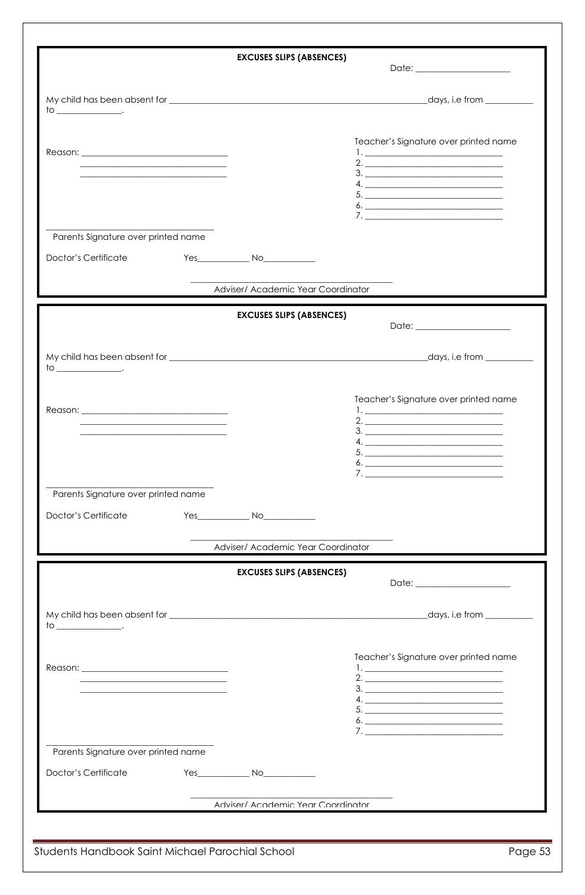**EXCUSES SLIPS (ABSENCES)**

Date: ____________________

My child has been absent for ____________________________________________days, i.e from __________ to ______________.

Reason: ______________________________
______________________________
______________________________

Teacher's Signature over printed name
1. ____________________________
2. ____________________________
3. ____________________________
4. ____________________________
5. ____________________________
6. ____________________________
7. ____________________________

______________________________
Parents Signature over printed name

Doctor's Certificate Yes___________ No___________

______________________________
Adviser/ Academic Year Coordinator

---

**EXCUSES SLIPS (ABSENCES)**

Date: ____________________

My child has been absent for ____________________________________________days, i.e from __________ to ______________.

Reason: ______________________________
______________________________
______________________________

Teacher's Signature over printed name
1. ____________________________
2. ____________________________
3. ____________________________
4. ____________________________
5. ____________________________
6. ____________________________
7. ____________________________

______________________________
Parents Signature over printed name

Doctor's Certificate Yes___________ No___________

______________________________
Adviser/ Academic Year Coordinator

---

**EXCUSES SLIPS (ABSENCES)**

Date: ____________________

My child has been absent for ____________________________________________days, i.e from __________ to ______________.

Reason: ______________________________
______________________________
______________________________

Teacher's Signature over printed name
1. ____________________________
2. ____________________________
3. ____________________________
4. ____________________________
5. ____________________________
6. ____________________________
7. ____________________________

______________________________
Parents Signature over printed name

Doctor's Certificate Yes___________ No___________

______________________________
Adviser/ Academic Year Coordinator